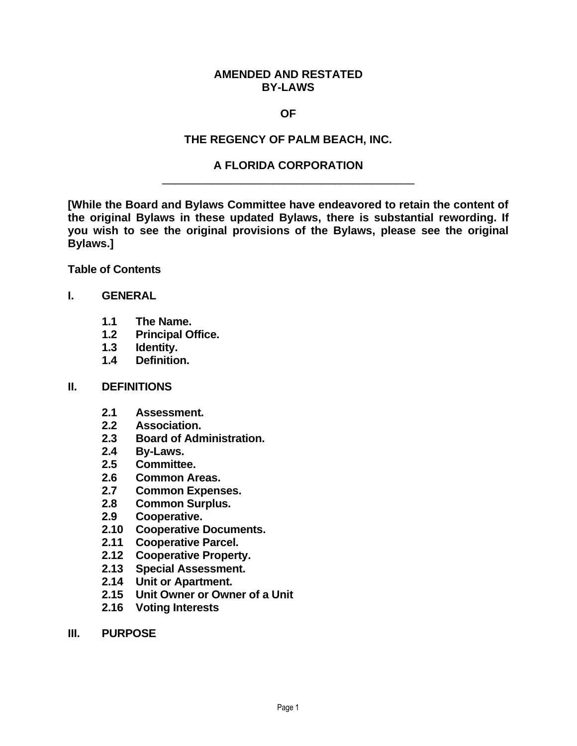# AMENDED AND RESTATED BY-LAWS

# OF

# THE REGENCY OF PALM BEACH, INC.

# A FLORIDA CORPORATION

---

**[While the Board and Bylaws Committee have endeavored to retain the content of the original Bylaws in these updated Bylaws, there is substantial rewording. If you wish to see the original provisions of the Bylaws, please see the original Bylaws.]**

**Table of Contents**

**I. GENERAL**

- **1.1 The Name.**
- **1.2 Principal Office.**
- **1.3 Identity.**
- **1.4 Definition.**

**II. DEFINITIONS**

- **2.1 Assessment.**
- **2.2 Association.**
- **2.3 Board of Administration.**
- **2.4 By-Laws.**
- **2.5 Committee.**
- **2.6 Common Areas.**
- **2.7 Common Expenses.**
- **2.8 Common Surplus.**
- **2.9 Cooperative.**
- **2.10 Cooperative Documents.**
- **2.11 Cooperative Parcel.**
- **2.12 Cooperative Property.**
- **2.13 Special Assessment.**
- **2.14 Unit or Apartment.**
- **2.15 Unit Owner or Owner of a Unit**
- **2.16 Voting Interests**

**III. PURPOSE**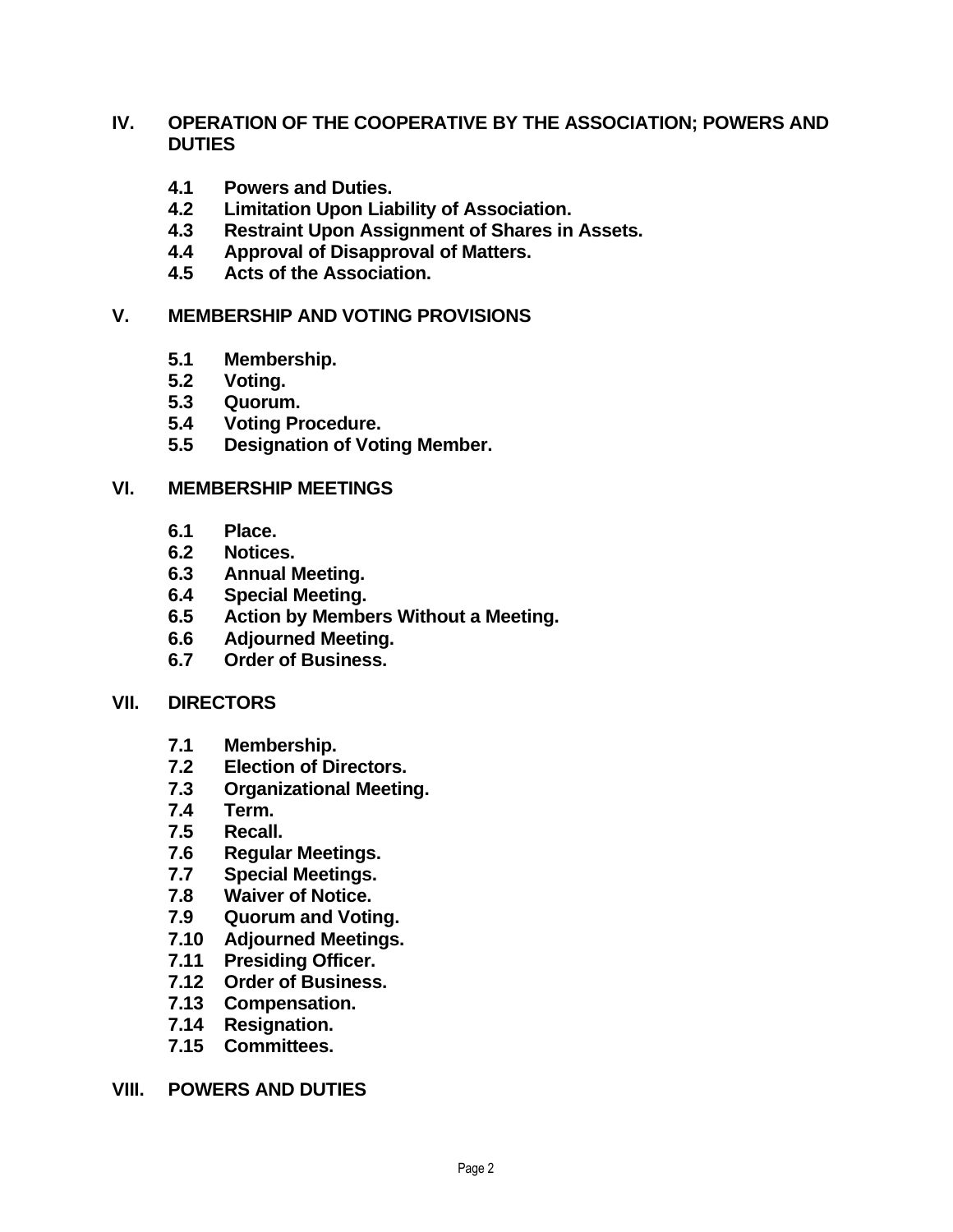**IV. OPERATION OF THE COOPERATIVE BY THE ASSOCIATION; POWERS AND DUTIES**

- **4.1 Powers and Duties.**
- **4.2 Limitation Upon Liability of Association.**
- **4.3 Restraint Upon Assignment of Shares in Assets.**
- **4.4 Approval of Disapproval of Matters.**
- **4.5 Acts of the Association.**

**V. MEMBERSHIP AND VOTING PROVISIONS**

- **5.1 Membership.**
- **5.2 Voting.**
- **5.3 Quorum.**
- **5.4 Voting Procedure.**
- **5.5 Designation of Voting Member.**

**VI. MEMBERSHIP MEETINGS**

- **6.1 Place.**
- **6.2 Notices.**
- **6.3 Annual Meeting.**
- **6.4 Special Meeting.**
- **6.5 Action by Members Without a Meeting.**
- **6.6 Adjourned Meeting.**
- **6.7 Order of Business.**

**VII. DIRECTORS**

- **7.1 Membership.**
- **7.2 Election of Directors.**
- **7.3 Organizational Meeting.**
- **7.4 Term.**
- **7.5 Recall.**
- **7.6 Regular Meetings.**
- **7.7 Special Meetings.**
- **7.8 Waiver of Notice.**
- **7.9 Quorum and Voting.**
- **7.10 Adjourned Meetings.**
- **7.11 Presiding Officer.**
- **7.12 Order of Business.**
- **7.13 Compensation.**
- **7.14 Resignation.**
- **7.15 Committees.**

**VIII. POWERS AND DUTIES**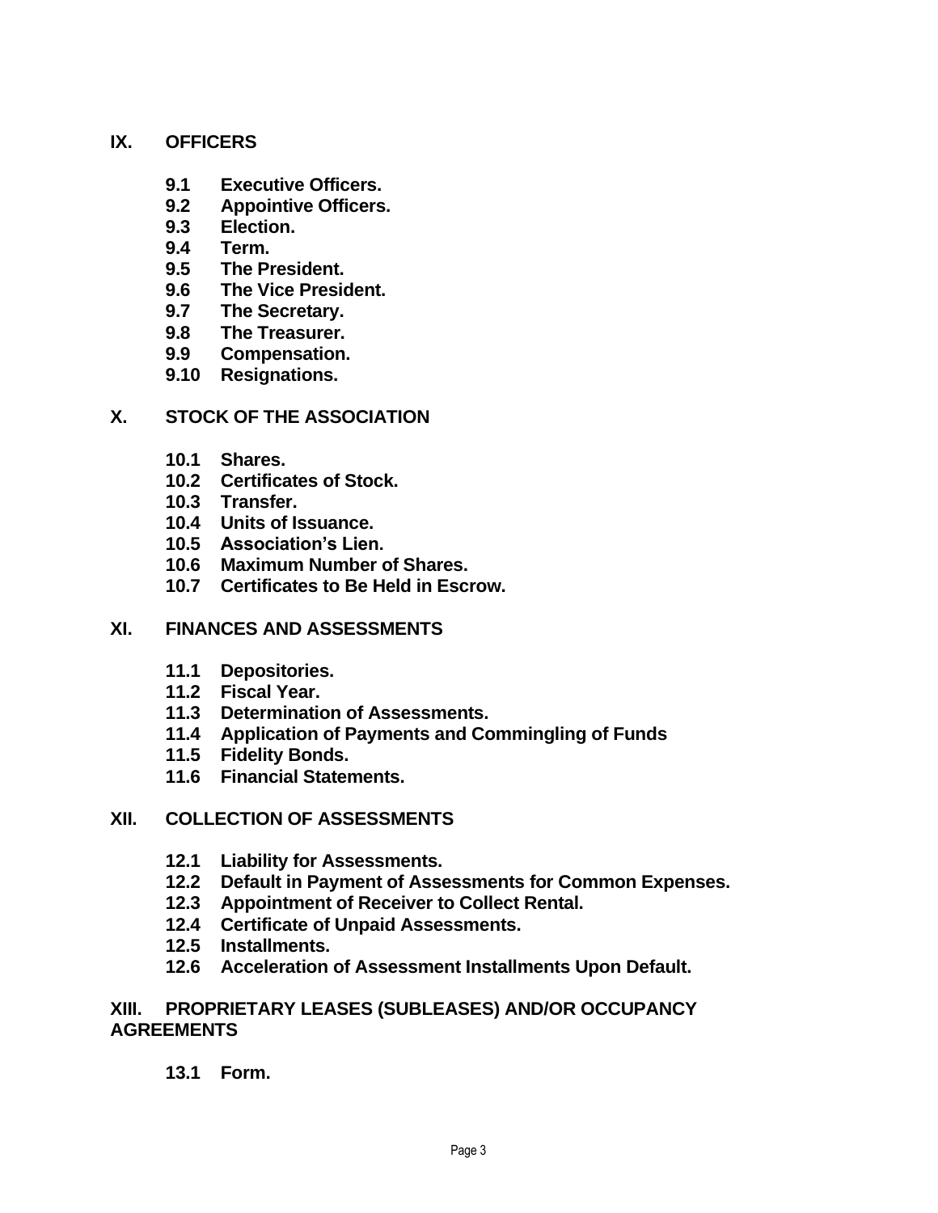**IX. OFFICERS**

- **9.1 Executive Officers.**
- **9.2 Appointive Officers.**
- **9.3 Election.**
- **9.4 Term.**
- **9.5 The President.**
- **9.6 The Vice President.**
- **9.7 The Secretary.**
- **9.8 The Treasurer.**
- **9.9 Compensation.**
- **9.10 Resignations.**

**X. STOCK OF THE ASSOCIATION**

- **10.1 Shares.**
- **10.2 Certificates of Stock.**
- **10.3 Transfer.**
- **10.4 Units of Issuance.**
- **10.5 Association's Lien.**
- **10.6 Maximum Number of Shares.**
- **10.7 Certificates to Be Held in Escrow.**

**XI. FINANCES AND ASSESSMENTS**

- **11.1 Depositories.**
- **11.2 Fiscal Year.**
- **11.3 Determination of Assessments.**
- **11.4 Application of Payments and Commingling of Funds**
- **11.5 Fidelity Bonds.**
- **11.6 Financial Statements.**

**XII. COLLECTION OF ASSESSMENTS**

- **12.1 Liability for Assessments.**
- **12.2 Default in Payment of Assessments for Common Expenses.**
- **12.3 Appointment of Receiver to Collect Rental.**
- **12.4 Certificate of Unpaid Assessments.**
- **12.5 Installments.**
- **12.6 Acceleration of Assessment Installments Upon Default.**

**XIII. PROPRIETARY LEASES (SUBLEASES) AND/OR OCCUPANCY AGREEMENTS**

- **13.1 Form.**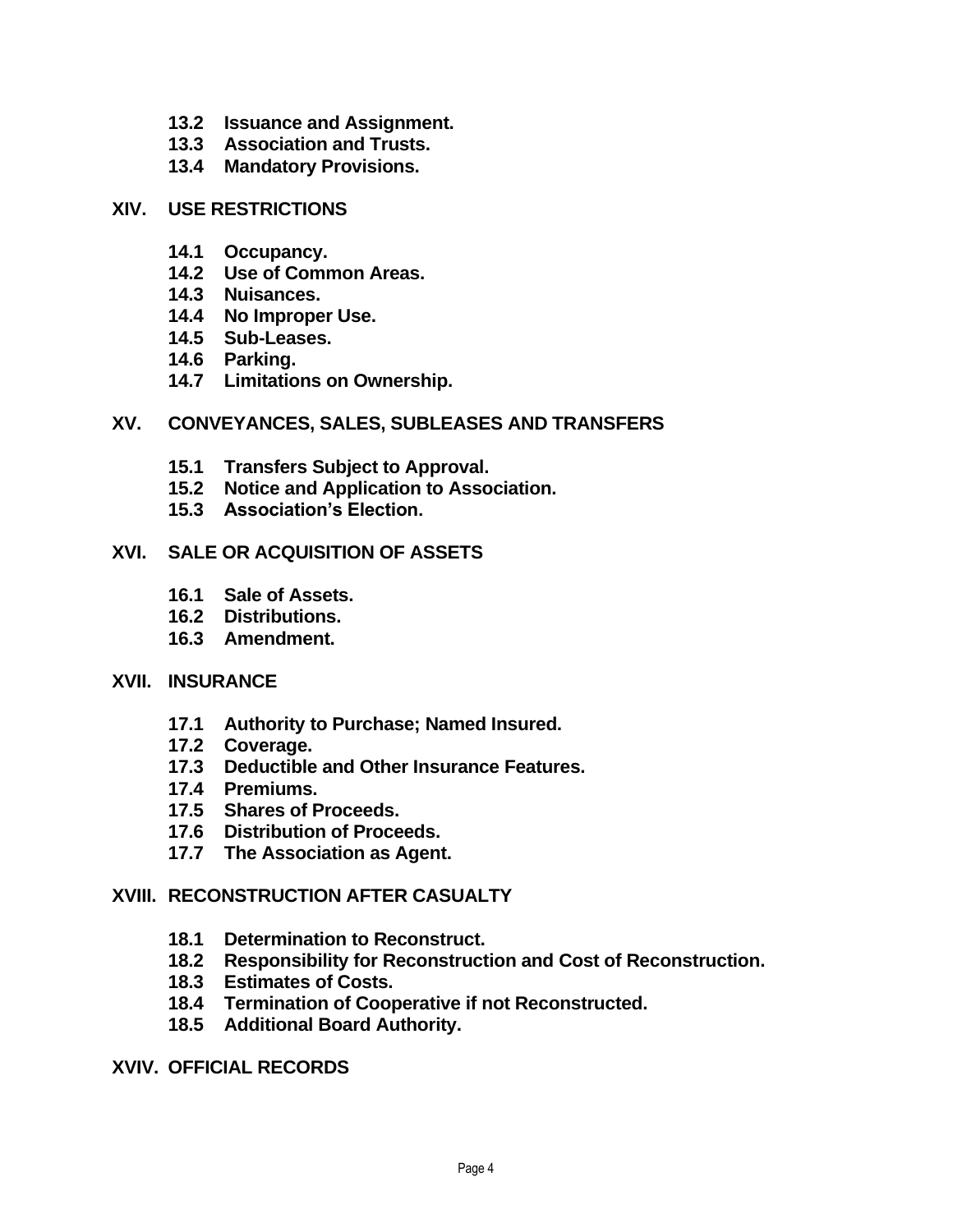**13.2 Issuance and Assignment.**
**13.3 Association and Trusts.**
**13.4 Mandatory Provisions.**

**XIV. USE RESTRICTIONS**

**14.1 Occupancy.**
**14.2 Use of Common Areas.**
**14.3 Nuisances.**
**14.4 No Improper Use.**
**14.5 Sub-Leases.**
**14.6 Parking.**
**14.7 Limitations on Ownership.**

**XV. CONVEYANCES, SALES, SUBLEASES AND TRANSFERS**

**15.1 Transfers Subject to Approval.**
**15.2 Notice and Application to Association.**
**15.3 Association's Election.**

**XVI. SALE OR ACQUISITION OF ASSETS**

**16.1 Sale of Assets.**
**16.2 Distributions.**
**16.3 Amendment.**

**XVII. INSURANCE**

**17.1 Authority to Purchase; Named Insured.**
**17.2 Coverage.**
**17.3 Deductible and Other Insurance Features.**
**17.4 Premiums.**
**17.5 Shares of Proceeds.**
**17.6 Distribution of Proceeds.**
**17.7 The Association as Agent.**

**XVIII. RECONSTRUCTION AFTER CASUALTY**

**18.1 Determination to Reconstruct.**
**18.2 Responsibility for Reconstruction and Cost of Reconstruction.**
**18.3 Estimates of Costs.**
**18.4 Termination of Cooperative if not Reconstructed.**
**18.5 Additional Board Authority.**

**XVIV. OFFICIAL RECORDS**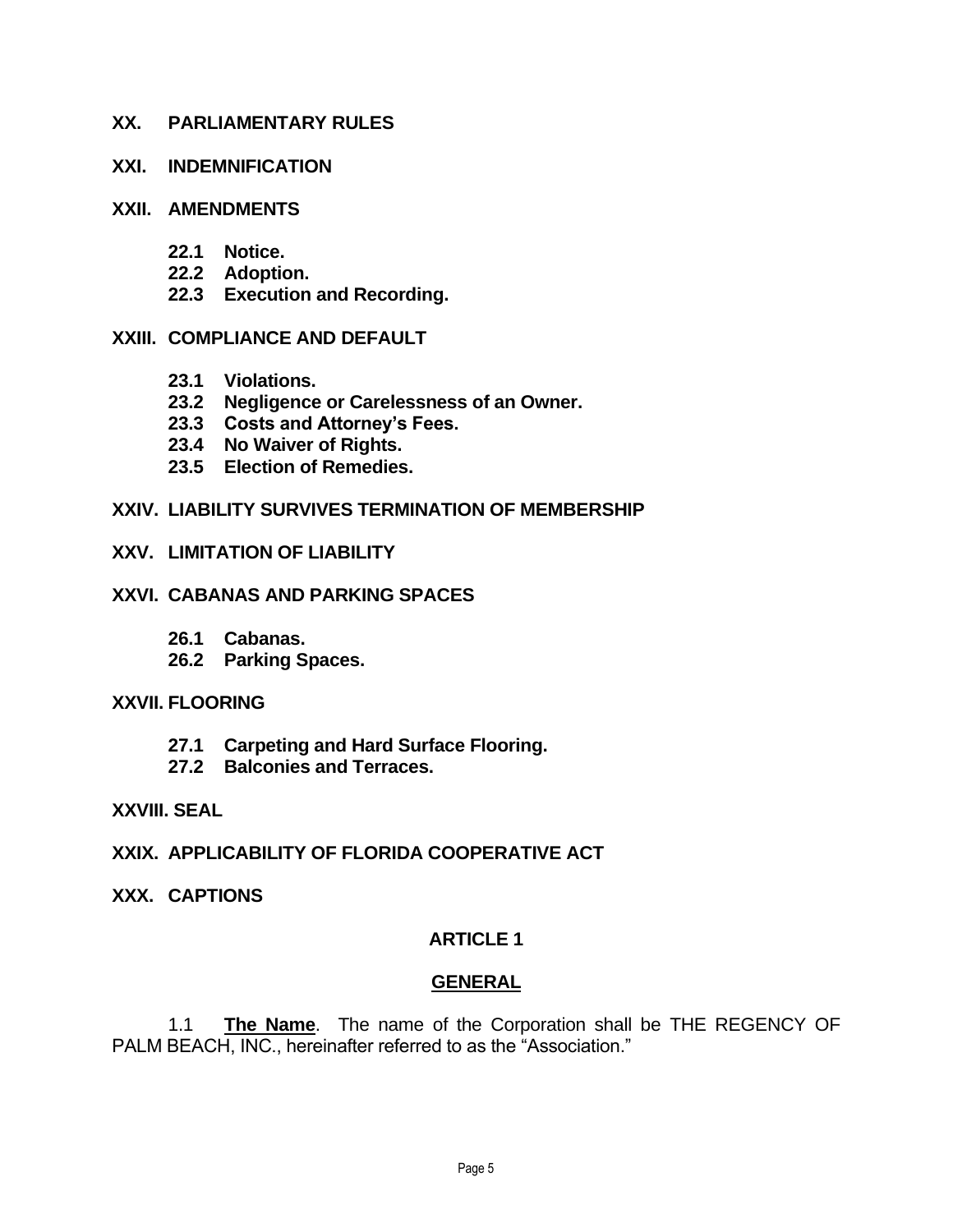**XX. PARLIAMENTARY RULES**

**XXI. INDEMNIFICATION**

**XXII. AMENDMENTS**

- **22.1 Notice.**
- **22.2 Adoption.**
- **22.3 Execution and Recording.**

**XXIII. COMPLIANCE AND DEFAULT**

- **23.1 Violations.**
- **23.2 Negligence or Carelessness of an Owner.**
- **23.3 Costs and Attorney's Fees.**
- **23.4 No Waiver of Rights.**
- **23.5 Election of Remedies.**

**XXIV. LIABILITY SURVIVES TERMINATION OF MEMBERSHIP**

**XXV. LIMITATION OF LIABILITY**

**XXVI. CABANAS AND PARKING SPACES**

- **26.1 Cabanas.**
- **26.2 Parking Spaces.**

**XXVII. FLOORING**

- **27.1 Carpeting and Hard Surface Flooring.**
- **27.2 Balconies and Terraces.**

**XXVIII. SEAL**

**XXIX. APPLICABILITY OF FLORIDA COOPERATIVE ACT**

**XXX. CAPTIONS**

## ARTICLE 1

## GENERAL

1.1 **The Name**. The name of the Corporation shall be THE REGENCY OF PALM BEACH, INC., hereinafter referred to as the "Association."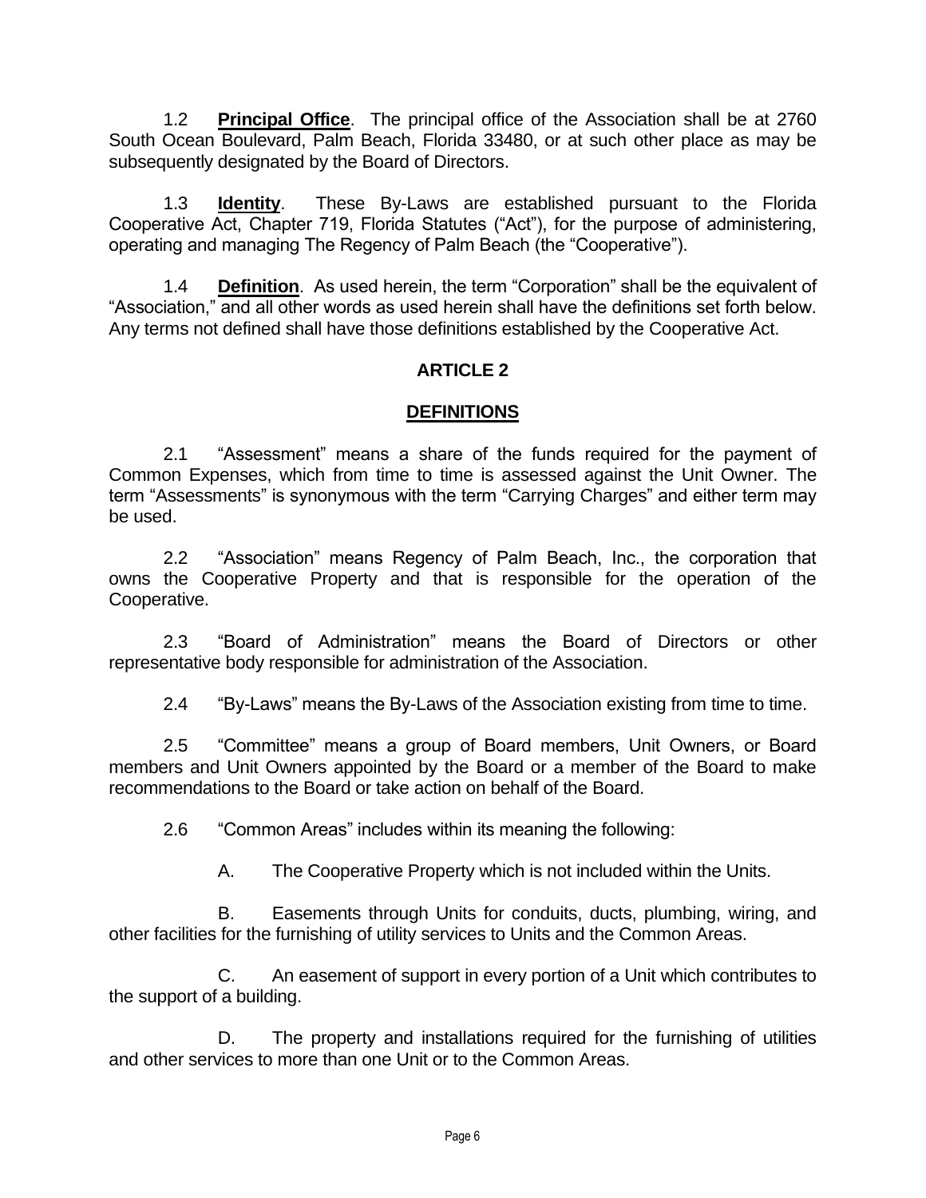1.2 **Principal Office**. The principal office of the Association shall be at 2760 South Ocean Boulevard, Palm Beach, Florida 33480, or at such other place as may be subsequently designated by the Board of Directors.

1.3 **Identity**. These By-Laws are established pursuant to the Florida Cooperative Act, Chapter 719, Florida Statutes ("Act"), for the purpose of administering, operating and managing The Regency of Palm Beach (the "Cooperative").

1.4 **Definition**. As used herein, the term "Corporation" shall be the equivalent of "Association," and all other words as used herein shall have the definitions set forth below. Any terms not defined shall have those definitions established by the Cooperative Act.

## ARTICLE 2

## DEFINITIONS

2.1 "Assessment" means a share of the funds required for the payment of Common Expenses, which from time to time is assessed against the Unit Owner. The term "Assessments" is synonymous with the term "Carrying Charges" and either term may be used.

2.2 "Association" means Regency of Palm Beach, Inc., the corporation that owns the Cooperative Property and that is responsible for the operation of the Cooperative.

2.3 "Board of Administration" means the Board of Directors or other representative body responsible for administration of the Association.

2.4 "By-Laws" means the By-Laws of the Association existing from time to time.

2.5 "Committee" means a group of Board members, Unit Owners, or Board members and Unit Owners appointed by the Board or a member of the Board to make recommendations to the Board or take action on behalf of the Board.

2.6 "Common Areas" includes within its meaning the following:

A. The Cooperative Property which is not included within the Units.

B. Easements through Units for conduits, ducts, plumbing, wiring, and other facilities for the furnishing of utility services to Units and the Common Areas.

C. An easement of support in every portion of a Unit which contributes to the support of a building.

D. The property and installations required for the furnishing of utilities and other services to more than one Unit or to the Common Areas.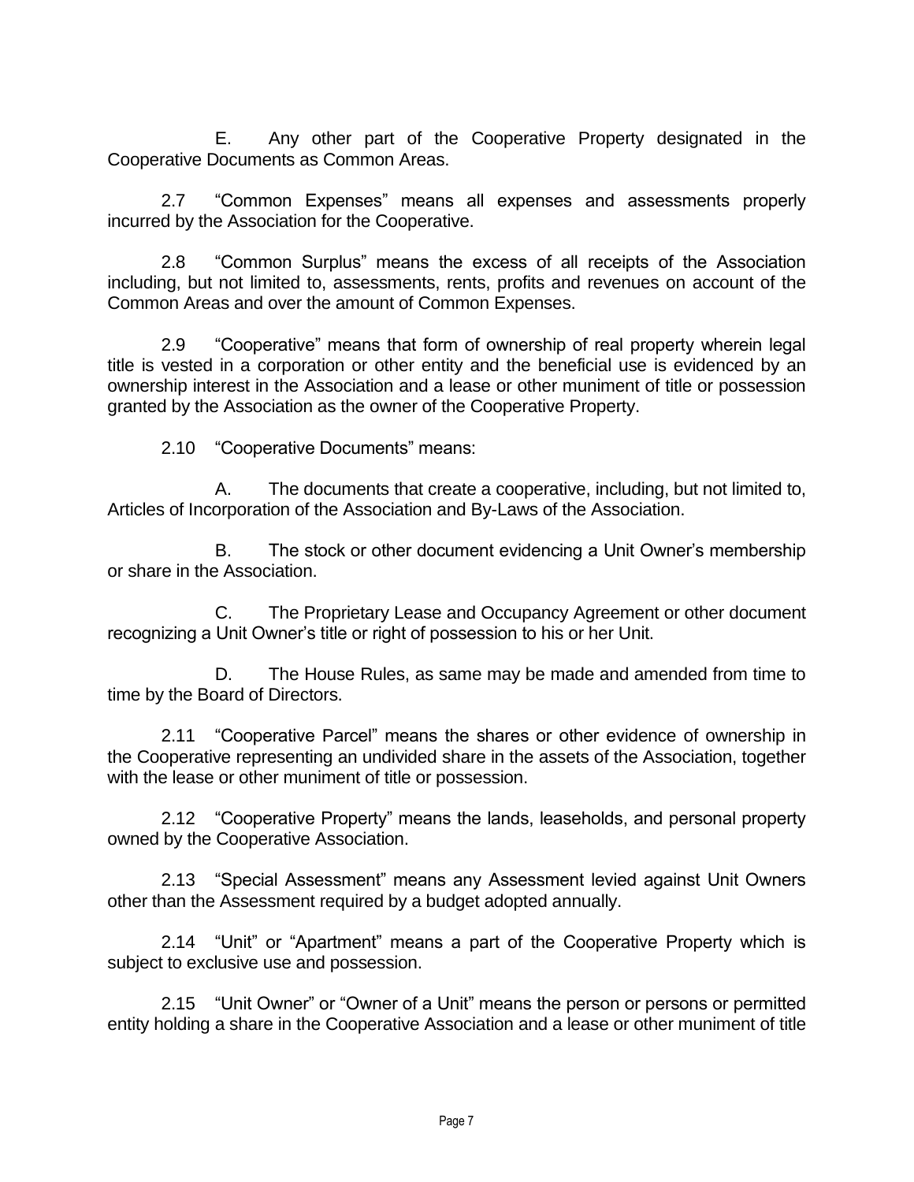E. Any other part of the Cooperative Property designated in the Cooperative Documents as Common Areas.

2.7 "Common Expenses" means all expenses and assessments properly incurred by the Association for the Cooperative.

2.8 "Common Surplus" means the excess of all receipts of the Association including, but not limited to, assessments, rents, profits and revenues on account of the Common Areas and over the amount of Common Expenses.

2.9 "Cooperative" means that form of ownership of real property wherein legal title is vested in a corporation or other entity and the beneficial use is evidenced by an ownership interest in the Association and a lease or other muniment of title or possession granted by the Association as the owner of the Cooperative Property.

2.10 "Cooperative Documents" means:

A. The documents that create a cooperative, including, but not limited to, Articles of Incorporation of the Association and By-Laws of the Association.

B. The stock or other document evidencing a Unit Owner's membership or share in the Association.

C. The Proprietary Lease and Occupancy Agreement or other document recognizing a Unit Owner's title or right of possession to his or her Unit.

D. The House Rules, as same may be made and amended from time to time by the Board of Directors.

2.11 "Cooperative Parcel" means the shares or other evidence of ownership in the Cooperative representing an undivided share in the assets of the Association, together with the lease or other muniment of title or possession.

2.12 "Cooperative Property" means the lands, leaseholds, and personal property owned by the Cooperative Association.

2.13 "Special Assessment" means any Assessment levied against Unit Owners other than the Assessment required by a budget adopted annually.

2.14 "Unit" or "Apartment" means a part of the Cooperative Property which is subject to exclusive use and possession.

2.15 "Unit Owner" or "Owner of a Unit" means the person or persons or permitted entity holding a share in the Cooperative Association and a lease or other muniment of title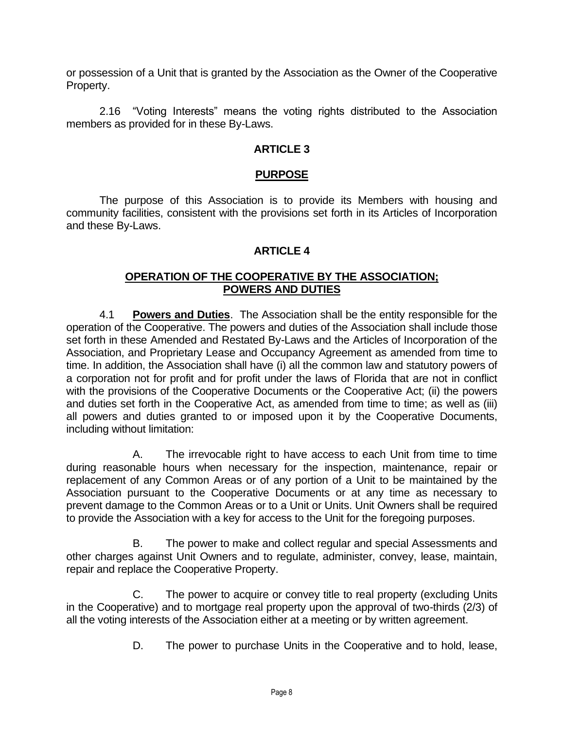or possession of a Unit that is granted by the Association as the Owner of the Cooperative Property.

2.16 "Voting Interests" means the voting rights distributed to the Association members as provided for in these By-Laws.

## ARTICLE 3

## PURPOSE

The purpose of this Association is to provide its Members with housing and community facilities, consistent with the provisions set forth in its Articles of Incorporation and these By-Laws.

## ARTICLE 4

## OPERATION OF THE COOPERATIVE BY THE ASSOCIATION; POWERS AND DUTIES

4.1 **Powers and Duties**. The Association shall be the entity responsible for the operation of the Cooperative. The powers and duties of the Association shall include those set forth in these Amended and Restated By-Laws and the Articles of Incorporation of the Association, and Proprietary Lease and Occupancy Agreement as amended from time to time. In addition, the Association shall have (i) all the common law and statutory powers of a corporation not for profit and for profit under the laws of Florida that are not in conflict with the provisions of the Cooperative Documents or the Cooperative Act; (ii) the powers and duties set forth in the Cooperative Act, as amended from time to time; as well as (iii) all powers and duties granted to or imposed upon it by the Cooperative Documents, including without limitation:

A. The irrevocable right to have access to each Unit from time to time during reasonable hours when necessary for the inspection, maintenance, repair or replacement of any Common Areas or of any portion of a Unit to be maintained by the Association pursuant to the Cooperative Documents or at any time as necessary to prevent damage to the Common Areas or to a Unit or Units. Unit Owners shall be required to provide the Association with a key for access to the Unit for the foregoing purposes.

B. The power to make and collect regular and special Assessments and other charges against Unit Owners and to regulate, administer, convey, lease, maintain, repair and replace the Cooperative Property.

C. The power to acquire or convey title to real property (excluding Units in the Cooperative) and to mortgage real property upon the approval of two-thirds (2/3) of all the voting interests of the Association either at a meeting or by written agreement.

D. The power to purchase Units in the Cooperative and to hold, lease,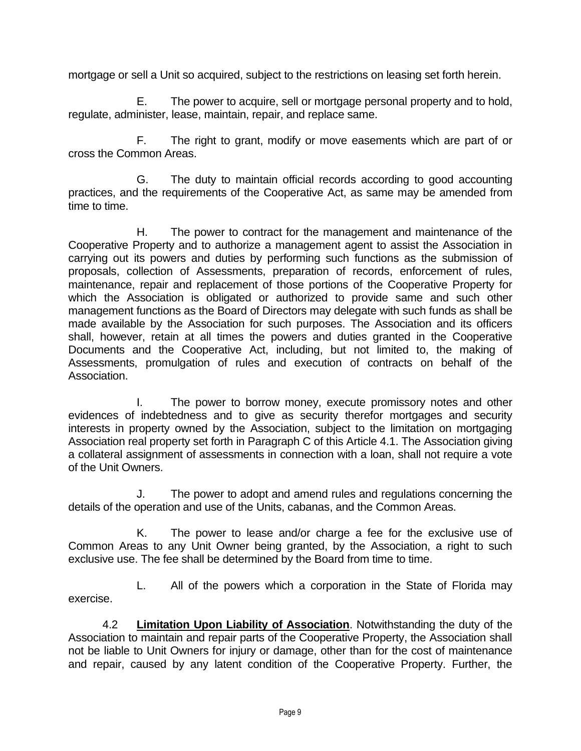mortgage or sell a Unit so acquired, subject to the restrictions on leasing set forth herein.

E. The power to acquire, sell or mortgage personal property and to hold, regulate, administer, lease, maintain, repair, and replace same.

F. The right to grant, modify or move easements which are part of or cross the Common Areas.

G. The duty to maintain official records according to good accounting practices, and the requirements of the Cooperative Act, as same may be amended from time to time.

H. The power to contract for the management and maintenance of the Cooperative Property and to authorize a management agent to assist the Association in carrying out its powers and duties by performing such functions as the submission of proposals, collection of Assessments, preparation of records, enforcement of rules, maintenance, repair and replacement of those portions of the Cooperative Property for which the Association is obligated or authorized to provide same and such other management functions as the Board of Directors may delegate with such funds as shall be made available by the Association for such purposes. The Association and its officers shall, however, retain at all times the powers and duties granted in the Cooperative Documents and the Cooperative Act, including, but not limited to, the making of Assessments, promulgation of rules and execution of contracts on behalf of the Association.

I. The power to borrow money, execute promissory notes and other evidences of indebtedness and to give as security therefor mortgages and security interests in property owned by the Association, subject to the limitation on mortgaging Association real property set forth in Paragraph C of this Article 4.1. The Association giving a collateral assignment of assessments in connection with a loan, shall not require a vote of the Unit Owners.

J. The power to adopt and amend rules and regulations concerning the details of the operation and use of the Units, cabanas, and the Common Areas.

K. The power to lease and/or charge a fee for the exclusive use of Common Areas to any Unit Owner being granted, by the Association, a right to such exclusive use. The fee shall be determined by the Board from time to time.

L. All of the powers which a corporation in the State of Florida may exercise.

4.2 **Limitation Upon Liability of Association**. Notwithstanding the duty of the Association to maintain and repair parts of the Cooperative Property, the Association shall not be liable to Unit Owners for injury or damage, other than for the cost of maintenance and repair, caused by any latent condition of the Cooperative Property. Further, the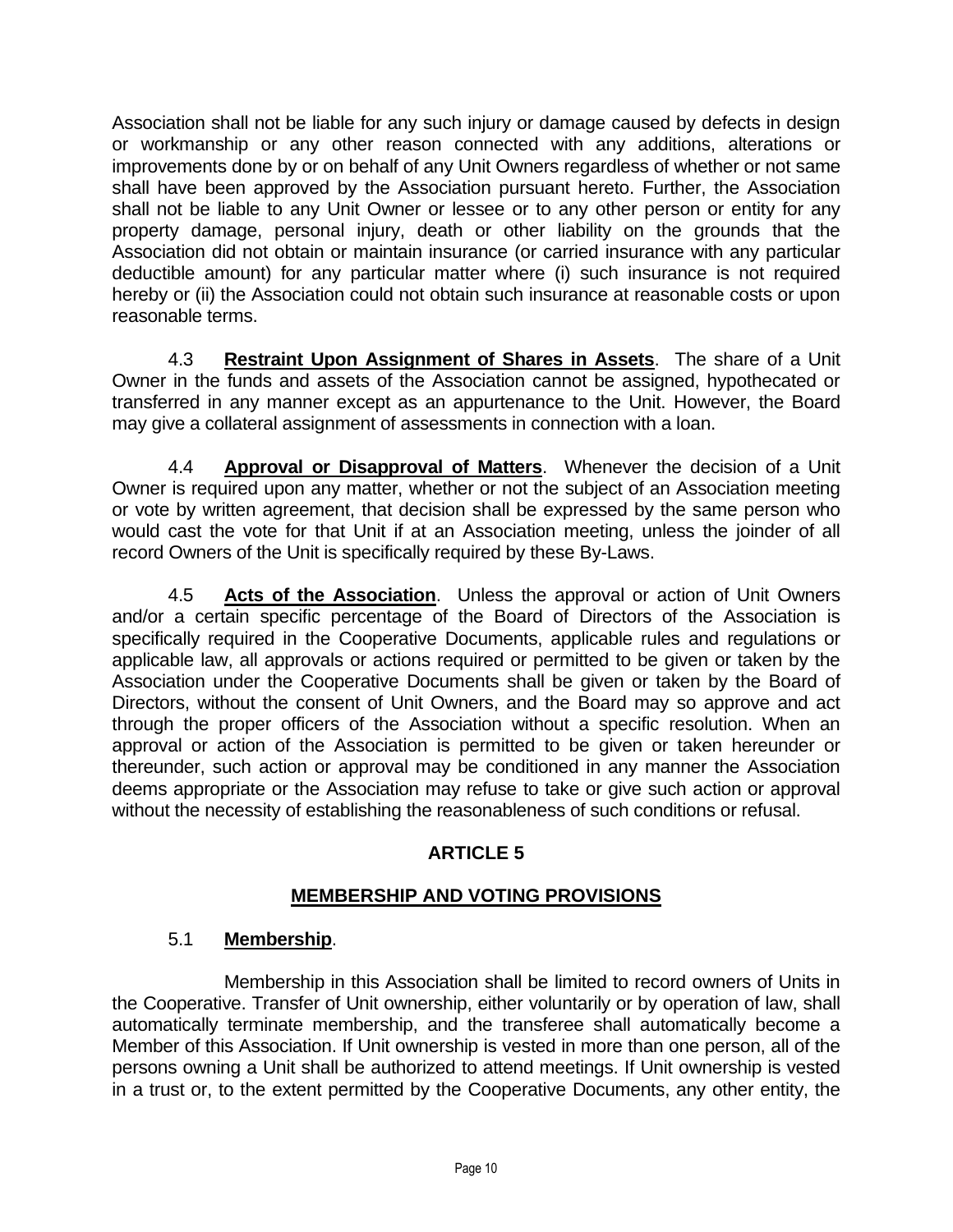Association shall not be liable for any such injury or damage caused by defects in design or workmanship or any other reason connected with any additions, alterations or improvements done by or on behalf of any Unit Owners regardless of whether or not same shall have been approved by the Association pursuant hereto. Further, the Association shall not be liable to any Unit Owner or lessee or to any other person or entity for any property damage, personal injury, death or other liability on the grounds that the Association did not obtain or maintain insurance (or carried insurance with any particular deductible amount) for any particular matter where (i) such insurance is not required hereby or (ii) the Association could not obtain such insurance at reasonable costs or upon reasonable terms.

4.3 **Restraint Upon Assignment of Shares in Assets**. The share of a Unit Owner in the funds and assets of the Association cannot be assigned, hypothecated or transferred in any manner except as an appurtenance to the Unit. However, the Board may give a collateral assignment of assessments in connection with a loan.

4.4 **Approval or Disapproval of Matters**. Whenever the decision of a Unit Owner is required upon any matter, whether or not the subject of an Association meeting or vote by written agreement, that decision shall be expressed by the same person who would cast the vote for that Unit if at an Association meeting, unless the joinder of all record Owners of the Unit is specifically required by these By-Laws.

4.5 **Acts of the Association**. Unless the approval or action of Unit Owners and/or a certain specific percentage of the Board of Directors of the Association is specifically required in the Cooperative Documents, applicable rules and regulations or applicable law, all approvals or actions required or permitted to be given or taken by the Association under the Cooperative Documents shall be given or taken by the Board of Directors, without the consent of Unit Owners, and the Board may so approve and act through the proper officers of the Association without a specific resolution. When an approval or action of the Association is permitted to be given or taken hereunder or thereunder, such action or approval may be conditioned in any manner the Association deems appropriate or the Association may refuse to take or give such action or approval without the necessity of establishing the reasonableness of such conditions or refusal.

## ARTICLE 5

## MEMBERSHIP AND VOTING PROVISIONS

5.1 **Membership**.

Membership in this Association shall be limited to record owners of Units in the Cooperative. Transfer of Unit ownership, either voluntarily or by operation of law, shall automatically terminate membership, and the transferee shall automatically become a Member of this Association. If Unit ownership is vested in more than one person, all of the persons owning a Unit shall be authorized to attend meetings. If Unit ownership is vested in a trust or, to the extent permitted by the Cooperative Documents, any other entity, the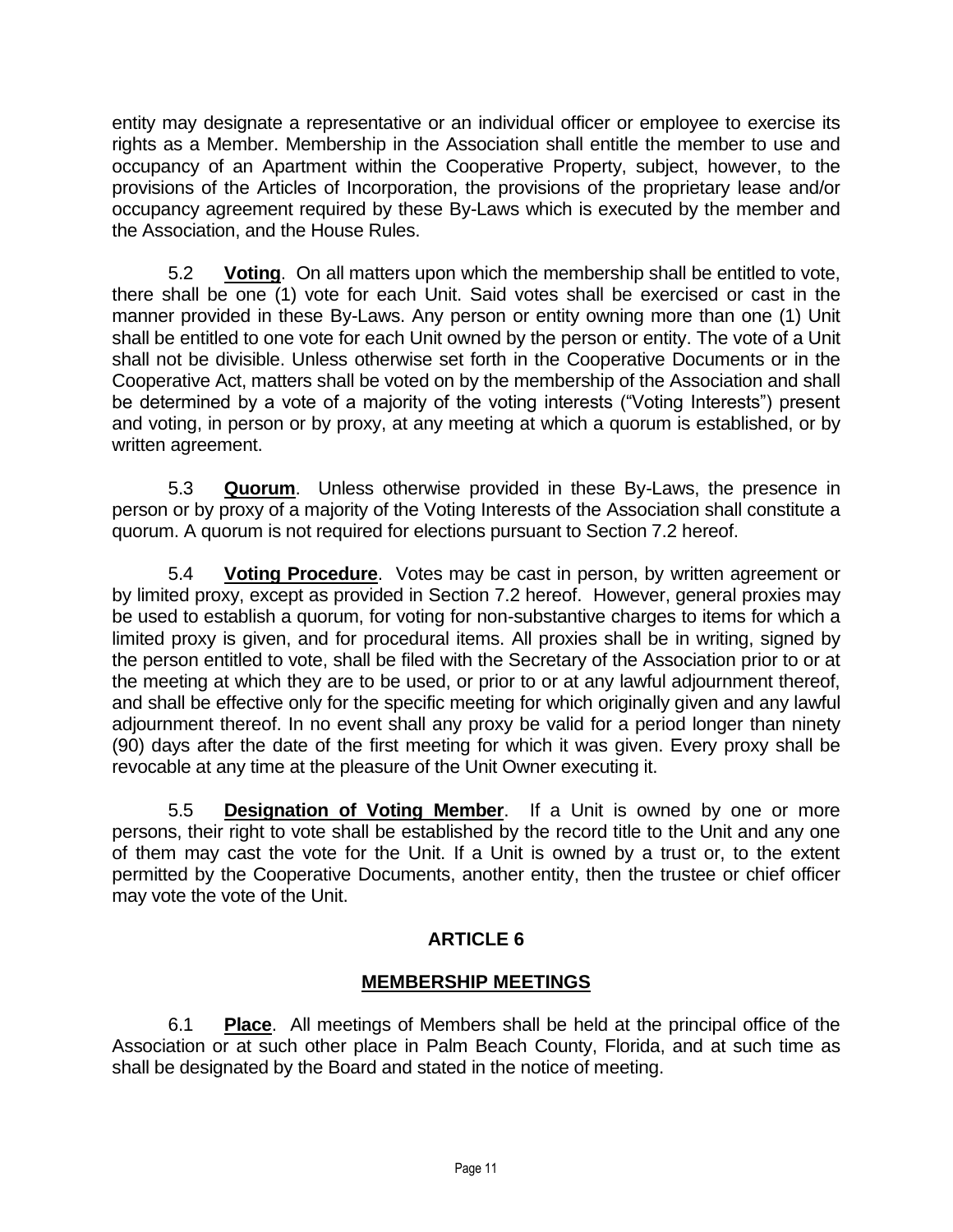entity may designate a representative or an individual officer or employee to exercise its rights as a Member. Membership in the Association shall entitle the member to use and occupancy of an Apartment within the Cooperative Property, subject, however, to the provisions of the Articles of Incorporation, the provisions of the proprietary lease and/or occupancy agreement required by these By-Laws which is executed by the member and the Association, and the House Rules.

5.2 **Voting**. On all matters upon which the membership shall be entitled to vote, there shall be one (1) vote for each Unit. Said votes shall be exercised or cast in the manner provided in these By-Laws. Any person or entity owning more than one (1) Unit shall be entitled to one vote for each Unit owned by the person or entity. The vote of a Unit shall not be divisible. Unless otherwise set forth in the Cooperative Documents or in the Cooperative Act, matters shall be voted on by the membership of the Association and shall be determined by a vote of a majority of the voting interests ("Voting Interests") present and voting, in person or by proxy, at any meeting at which a quorum is established, or by written agreement.

5.3 **Quorum**. Unless otherwise provided in these By-Laws, the presence in person or by proxy of a majority of the Voting Interests of the Association shall constitute a quorum. A quorum is not required for elections pursuant to Section 7.2 hereof.

5.4 **Voting Procedure**. Votes may be cast in person, by written agreement or by limited proxy, except as provided in Section 7.2 hereof. However, general proxies may be used to establish a quorum, for voting for non-substantive charges to items for which a limited proxy is given, and for procedural items. All proxies shall be in writing, signed by the person entitled to vote, shall be filed with the Secretary of the Association prior to or at the meeting at which they are to be used, or prior to or at any lawful adjournment thereof, and shall be effective only for the specific meeting for which originally given and any lawful adjournment thereof. In no event shall any proxy be valid for a period longer than ninety (90) days after the date of the first meeting for which it was given. Every proxy shall be revocable at any time at the pleasure of the Unit Owner executing it.

5.5 **Designation of Voting Member**. If a Unit is owned by one or more persons, their right to vote shall be established by the record title to the Unit and any one of them may cast the vote for the Unit. If a Unit is owned by a trust or, to the extent permitted by the Cooperative Documents, another entity, then the trustee or chief officer may vote the vote of the Unit.

## ARTICLE 6

## MEMBERSHIP MEETINGS

6.1 **Place**. All meetings of Members shall be held at the principal office of the Association or at such other place in Palm Beach County, Florida, and at such time as shall be designated by the Board and stated in the notice of meeting.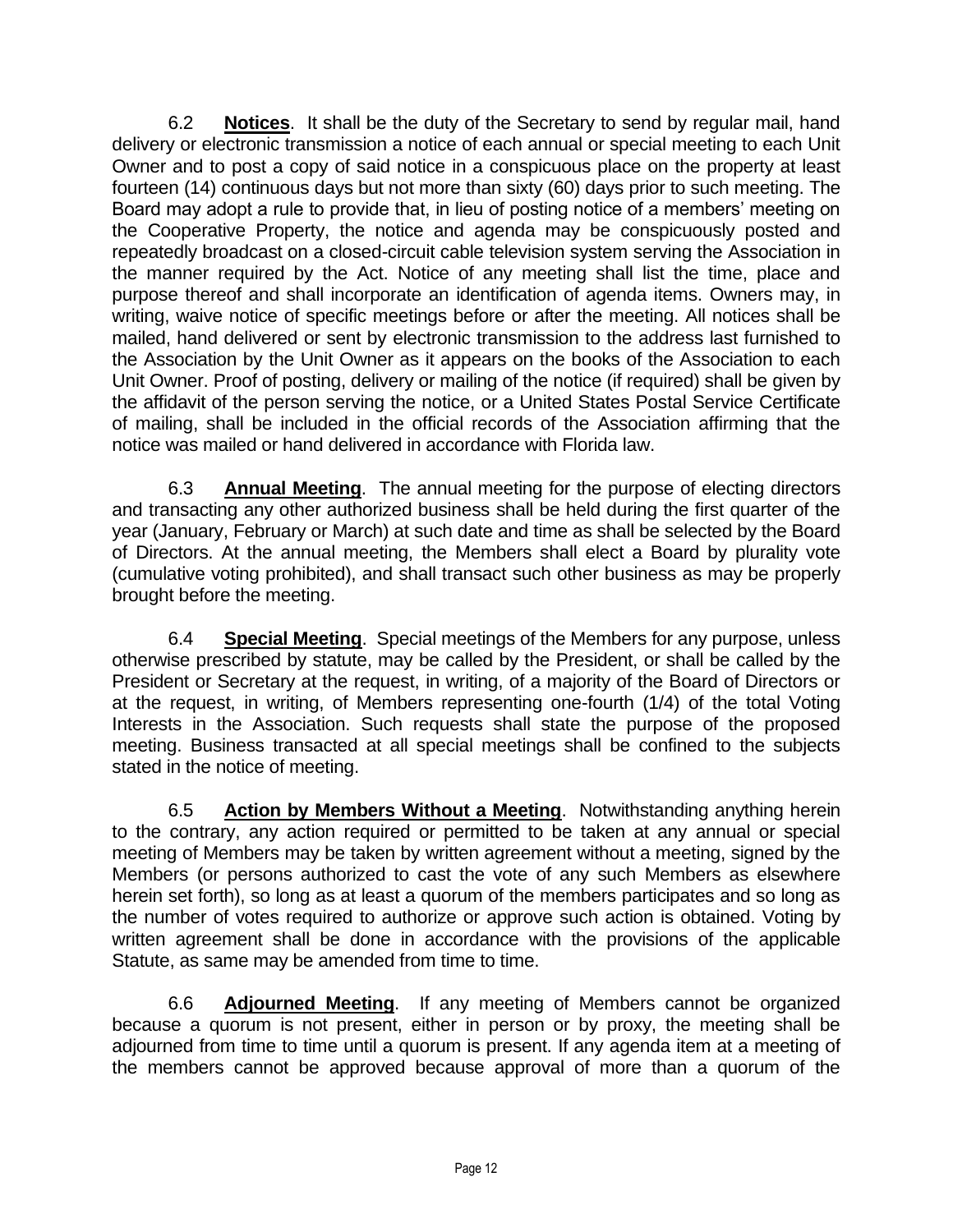6.2 **Notices**. It shall be the duty of the Secretary to send by regular mail, hand delivery or electronic transmission a notice of each annual or special meeting to each Unit Owner and to post a copy of said notice in a conspicuous place on the property at least fourteen (14) continuous days but not more than sixty (60) days prior to such meeting. The Board may adopt a rule to provide that, in lieu of posting notice of a members' meeting on the Cooperative Property, the notice and agenda may be conspicuously posted and repeatedly broadcast on a closed-circuit cable television system serving the Association in the manner required by the Act. Notice of any meeting shall list the time, place and purpose thereof and shall incorporate an identification of agenda items. Owners may, in writing, waive notice of specific meetings before or after the meeting. All notices shall be mailed, hand delivered or sent by electronic transmission to the address last furnished to the Association by the Unit Owner as it appears on the books of the Association to each Unit Owner. Proof of posting, delivery or mailing of the notice (if required) shall be given by the affidavit of the person serving the notice, or a United States Postal Service Certificate of mailing, shall be included in the official records of the Association affirming that the notice was mailed or hand delivered in accordance with Florida law.

6.3 **Annual Meeting**. The annual meeting for the purpose of electing directors and transacting any other authorized business shall be held during the first quarter of the year (January, February or March) at such date and time as shall be selected by the Board of Directors. At the annual meeting, the Members shall elect a Board by plurality vote (cumulative voting prohibited), and shall transact such other business as may be properly brought before the meeting.

6.4 **Special Meeting**. Special meetings of the Members for any purpose, unless otherwise prescribed by statute, may be called by the President, or shall be called by the President or Secretary at the request, in writing, of a majority of the Board of Directors or at the request, in writing, of Members representing one-fourth (1/4) of the total Voting Interests in the Association. Such requests shall state the purpose of the proposed meeting. Business transacted at all special meetings shall be confined to the subjects stated in the notice of meeting.

6.5 **Action by Members Without a Meeting**. Notwithstanding anything herein to the contrary, any action required or permitted to be taken at any annual or special meeting of Members may be taken by written agreement without a meeting, signed by the Members (or persons authorized to cast the vote of any such Members as elsewhere herein set forth), so long as at least a quorum of the members participates and so long as the number of votes required to authorize or approve such action is obtained. Voting by written agreement shall be done in accordance with the provisions of the applicable Statute, as same may be amended from time to time.

6.6 **Adjourned Meeting**. If any meeting of Members cannot be organized because a quorum is not present, either in person or by proxy, the meeting shall be adjourned from time to time until a quorum is present. If any agenda item at a meeting of the members cannot be approved because approval of more than a quorum of the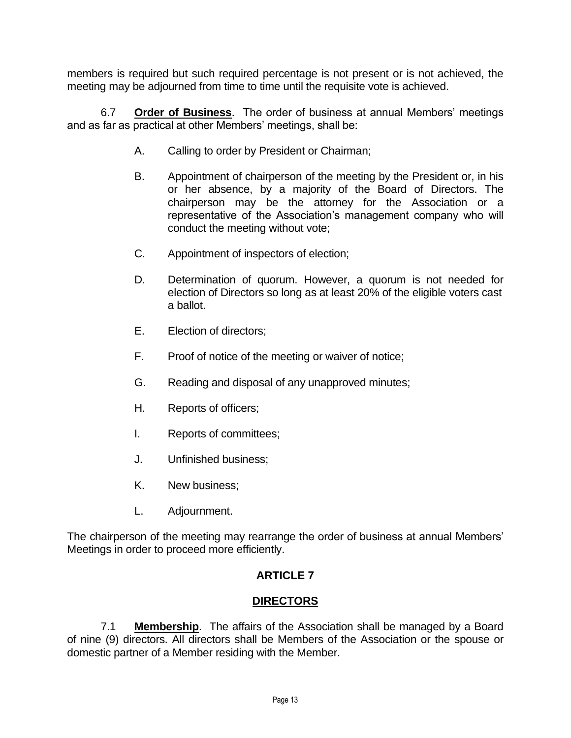members is required but such required percentage is not present or is not achieved, the meeting may be adjourned from time to time until the requisite vote is achieved.

6.7 **Order of Business**. The order of business at annual Members' meetings and as far as practical at other Members' meetings, shall be:

A. Calling to order by President or Chairman;

B. Appointment of chairperson of the meeting by the President or, in his or her absence, by a majority of the Board of Directors. The chairperson may be the attorney for the Association or a representative of the Association's management company who will conduct the meeting without vote;

C. Appointment of inspectors of election;

D. Determination of quorum. However, a quorum is not needed for election of Directors so long as at least 20% of the eligible voters cast a ballot.

E. Election of directors;

F. Proof of notice of the meeting or waiver of notice;

G. Reading and disposal of any unapproved minutes;

H. Reports of officers;

I. Reports of committees;

J. Unfinished business;

K. New business;

L. Adjournment.

The chairperson of the meeting may rearrange the order of business at annual Members' Meetings in order to proceed more efficiently.

## ARTICLE 7

## DIRECTORS

7.1 **Membership**. The affairs of the Association shall be managed by a Board of nine (9) directors. All directors shall be Members of the Association or the spouse or domestic partner of a Member residing with the Member.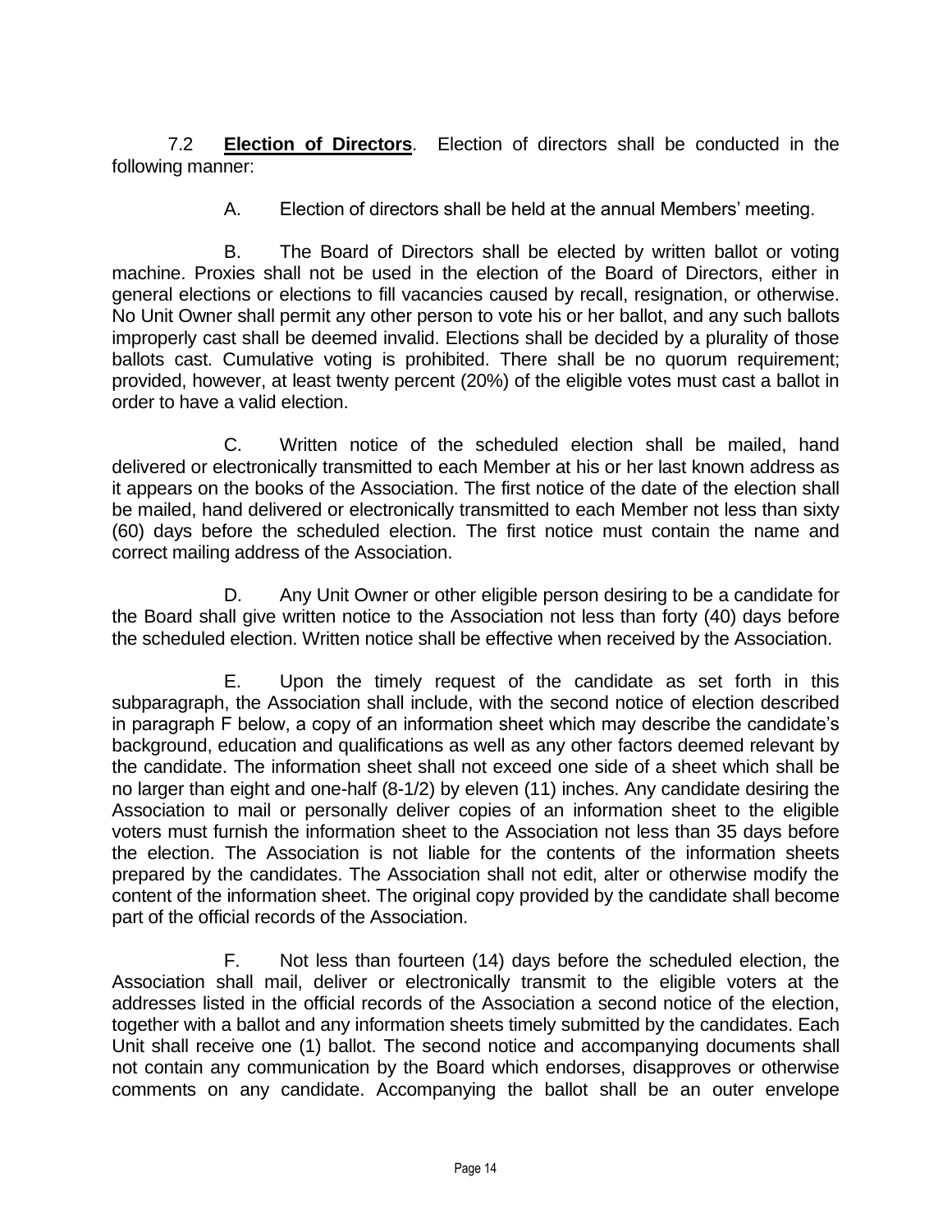7.2 **Election of Directors**. Election of directors shall be conducted in the following manner:

A. Election of directors shall be held at the annual Members' meeting.

B. The Board of Directors shall be elected by written ballot or voting machine. Proxies shall not be used in the election of the Board of Directors, either in general elections or elections to fill vacancies caused by recall, resignation, or otherwise. No Unit Owner shall permit any other person to vote his or her ballot, and any such ballots improperly cast shall be deemed invalid. Elections shall be decided by a plurality of those ballots cast. Cumulative voting is prohibited. There shall be no quorum requirement; provided, however, at least twenty percent (20%) of the eligible votes must cast a ballot in order to have a valid election.

C. Written notice of the scheduled election shall be mailed, hand delivered or electronically transmitted to each Member at his or her last known address as it appears on the books of the Association. The first notice of the date of the election shall be mailed, hand delivered or electronically transmitted to each Member not less than sixty (60) days before the scheduled election. The first notice must contain the name and correct mailing address of the Association.

D. Any Unit Owner or other eligible person desiring to be a candidate for the Board shall give written notice to the Association not less than forty (40) days before the scheduled election. Written notice shall be effective when received by the Association.

E. Upon the timely request of the candidate as set forth in this subparagraph, the Association shall include, with the second notice of election described in paragraph F below, a copy of an information sheet which may describe the candidate's background, education and qualifications as well as any other factors deemed relevant by the candidate. The information sheet shall not exceed one side of a sheet which shall be no larger than eight and one-half (8-1/2) by eleven (11) inches. Any candidate desiring the Association to mail or personally deliver copies of an information sheet to the eligible voters must furnish the information sheet to the Association not less than 35 days before the election. The Association is not liable for the contents of the information sheets prepared by the candidates. The Association shall not edit, alter or otherwise modify the content of the information sheet. The original copy provided by the candidate shall become part of the official records of the Association.

F. Not less than fourteen (14) days before the scheduled election, the Association shall mail, deliver or electronically transmit to the eligible voters at the addresses listed in the official records of the Association a second notice of the election, together with a ballot and any information sheets timely submitted by the candidates. Each Unit shall receive one (1) ballot. The second notice and accompanying documents shall not contain any communication by the Board which endorses, disapproves or otherwise comments on any candidate. Accompanying the ballot shall be an outer envelope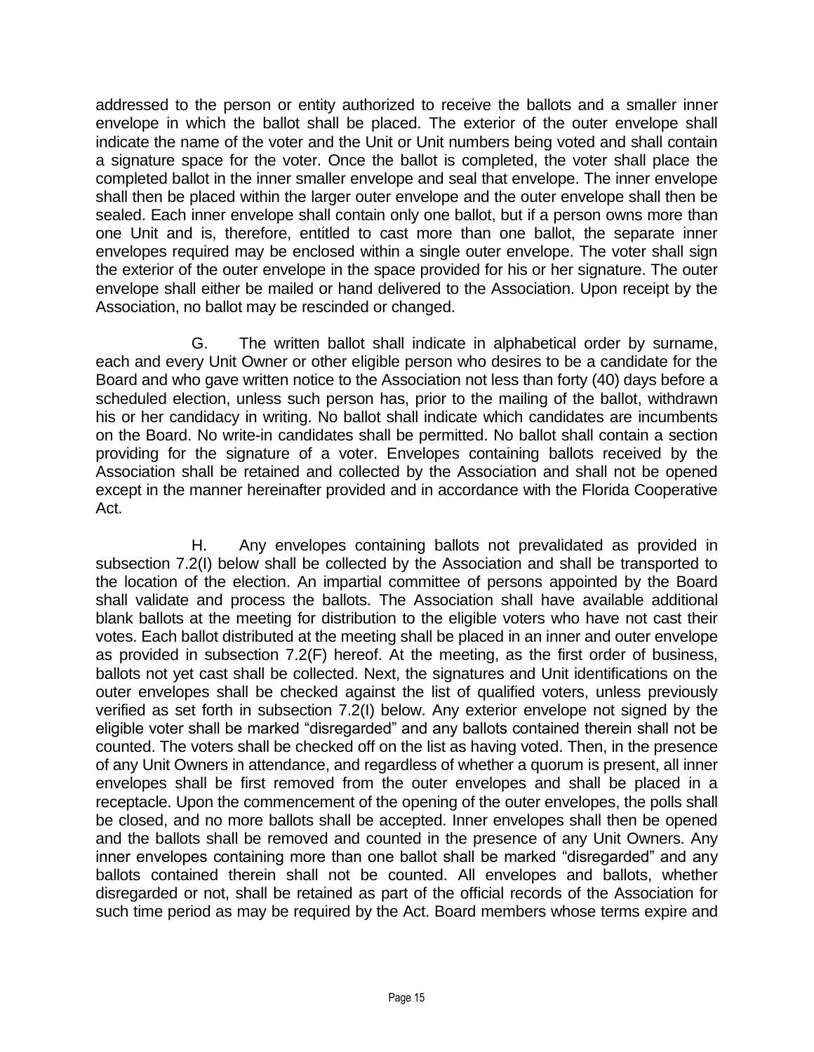addressed to the person or entity authorized to receive the ballots and a smaller inner envelope in which the ballot shall be placed. The exterior of the outer envelope shall indicate the name of the voter and the Unit or Unit numbers being voted and shall contain a signature space for the voter. Once the ballot is completed, the voter shall place the completed ballot in the inner smaller envelope and seal that envelope. The inner envelope shall then be placed within the larger outer envelope and the outer envelope shall then be sealed. Each inner envelope shall contain only one ballot, but if a person owns more than one Unit and is, therefore, entitled to cast more than one ballot, the separate inner envelopes required may be enclosed within a single outer envelope. The voter shall sign the exterior of the outer envelope in the space provided for his or her signature. The outer envelope shall either be mailed or hand delivered to the Association. Upon receipt by the Association, no ballot may be rescinded or changed.

G. The written ballot shall indicate in alphabetical order by surname, each and every Unit Owner or other eligible person who desires to be a candidate for the Board and who gave written notice to the Association not less than forty (40) days before a scheduled election, unless such person has, prior to the mailing of the ballot, withdrawn his or her candidacy in writing. No ballot shall indicate which candidates are incumbents on the Board. No write-in candidates shall be permitted. No ballot shall contain a section providing for the signature of a voter. Envelopes containing ballots received by the Association shall be retained and collected by the Association and shall not be opened except in the manner hereinafter provided and in accordance with the Florida Cooperative Act.

H. Any envelopes containing ballots not prevalidated as provided in subsection 7.2(I) below shall be collected by the Association and shall be transported to the location of the election. An impartial committee of persons appointed by the Board shall validate and process the ballots. The Association shall have available additional blank ballots at the meeting for distribution to the eligible voters who have not cast their votes. Each ballot distributed at the meeting shall be placed in an inner and outer envelope as provided in subsection 7.2(F) hereof. At the meeting, as the first order of business, ballots not yet cast shall be collected. Next, the signatures and Unit identifications on the outer envelopes shall be checked against the list of qualified voters, unless previously verified as set forth in subsection 7.2(I) below. Any exterior envelope not signed by the eligible voter shall be marked "disregarded" and any ballots contained therein shall not be counted. The voters shall be checked off on the list as having voted. Then, in the presence of any Unit Owners in attendance, and regardless of whether a quorum is present, all inner envelopes shall be first removed from the outer envelopes and shall be placed in a receptacle. Upon the commencement of the opening of the outer envelopes, the polls shall be closed, and no more ballots shall be accepted. Inner envelopes shall then be opened and the ballots shall be removed and counted in the presence of any Unit Owners. Any inner envelopes containing more than one ballot shall be marked "disregarded" and any ballots contained therein shall not be counted. All envelopes and ballots, whether disregarded or not, shall be retained as part of the official records of the Association for such time period as may be required by the Act. Board members whose terms expire and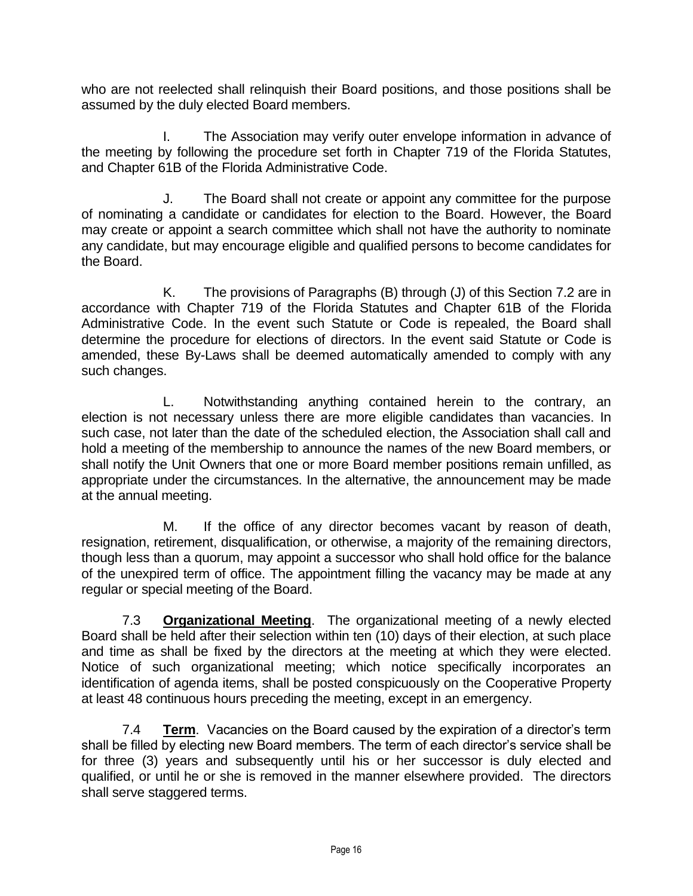who are not reelected shall relinquish their Board positions, and those positions shall be assumed by the duly elected Board members.

I. The Association may verify outer envelope information in advance of the meeting by following the procedure set forth in Chapter 719 of the Florida Statutes, and Chapter 61B of the Florida Administrative Code.

J. The Board shall not create or appoint any committee for the purpose of nominating a candidate or candidates for election to the Board. However, the Board may create or appoint a search committee which shall not have the authority to nominate any candidate, but may encourage eligible and qualified persons to become candidates for the Board.

K. The provisions of Paragraphs (B) through (J) of this Section 7.2 are in accordance with Chapter 719 of the Florida Statutes and Chapter 61B of the Florida Administrative Code. In the event such Statute or Code is repealed, the Board shall determine the procedure for elections of directors. In the event said Statute or Code is amended, these By-Laws shall be deemed automatically amended to comply with any such changes.

L. Notwithstanding anything contained herein to the contrary, an election is not necessary unless there are more eligible candidates than vacancies. In such case, not later than the date of the scheduled election, the Association shall call and hold a meeting of the membership to announce the names of the new Board members, or shall notify the Unit Owners that one or more Board member positions remain unfilled, as appropriate under the circumstances. In the alternative, the announcement may be made at the annual meeting.

M. If the office of any director becomes vacant by reason of death, resignation, retirement, disqualification, or otherwise, a majority of the remaining directors, though less than a quorum, may appoint a successor who shall hold office for the balance of the unexpired term of office. The appointment filling the vacancy may be made at any regular or special meeting of the Board.

7.3 **Organizational Meeting**. The organizational meeting of a newly elected Board shall be held after their selection within ten (10) days of their election, at such place and time as shall be fixed by the directors at the meeting at which they were elected. Notice of such organizational meeting; which notice specifically incorporates an identification of agenda items, shall be posted conspicuously on the Cooperative Property at least 48 continuous hours preceding the meeting, except in an emergency.

7.4 **Term**. Vacancies on the Board caused by the expiration of a director's term shall be filled by electing new Board members. The term of each director's service shall be for three (3) years and subsequently until his or her successor is duly elected and qualified, or until he or she is removed in the manner elsewhere provided. The directors shall serve staggered terms.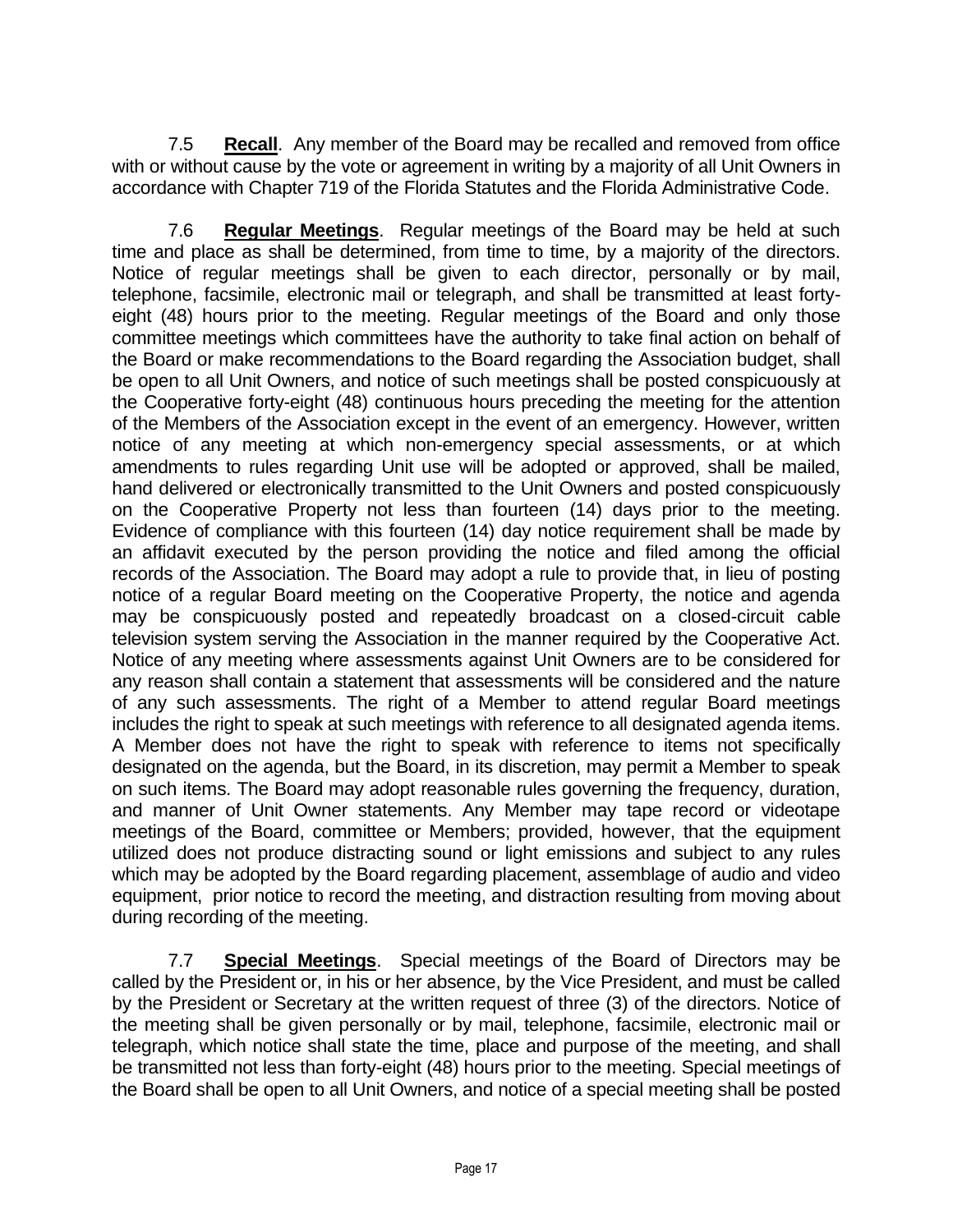7.5 **Recall**. Any member of the Board may be recalled and removed from office with or without cause by the vote or agreement in writing by a majority of all Unit Owners in accordance with Chapter 719 of the Florida Statutes and the Florida Administrative Code.

7.6 **Regular Meetings**. Regular meetings of the Board may be held at such time and place as shall be determined, from time to time, by a majority of the directors. Notice of regular meetings shall be given to each director, personally or by mail, telephone, facsimile, electronic mail or telegraph, and shall be transmitted at least forty-eight (48) hours prior to the meeting. Regular meetings of the Board and only those committee meetings which committees have the authority to take final action on behalf of the Board or make recommendations to the Board regarding the Association budget, shall be open to all Unit Owners, and notice of such meetings shall be posted conspicuously at the Cooperative forty-eight (48) continuous hours preceding the meeting for the attention of the Members of the Association except in the event of an emergency. However, written notice of any meeting at which non-emergency special assessments, or at which amendments to rules regarding Unit use will be adopted or approved, shall be mailed, hand delivered or electronically transmitted to the Unit Owners and posted conspicuously on the Cooperative Property not less than fourteen (14) days prior to the meeting. Evidence of compliance with this fourteen (14) day notice requirement shall be made by an affidavit executed by the person providing the notice and filed among the official records of the Association. The Board may adopt a rule to provide that, in lieu of posting notice of a regular Board meeting on the Cooperative Property, the notice and agenda may be conspicuously posted and repeatedly broadcast on a closed-circuit cable television system serving the Association in the manner required by the Cooperative Act. Notice of any meeting where assessments against Unit Owners are to be considered for any reason shall contain a statement that assessments will be considered and the nature of any such assessments. The right of a Member to attend regular Board meetings includes the right to speak at such meetings with reference to all designated agenda items. A Member does not have the right to speak with reference to items not specifically designated on the agenda, but the Board, in its discretion, may permit a Member to speak on such items. The Board may adopt reasonable rules governing the frequency, duration, and manner of Unit Owner statements. Any Member may tape record or videotape meetings of the Board, committee or Members; provided, however, that the equipment utilized does not produce distracting sound or light emissions and subject to any rules which may be adopted by the Board regarding placement, assemblage of audio and video equipment, prior notice to record the meeting, and distraction resulting from moving about during recording of the meeting.

7.7 **Special Meetings**. Special meetings of the Board of Directors may be called by the President or, in his or her absence, by the Vice President, and must be called by the President or Secretary at the written request of three (3) of the directors. Notice of the meeting shall be given personally or by mail, telephone, facsimile, electronic mail or telegraph, which notice shall state the time, place and purpose of the meeting, and shall be transmitted not less than forty-eight (48) hours prior to the meeting. Special meetings of the Board shall be open to all Unit Owners, and notice of a special meeting shall be posted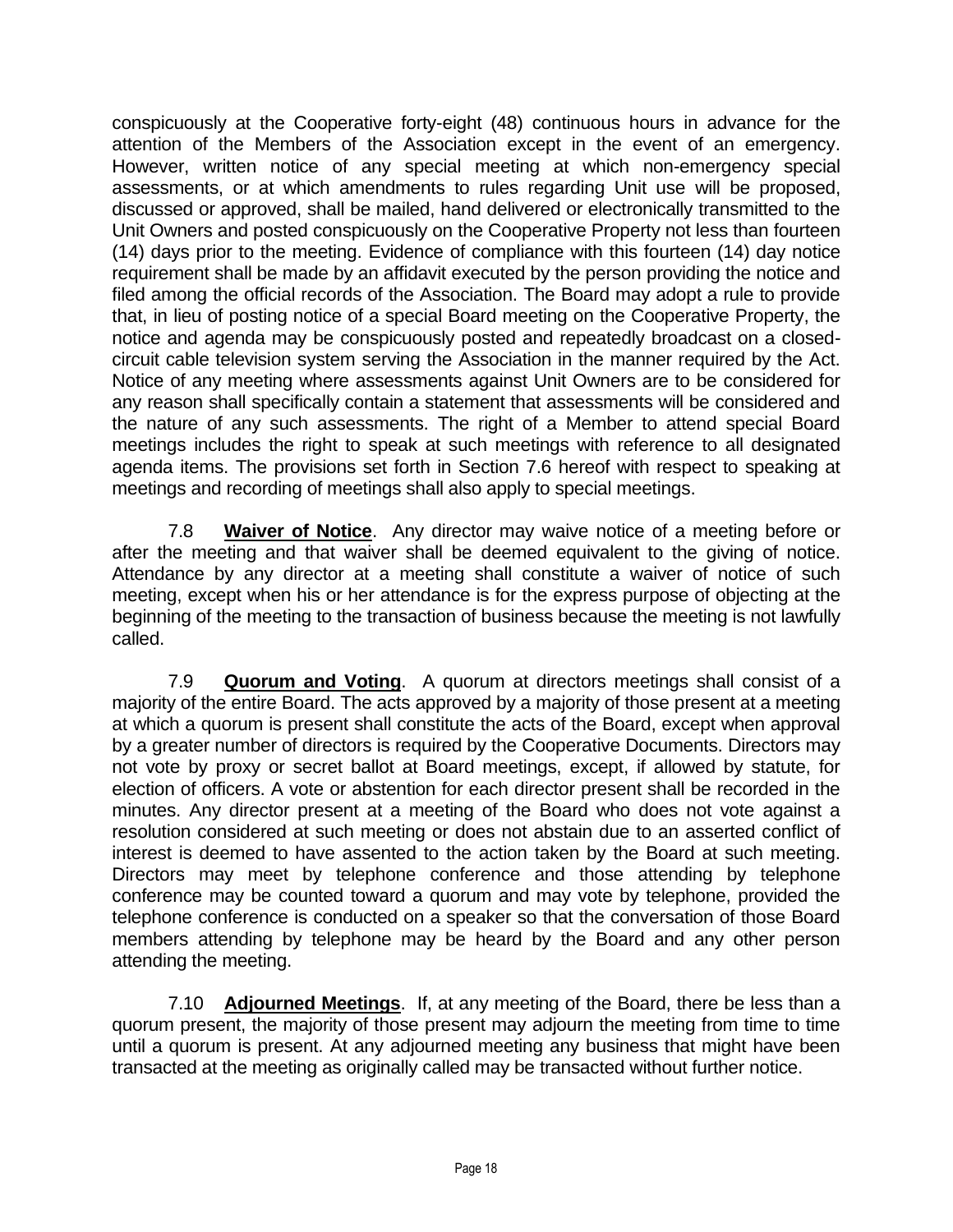conspicuously at the Cooperative forty-eight (48) continuous hours in advance for the attention of the Members of the Association except in the event of an emergency. However, written notice of any special meeting at which non-emergency special assessments, or at which amendments to rules regarding Unit use will be proposed, discussed or approved, shall be mailed, hand delivered or electronically transmitted to the Unit Owners and posted conspicuously on the Cooperative Property not less than fourteen (14) days prior to the meeting. Evidence of compliance with this fourteen (14) day notice requirement shall be made by an affidavit executed by the person providing the notice and filed among the official records of the Association. The Board may adopt a rule to provide that, in lieu of posting notice of a special Board meeting on the Cooperative Property, the notice and agenda may be conspicuously posted and repeatedly broadcast on a closed-circuit cable television system serving the Association in the manner required by the Act. Notice of any meeting where assessments against Unit Owners are to be considered for any reason shall specifically contain a statement that assessments will be considered and the nature of any such assessments. The right of a Member to attend special Board meetings includes the right to speak at such meetings with reference to all designated agenda items. The provisions set forth in Section 7.6 hereof with respect to speaking at meetings and recording of meetings shall also apply to special meetings.

7.8 **Waiver of Notice**. Any director may waive notice of a meeting before or after the meeting and that waiver shall be deemed equivalent to the giving of notice. Attendance by any director at a meeting shall constitute a waiver of notice of such meeting, except when his or her attendance is for the express purpose of objecting at the beginning of the meeting to the transaction of business because the meeting is not lawfully called.

7.9 **Quorum and Voting**. A quorum at directors meetings shall consist of a majority of the entire Board. The acts approved by a majority of those present at a meeting at which a quorum is present shall constitute the acts of the Board, except when approval by a greater number of directors is required by the Cooperative Documents. Directors may not vote by proxy or secret ballot at Board meetings, except, if allowed by statute, for election of officers. A vote or abstention for each director present shall be recorded in the minutes. Any director present at a meeting of the Board who does not vote against a resolution considered at such meeting or does not abstain due to an asserted conflict of interest is deemed to have assented to the action taken by the Board at such meeting. Directors may meet by telephone conference and those attending by telephone conference may be counted toward a quorum and may vote by telephone, provided the telephone conference is conducted on a speaker so that the conversation of those Board members attending by telephone may be heard by the Board and any other person attending the meeting.

7.10 **Adjourned Meetings**. If, at any meeting of the Board, there be less than a quorum present, the majority of those present may adjourn the meeting from time to time until a quorum is present. At any adjourned meeting any business that might have been transacted at the meeting as originally called may be transacted without further notice.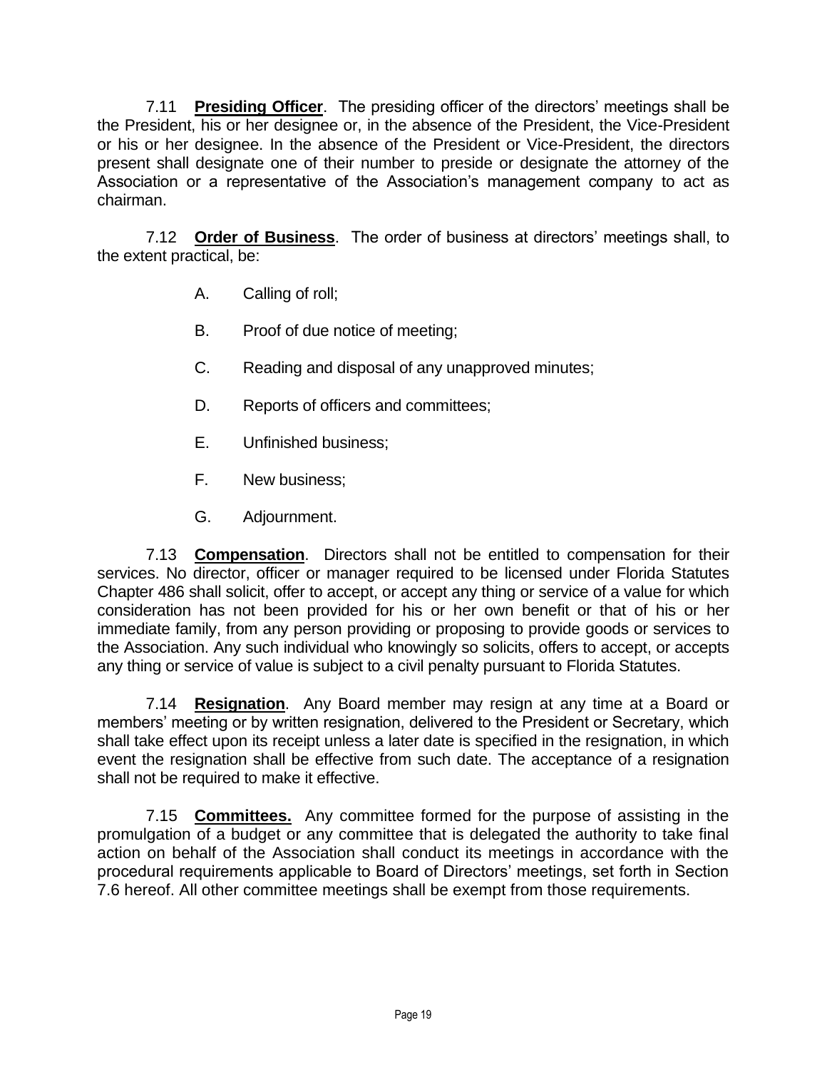7.11 **Presiding Officer**. The presiding officer of the directors' meetings shall be the President, his or her designee or, in the absence of the President, the Vice-President or his or her designee. In the absence of the President or Vice-President, the directors present shall designate one of their number to preside or designate the attorney of the Association or a representative of the Association's management company to act as chairman.

7.12 **Order of Business**. The order of business at directors' meetings shall, to the extent practical, be:

A. Calling of roll;

B. Proof of due notice of meeting;

C. Reading and disposal of any unapproved minutes;

D. Reports of officers and committees;

E. Unfinished business;

F. New business;

G. Adjournment.

7.13 **Compensation**. Directors shall not be entitled to compensation for their services. No director, officer or manager required to be licensed under Florida Statutes Chapter 486 shall solicit, offer to accept, or accept any thing or service of a value for which consideration has not been provided for his or her own benefit or that of his or her immediate family, from any person providing or proposing to provide goods or services to the Association. Any such individual who knowingly so solicits, offers to accept, or accepts any thing or service of value is subject to a civil penalty pursuant to Florida Statutes.

7.14 **Resignation**. Any Board member may resign at any time at a Board or members' meeting or by written resignation, delivered to the President or Secretary, which shall take effect upon its receipt unless a later date is specified in the resignation, in which event the resignation shall be effective from such date. The acceptance of a resignation shall not be required to make it effective.

7.15 **Committees.** Any committee formed for the purpose of assisting in the promulgation of a budget or any committee that is delegated the authority to take final action on behalf of the Association shall conduct its meetings in accordance with the procedural requirements applicable to Board of Directors' meetings, set forth in Section 7.6 hereof. All other committee meetings shall be exempt from those requirements.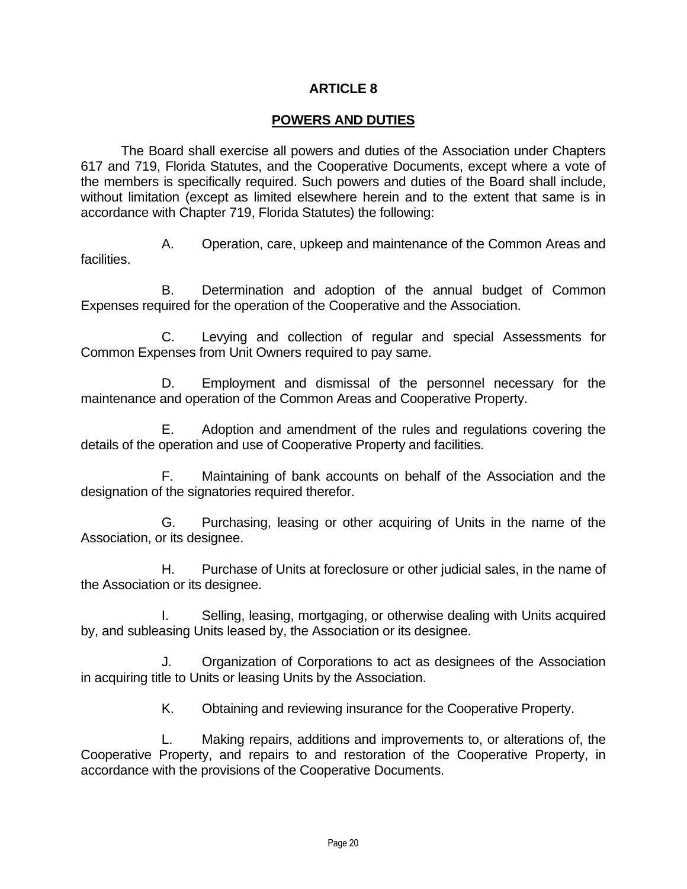# ARTICLE 8

## POWERS AND DUTIES

The Board shall exercise all powers and duties of the Association under Chapters 617 and 719, Florida Statutes, and the Cooperative Documents, except where a vote of the members is specifically required. Such powers and duties of the Board shall include, without limitation (except as limited elsewhere herein and to the extent that same is in accordance with Chapter 719, Florida Statutes) the following:

A. Operation, care, upkeep and maintenance of the Common Areas and facilities.

B. Determination and adoption of the annual budget of Common Expenses required for the operation of the Cooperative and the Association.

C. Levying and collection of regular and special Assessments for Common Expenses from Unit Owners required to pay same.

D. Employment and dismissal of the personnel necessary for the maintenance and operation of the Common Areas and Cooperative Property.

E. Adoption and amendment of the rules and regulations covering the details of the operation and use of Cooperative Property and facilities.

F. Maintaining of bank accounts on behalf of the Association and the designation of the signatories required therefor.

G. Purchasing, leasing or other acquiring of Units in the name of the Association, or its designee.

H. Purchase of Units at foreclosure or other judicial sales, in the name of the Association or its designee.

I. Selling, leasing, mortgaging, or otherwise dealing with Units acquired by, and subleasing Units leased by, the Association or its designee.

J. Organization of Corporations to act as designees of the Association in acquiring title to Units or leasing Units by the Association.

K. Obtaining and reviewing insurance for the Cooperative Property.

L. Making repairs, additions and improvements to, or alterations of, the Cooperative Property, and repairs to and restoration of the Cooperative Property, in accordance with the provisions of the Cooperative Documents.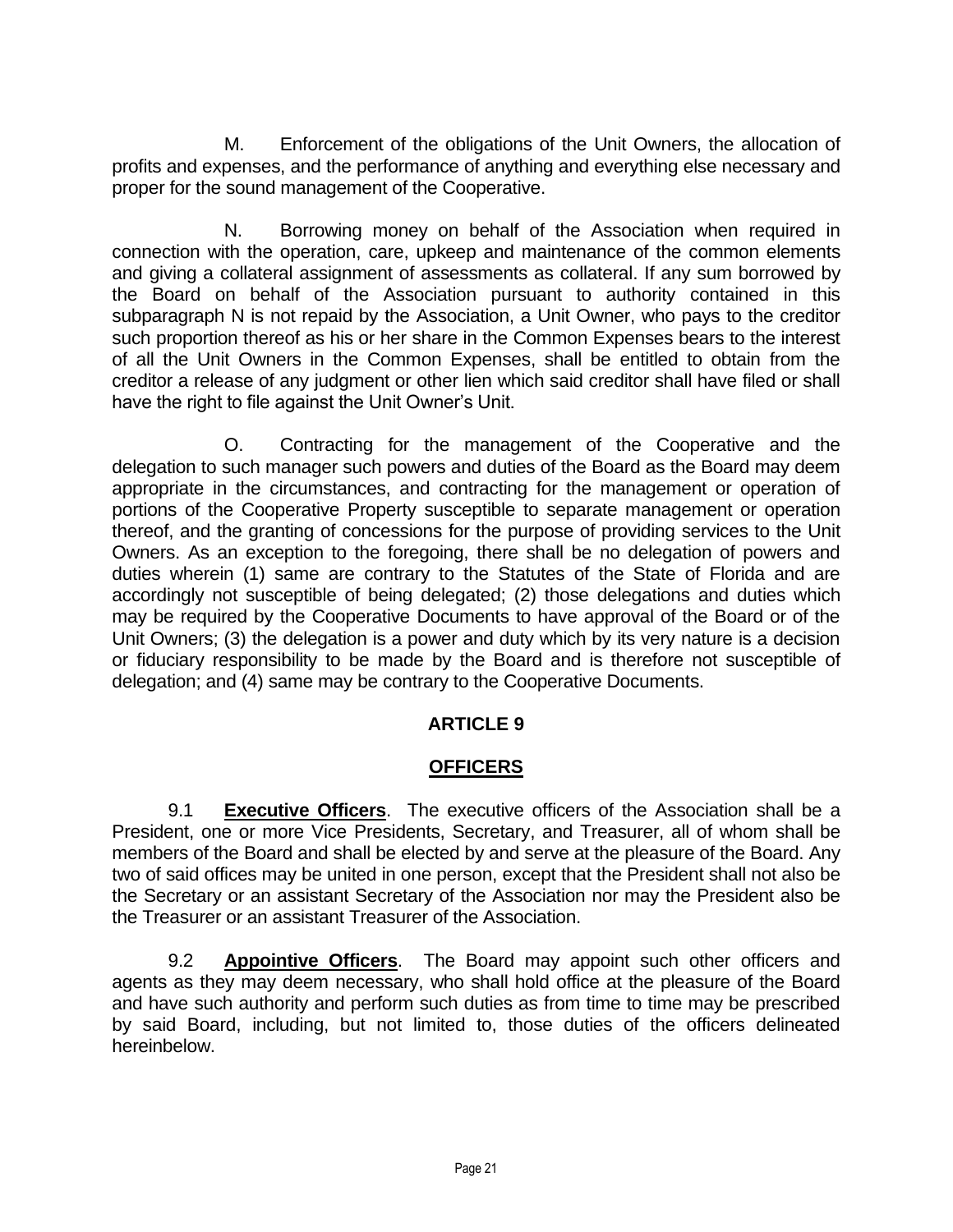M. Enforcement of the obligations of the Unit Owners, the allocation of profits and expenses, and the performance of anything and everything else necessary and proper for the sound management of the Cooperative.

N. Borrowing money on behalf of the Association when required in connection with the operation, care, upkeep and maintenance of the common elements and giving a collateral assignment of assessments as collateral. If any sum borrowed by the Board on behalf of the Association pursuant to authority contained in this subparagraph N is not repaid by the Association, a Unit Owner, who pays to the creditor such proportion thereof as his or her share in the Common Expenses bears to the interest of all the Unit Owners in the Common Expenses, shall be entitled to obtain from the creditor a release of any judgment or other lien which said creditor shall have filed or shall have the right to file against the Unit Owner's Unit.

O. Contracting for the management of the Cooperative and the delegation to such manager such powers and duties of the Board as the Board may deem appropriate in the circumstances, and contracting for the management or operation of portions of the Cooperative Property susceptible to separate management or operation thereof, and the granting of concessions for the purpose of providing services to the Unit Owners. As an exception to the foregoing, there shall be no delegation of powers and duties wherein (1) same are contrary to the Statutes of the State of Florida and are accordingly not susceptible of being delegated; (2) those delegations and duties which may be required by the Cooperative Documents to have approval of the Board or of the Unit Owners; (3) the delegation is a power and duty which by its very nature is a decision or fiduciary responsibility to be made by the Board and is therefore not susceptible of delegation; and (4) same may be contrary to the Cooperative Documents.

## ARTICLE 9

## OFFICERS

9.1 **Executive Officers**. The executive officers of the Association shall be a President, one or more Vice Presidents, Secretary, and Treasurer, all of whom shall be members of the Board and shall be elected by and serve at the pleasure of the Board. Any two of said offices may be united in one person, except that the President shall not also be the Secretary or an assistant Secretary of the Association nor may the President also be the Treasurer or an assistant Treasurer of the Association.

9.2 **Appointive Officers**. The Board may appoint such other officers and agents as they may deem necessary, who shall hold office at the pleasure of the Board and have such authority and perform such duties as from time to time may be prescribed by said Board, including, but not limited to, those duties of the officers delineated hereinbelow.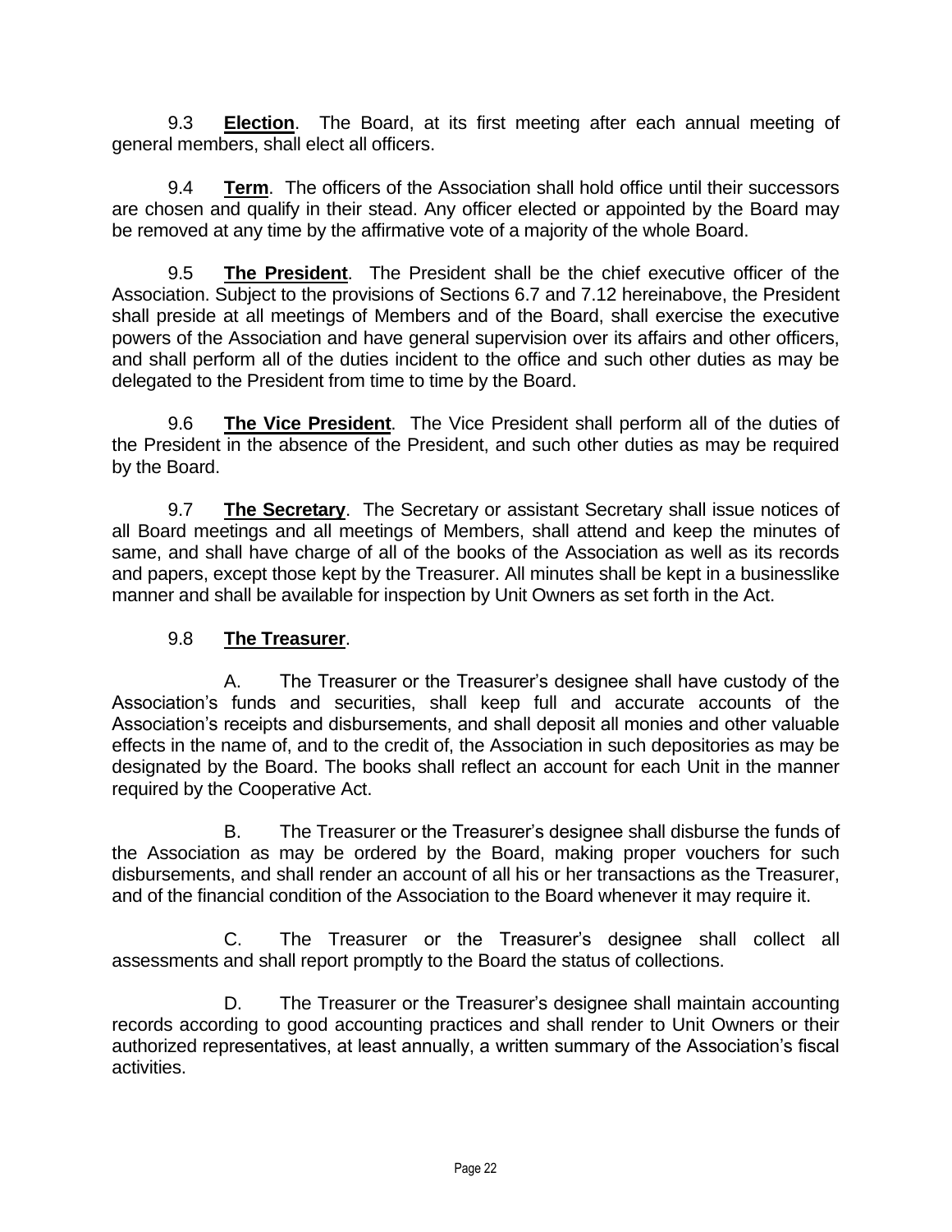9.3 **Election**. The Board, at its first meeting after each annual meeting of general members, shall elect all officers.

9.4 **Term**. The officers of the Association shall hold office until their successors are chosen and qualify in their stead. Any officer elected or appointed by the Board may be removed at any time by the affirmative vote of a majority of the whole Board.

9.5 **The President**. The President shall be the chief executive officer of the Association. Subject to the provisions of Sections 6.7 and 7.12 hereinabove, the President shall preside at all meetings of Members and of the Board, shall exercise the executive powers of the Association and have general supervision over its affairs and other officers, and shall perform all of the duties incident to the office and such other duties as may be delegated to the President from time to time by the Board.

9.6 **The Vice President**. The Vice President shall perform all of the duties of the President in the absence of the President, and such other duties as may be required by the Board.

9.7 **The Secretary**. The Secretary or assistant Secretary shall issue notices of all Board meetings and all meetings of Members, shall attend and keep the minutes of same, and shall have charge of all of the books of the Association as well as its records and papers, except those kept by the Treasurer. All minutes shall be kept in a businesslike manner and shall be available for inspection by Unit Owners as set forth in the Act.

9.8 **The Treasurer**.

A. The Treasurer or the Treasurer's designee shall have custody of the Association's funds and securities, shall keep full and accurate accounts of the Association's receipts and disbursements, and shall deposit all monies and other valuable effects in the name of, and to the credit of, the Association in such depositories as may be designated by the Board. The books shall reflect an account for each Unit in the manner required by the Cooperative Act.

B. The Treasurer or the Treasurer's designee shall disburse the funds of the Association as may be ordered by the Board, making proper vouchers for such disbursements, and shall render an account of all his or her transactions as the Treasurer, and of the financial condition of the Association to the Board whenever it may require it.

C. The Treasurer or the Treasurer's designee shall collect all assessments and shall report promptly to the Board the status of collections.

D. The Treasurer or the Treasurer's designee shall maintain accounting records according to good accounting practices and shall render to Unit Owners or their authorized representatives, at least annually, a written summary of the Association's fiscal activities.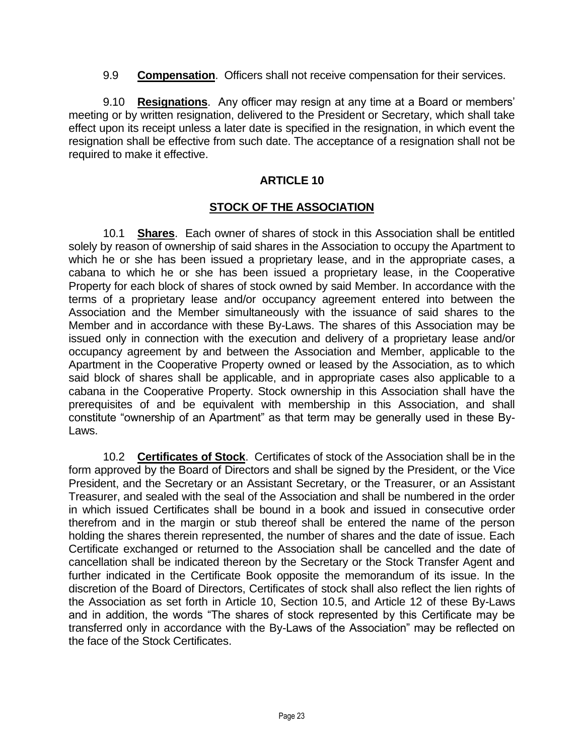9.9 **Compensation**. Officers shall not receive compensation for their services.

9.10 **Resignations**. Any officer may resign at any time at a Board or members' meeting or by written resignation, delivered to the President or Secretary, which shall take effect upon its receipt unless a later date is specified in the resignation, in which event the resignation shall be effective from such date. The acceptance of a resignation shall not be required to make it effective.

## ARTICLE 10

## STOCK OF THE ASSOCIATION

10.1 **Shares**. Each owner of shares of stock in this Association shall be entitled solely by reason of ownership of said shares in the Association to occupy the Apartment to which he or she has been issued a proprietary lease, and in the appropriate cases, a cabana to which he or she has been issued a proprietary lease, in the Cooperative Property for each block of shares of stock owned by said Member. In accordance with the terms of a proprietary lease and/or occupancy agreement entered into between the Association and the Member simultaneously with the issuance of said shares to the Member and in accordance with these By-Laws. The shares of this Association may be issued only in connection with the execution and delivery of a proprietary lease and/or occupancy agreement by and between the Association and Member, applicable to the Apartment in the Cooperative Property owned or leased by the Association, as to which said block of shares shall be applicable, and in appropriate cases also applicable to a cabana in the Cooperative Property. Stock ownership in this Association shall have the prerequisites of and be equivalent with membership in this Association, and shall constitute "ownership of an Apartment" as that term may be generally used in these By-Laws.

10.2 **Certificates of Stock**. Certificates of stock of the Association shall be in the form approved by the Board of Directors and shall be signed by the President, or the Vice President, and the Secretary or an Assistant Secretary, or the Treasurer, or an Assistant Treasurer, and sealed with the seal of the Association and shall be numbered in the order in which issued Certificates shall be bound in a book and issued in consecutive order therefrom and in the margin or stub thereof shall be entered the name of the person holding the shares therein represented, the number of shares and the date of issue. Each Certificate exchanged or returned to the Association shall be cancelled and the date of cancellation shall be indicated thereon by the Secretary or the Stock Transfer Agent and further indicated in the Certificate Book opposite the memorandum of its issue. In the discretion of the Board of Directors, Certificates of stock shall also reflect the lien rights of the Association as set forth in Article 10, Section 10.5, and Article 12 of these By-Laws and in addition, the words "The shares of stock represented by this Certificate may be transferred only in accordance with the By-Laws of the Association" may be reflected on the face of the Stock Certificates.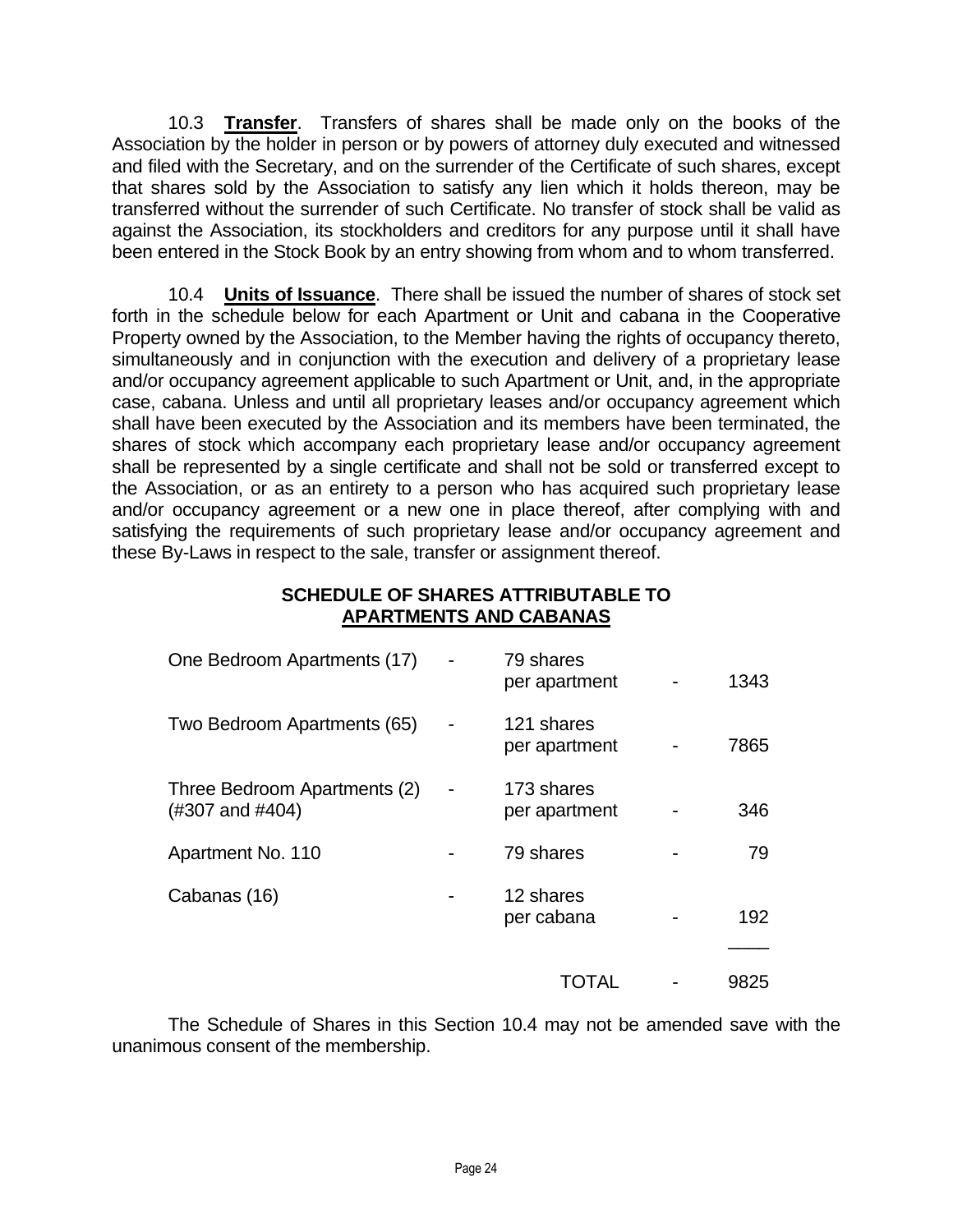10.3 **Transfer**. Transfers of shares shall be made only on the books of the Association by the holder in person or by powers of attorney duly executed and witnessed and filed with the Secretary, and on the surrender of the Certificate of such shares, except that shares sold by the Association to satisfy any lien which it holds thereon, may be transferred without the surrender of such Certificate. No transfer of stock shall be valid as against the Association, its stockholders and creditors for any purpose until it shall have been entered in the Stock Book by an entry showing from whom and to whom transferred.

10.4 **Units of Issuance**. There shall be issued the number of shares of stock set forth in the schedule below for each Apartment or Unit and cabana in the Cooperative Property owned by the Association, to the Member having the rights of occupancy thereto, simultaneously and in conjunction with the execution and delivery of a proprietary lease and/or occupancy agreement applicable to such Apartment or Unit, and, in the appropriate case, cabana. Unless and until all proprietary leases and/or occupancy agreement which shall have been executed by the Association and its members have been terminated, the shares of stock which accompany each proprietary lease and/or occupancy agreement shall be represented by a single certificate and shall not be sold or transferred except to the Association, or as an entirety to a person who has acquired such proprietary lease and/or occupancy agreement or a new one in place thereof, after complying with and satisfying the requirements of such proprietary lease and/or occupancy agreement and these By-Laws in respect to the sale, transfer or assignment thereof.

**SCHEDULE OF SHARES ATTRIBUTABLE TO APARTMENTS AND CABANAS**

| | | | | |
|---|---|---|---|---|
| One Bedroom Apartments (17) | - | 79 shares per apartment | - | 1343 |
| Two Bedroom Apartments (65) | - | 121 shares per apartment | - | 7865 |
| Three Bedroom Apartments (2) (#307 and #404) | - | 173 shares per apartment | - | 346 |
| Apartment No. 110 | - | 79 shares | - | 79 |
| Cabanas (16) | - | 12 shares per cabana | - | 192 |
| | | TOTAL | - | 9825 |

The Schedule of Shares in this Section 10.4 may not be amended save with the unanimous consent of the membership.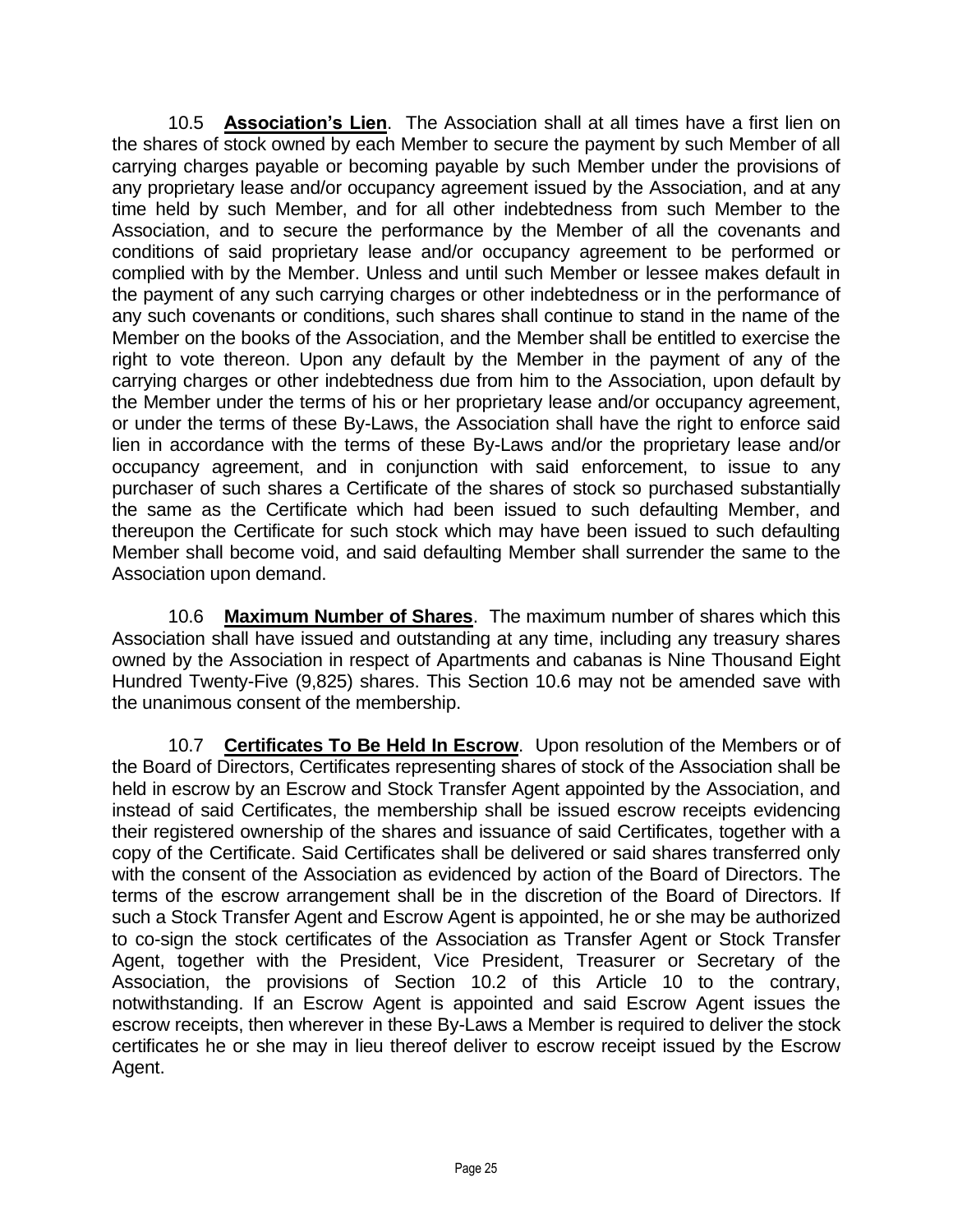10.5 **<u>Association's Lien</u>**. The Association shall at all times have a first lien on the shares of stock owned by each Member to secure the payment by such Member of all carrying charges payable or becoming payable by such Member under the provisions of any proprietary lease and/or occupancy agreement issued by the Association, and at any time held by such Member, and for all other indebtedness from such Member to the Association, and to secure the performance by the Member of all the covenants and conditions of said proprietary lease and/or occupancy agreement to be performed or complied with by the Member. Unless and until such Member or lessee makes default in the payment of any such carrying charges or other indebtedness or in the performance of any such covenants or conditions, such shares shall continue to stand in the name of the Member on the books of the Association, and the Member shall be entitled to exercise the right to vote thereon. Upon any default by the Member in the payment of any of the carrying charges or other indebtedness due from him to the Association, upon default by the Member under the terms of his or her proprietary lease and/or occupancy agreement, or under the terms of these By-Laws, the Association shall have the right to enforce said lien in accordance with the terms of these By-Laws and/or the proprietary lease and/or occupancy agreement, and in conjunction with said enforcement, to issue to any purchaser of such shares a Certificate of the shares of stock so purchased substantially the same as the Certificate which had been issued to such defaulting Member, and thereupon the Certificate for such stock which may have been issued to such defaulting Member shall become void, and said defaulting Member shall surrender the same to the Association upon demand.

10.6 **<u>Maximum Number of Shares</u>**. The maximum number of shares which this Association shall have issued and outstanding at any time, including any treasury shares owned by the Association in respect of Apartments and cabanas is Nine Thousand Eight Hundred Twenty-Five (9,825) shares. This Section 10.6 may not be amended save with the unanimous consent of the membership.

10.7 **<u>Certificates To Be Held In Escrow</u>**. Upon resolution of the Members or of the Board of Directors, Certificates representing shares of stock of the Association shall be held in escrow by an Escrow and Stock Transfer Agent appointed by the Association, and instead of said Certificates, the membership shall be issued escrow receipts evidencing their registered ownership of the shares and issuance of said Certificates, together with a copy of the Certificate. Said Certificates shall be delivered or said shares transferred only with the consent of the Association as evidenced by action of the Board of Directors. The terms of the escrow arrangement shall be in the discretion of the Board of Directors. If such a Stock Transfer Agent and Escrow Agent is appointed, he or she may be authorized to co-sign the stock certificates of the Association as Transfer Agent or Stock Transfer Agent, together with the President, Vice President, Treasurer or Secretary of the Association, the provisions of Section 10.2 of this Article 10 to the contrary, notwithstanding. If an Escrow Agent is appointed and said Escrow Agent issues the escrow receipts, then wherever in these By-Laws a Member is required to deliver the stock certificates he or she may in lieu thereof deliver to escrow receipt issued by the Escrow Agent.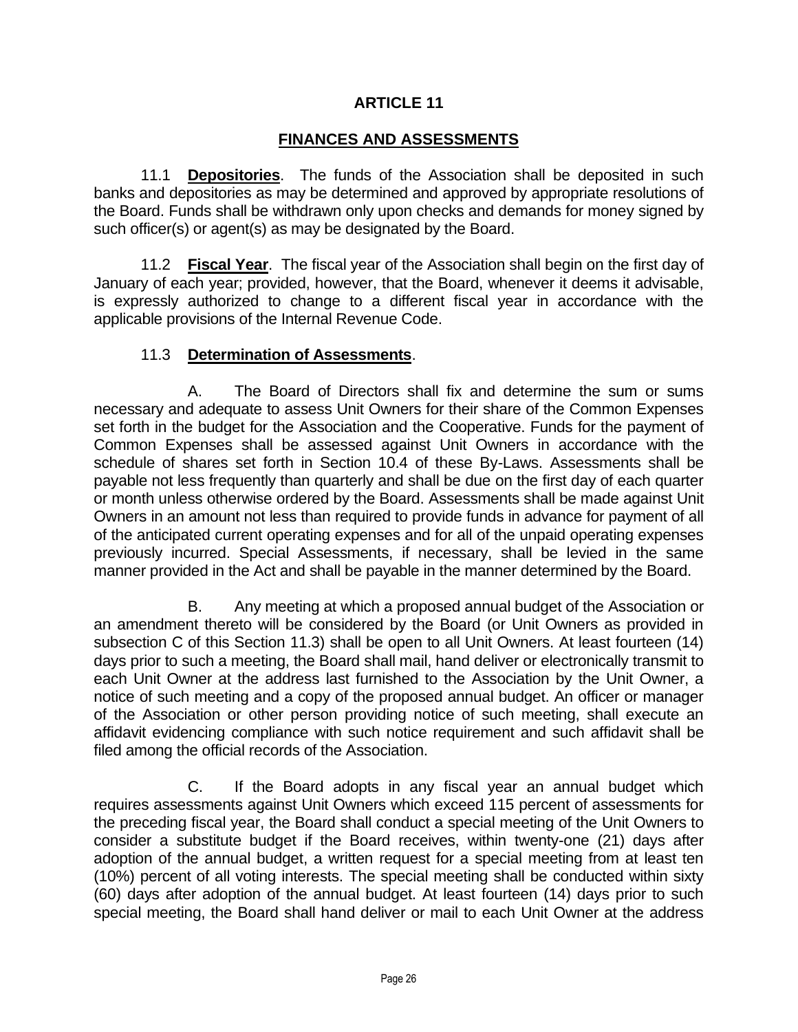# ARTICLE 11

## FINANCES AND ASSESSMENTS

11.1 **Depositories**. The funds of the Association shall be deposited in such banks and depositories as may be determined and approved by appropriate resolutions of the Board. Funds shall be withdrawn only upon checks and demands for money signed by such officer(s) or agent(s) as may be designated by the Board.

11.2 **Fiscal Year**. The fiscal year of the Association shall begin on the first day of January of each year; provided, however, that the Board, whenever it deems it advisable, is expressly authorized to change to a different fiscal year in accordance with the applicable provisions of the Internal Revenue Code.

11.3 **Determination of Assessments**.

A. The Board of Directors shall fix and determine the sum or sums necessary and adequate to assess Unit Owners for their share of the Common Expenses set forth in the budget for the Association and the Cooperative. Funds for the payment of Common Expenses shall be assessed against Unit Owners in accordance with the schedule of shares set forth in Section 10.4 of these By-Laws. Assessments shall be payable not less frequently than quarterly and shall be due on the first day of each quarter or month unless otherwise ordered by the Board. Assessments shall be made against Unit Owners in an amount not less than required to provide funds in advance for payment of all of the anticipated current operating expenses and for all of the unpaid operating expenses previously incurred. Special Assessments, if necessary, shall be levied in the same manner provided in the Act and shall be payable in the manner determined by the Board.

B. Any meeting at which a proposed annual budget of the Association or an amendment thereto will be considered by the Board (or Unit Owners as provided in subsection C of this Section 11.3) shall be open to all Unit Owners. At least fourteen (14) days prior to such a meeting, the Board shall mail, hand deliver or electronically transmit to each Unit Owner at the address last furnished to the Association by the Unit Owner, a notice of such meeting and a copy of the proposed annual budget. An officer or manager of the Association or other person providing notice of such meeting, shall execute an affidavit evidencing compliance with such notice requirement and such affidavit shall be filed among the official records of the Association.

C. If the Board adopts in any fiscal year an annual budget which requires assessments against Unit Owners which exceed 115 percent of assessments for the preceding fiscal year, the Board shall conduct a special meeting of the Unit Owners to consider a substitute budget if the Board receives, within twenty-one (21) days after adoption of the annual budget, a written request for a special meeting from at least ten (10%) percent of all voting interests. The special meeting shall be conducted within sixty (60) days after adoption of the annual budget. At least fourteen (14) days prior to such special meeting, the Board shall hand deliver or mail to each Unit Owner at the address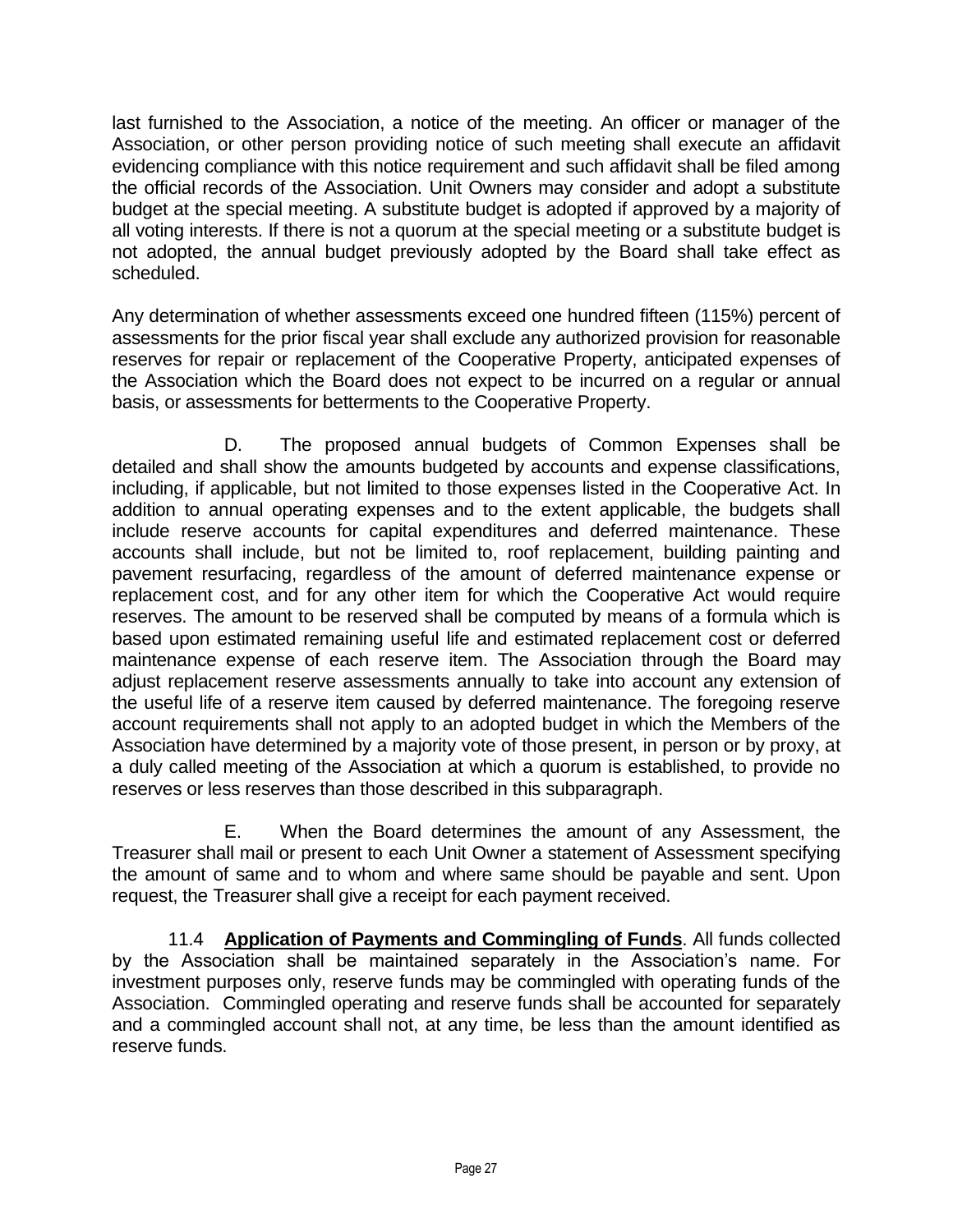last furnished to the Association, a notice of the meeting. An officer or manager of the Association, or other person providing notice of such meeting shall execute an affidavit evidencing compliance with this notice requirement and such affidavit shall be filed among the official records of the Association. Unit Owners may consider and adopt a substitute budget at the special meeting. A substitute budget is adopted if approved by a majority of all voting interests. If there is not a quorum at the special meeting or a substitute budget is not adopted, the annual budget previously adopted by the Board shall take effect as scheduled.

Any determination of whether assessments exceed one hundred fifteen (115%) percent of assessments for the prior fiscal year shall exclude any authorized provision for reasonable reserves for repair or replacement of the Cooperative Property, anticipated expenses of the Association which the Board does not expect to be incurred on a regular or annual basis, or assessments for betterments to the Cooperative Property.

D. The proposed annual budgets of Common Expenses shall be detailed and shall show the amounts budgeted by accounts and expense classifications, including, if applicable, but not limited to those expenses listed in the Cooperative Act. In addition to annual operating expenses and to the extent applicable, the budgets shall include reserve accounts for capital expenditures and deferred maintenance. These accounts shall include, but not be limited to, roof replacement, building painting and pavement resurfacing, regardless of the amount of deferred maintenance expense or replacement cost, and for any other item for which the Cooperative Act would require reserves. The amount to be reserved shall be computed by means of a formula which is based upon estimated remaining useful life and estimated replacement cost or deferred maintenance expense of each reserve item. The Association through the Board may adjust replacement reserve assessments annually to take into account any extension of the useful life of a reserve item caused by deferred maintenance. The foregoing reserve account requirements shall not apply to an adopted budget in which the Members of the Association have determined by a majority vote of those present, in person or by proxy, at a duly called meeting of the Association at which a quorum is established, to provide no reserves or less reserves than those described in this subparagraph.

E. When the Board determines the amount of any Assessment, the Treasurer shall mail or present to each Unit Owner a statement of Assessment specifying the amount of same and to whom and where same should be payable and sent. Upon request, the Treasurer shall give a receipt for each payment received.

11.4 **Application of Payments and Commingling of Funds**. All funds collected by the Association shall be maintained separately in the Association's name. For investment purposes only, reserve funds may be commingled with operating funds of the Association. Commingled operating and reserve funds shall be accounted for separately and a commingled account shall not, at any time, be less than the amount identified as reserve funds.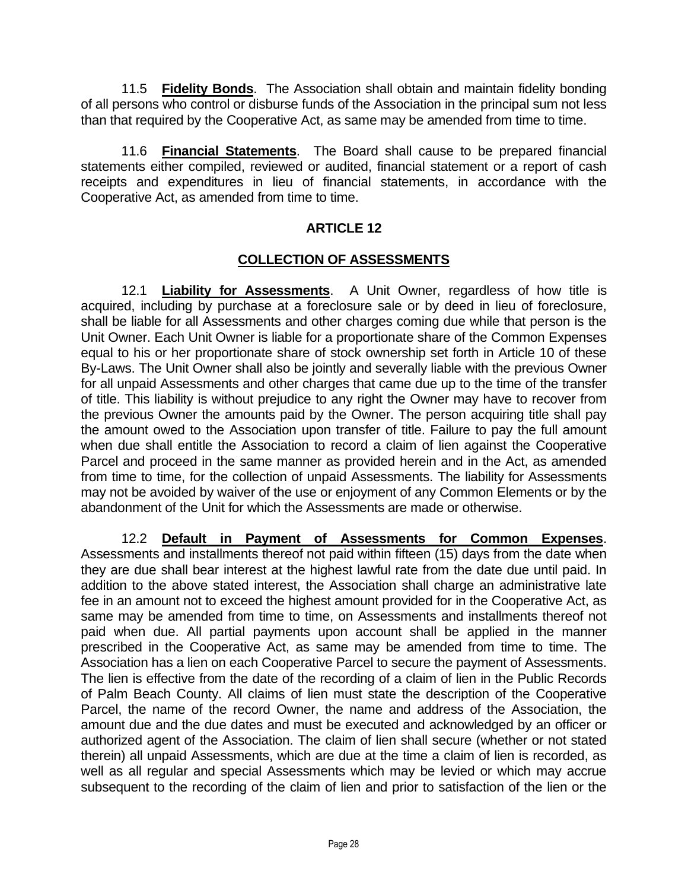11.5 **Fidelity Bonds**. The Association shall obtain and maintain fidelity bonding of all persons who control or disburse funds of the Association in the principal sum not less than that required by the Cooperative Act, as same may be amended from time to time.

11.6 **Financial Statements**. The Board shall cause to be prepared financial statements either compiled, reviewed or audited, financial statement or a report of cash receipts and expenditures in lieu of financial statements, in accordance with the Cooperative Act, as amended from time to time.

## ARTICLE 12

## COLLECTION OF ASSESSMENTS

12.1 **Liability for Assessments**. A Unit Owner, regardless of how title is acquired, including by purchase at a foreclosure sale or by deed in lieu of foreclosure, shall be liable for all Assessments and other charges coming due while that person is the Unit Owner. Each Unit Owner is liable for a proportionate share of the Common Expenses equal to his or her proportionate share of stock ownership set forth in Article 10 of these By-Laws. The Unit Owner shall also be jointly and severally liable with the previous Owner for all unpaid Assessments and other charges that came due up to the time of the transfer of title. This liability is without prejudice to any right the Owner may have to recover from the previous Owner the amounts paid by the Owner. The person acquiring title shall pay the amount owed to the Association upon transfer of title. Failure to pay the full amount when due shall entitle the Association to record a claim of lien against the Cooperative Parcel and proceed in the same manner as provided herein and in the Act, as amended from time to time, for the collection of unpaid Assessments. The liability for Assessments may not be avoided by waiver of the use or enjoyment of any Common Elements or by the abandonment of the Unit for which the Assessments are made or otherwise.

12.2 **Default in Payment of Assessments for Common Expenses**. Assessments and installments thereof not paid within fifteen (15) days from the date when they are due shall bear interest at the highest lawful rate from the date due until paid. In addition to the above stated interest, the Association shall charge an administrative late fee in an amount not to exceed the highest amount provided for in the Cooperative Act, as same may be amended from time to time, on Assessments and installments thereof not paid when due. All partial payments upon account shall be applied in the manner prescribed in the Cooperative Act, as same may be amended from time to time. The Association has a lien on each Cooperative Parcel to secure the payment of Assessments. The lien is effective from the date of the recording of a claim of lien in the Public Records of Palm Beach County. All claims of lien must state the description of the Cooperative Parcel, the name of the record Owner, the name and address of the Association, the amount due and the due dates and must be executed and acknowledged by an officer or authorized agent of the Association. The claim of lien shall secure (whether or not stated therein) all unpaid Assessments, which are due at the time a claim of lien is recorded, as well as all regular and special Assessments which may be levied or which may accrue subsequent to the recording of the claim of lien and prior to satisfaction of the lien or the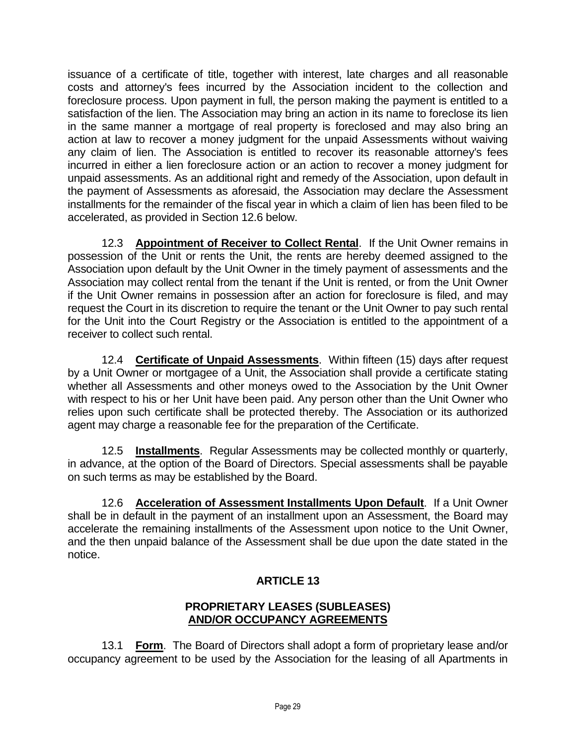issuance of a certificate of title, together with interest, late charges and all reasonable costs and attorney's fees incurred by the Association incident to the collection and foreclosure process. Upon payment in full, the person making the payment is entitled to a satisfaction of the lien. The Association may bring an action in its name to foreclose its lien in the same manner a mortgage of real property is foreclosed and may also bring an action at law to recover a money judgment for the unpaid Assessments without waiving any claim of lien. The Association is entitled to recover its reasonable attorney's fees incurred in either a lien foreclosure action or an action to recover a money judgment for unpaid assessments. As an additional right and remedy of the Association, upon default in the payment of Assessments as aforesaid, the Association may declare the Assessment installments for the remainder of the fiscal year in which a claim of lien has been filed to be accelerated, as provided in Section 12.6 below.

12.3 **Appointment of Receiver to Collect Rental**. If the Unit Owner remains in possession of the Unit or rents the Unit, the rents are hereby deemed assigned to the Association upon default by the Unit Owner in the timely payment of assessments and the Association may collect rental from the tenant if the Unit is rented, or from the Unit Owner if the Unit Owner remains in possession after an action for foreclosure is filed, and may request the Court in its discretion to require the tenant or the Unit Owner to pay such rental for the Unit into the Court Registry or the Association is entitled to the appointment of a receiver to collect such rental.

12.4 **Certificate of Unpaid Assessments**. Within fifteen (15) days after request by a Unit Owner or mortgagee of a Unit, the Association shall provide a certificate stating whether all Assessments and other moneys owed to the Association by the Unit Owner with respect to his or her Unit have been paid. Any person other than the Unit Owner who relies upon such certificate shall be protected thereby. The Association or its authorized agent may charge a reasonable fee for the preparation of the Certificate.

12.5 **Installments**. Regular Assessments may be collected monthly or quarterly, in advance, at the option of the Board of Directors. Special assessments shall be payable on such terms as may be established by the Board.

12.6 **Acceleration of Assessment Installments Upon Default**. If a Unit Owner shall be in default in the payment of an installment upon an Assessment, the Board may accelerate the remaining installments of the Assessment upon notice to the Unit Owner, and the then unpaid balance of the Assessment shall be due upon the date stated in the notice.

## ARTICLE 13

### PROPRIETARY LEASES (SUBLEASES) AND/OR OCCUPANCY AGREEMENTS

13.1 **Form**. The Board of Directors shall adopt a form of proprietary lease and/or occupancy agreement to be used by the Association for the leasing of all Apartments in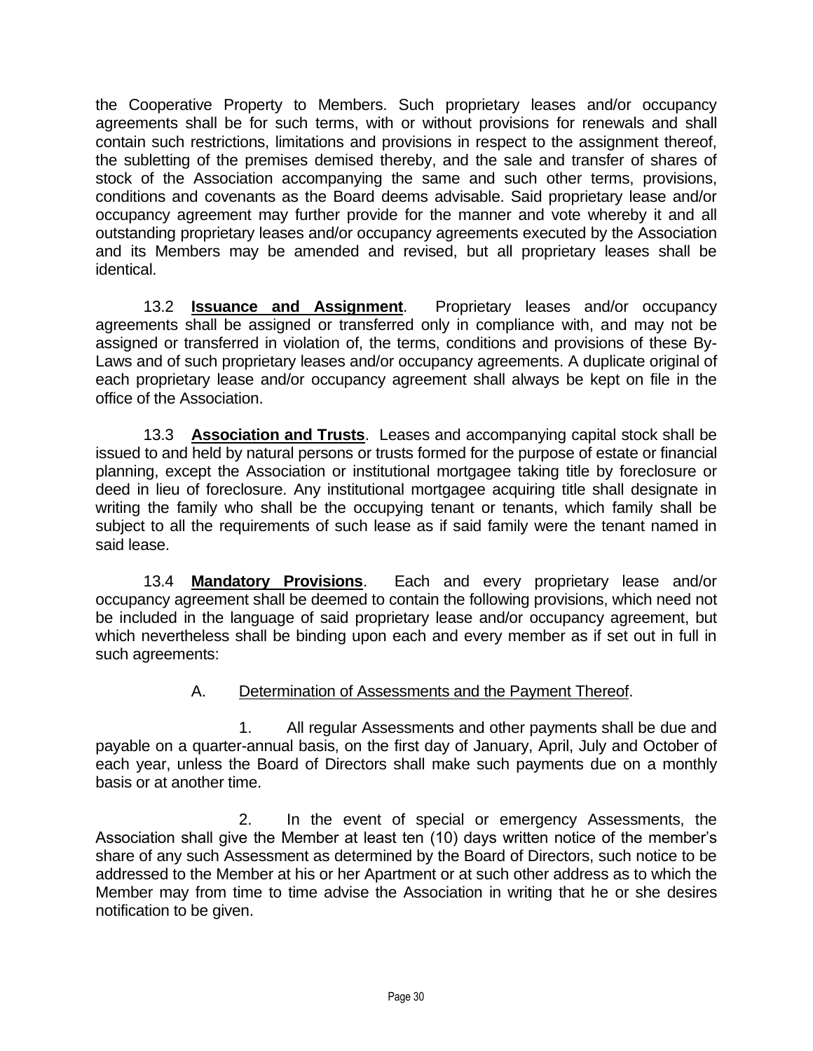the Cooperative Property to Members. Such proprietary leases and/or occupancy agreements shall be for such terms, with or without provisions for renewals and shall contain such restrictions, limitations and provisions in respect to the assignment thereof, the subletting of the premises demised thereby, and the sale and transfer of shares of stock of the Association accompanying the same and such other terms, provisions, conditions and covenants as the Board deems advisable. Said proprietary lease and/or occupancy agreement may further provide for the manner and vote whereby it and all outstanding proprietary leases and/or occupancy agreements executed by the Association and its Members may be amended and revised, but all proprietary leases shall be identical.

13.2 **Issuance and Assignment**. Proprietary leases and/or occupancy agreements shall be assigned or transferred only in compliance with, and may not be assigned or transferred in violation of, the terms, conditions and provisions of these By-Laws and of such proprietary leases and/or occupancy agreements. A duplicate original of each proprietary lease and/or occupancy agreement shall always be kept on file in the office of the Association.

13.3 **Association and Trusts**. Leases and accompanying capital stock shall be issued to and held by natural persons or trusts formed for the purpose of estate or financial planning, except the Association or institutional mortgagee taking title by foreclosure or deed in lieu of foreclosure. Any institutional mortgagee acquiring title shall designate in writing the family who shall be the occupying tenant or tenants, which family shall be subject to all the requirements of such lease as if said family were the tenant named in said lease.

13.4 **Mandatory Provisions**. Each and every proprietary lease and/or occupancy agreement shall be deemed to contain the following provisions, which need not be included in the language of said proprietary lease and/or occupancy agreement, but which nevertheless shall be binding upon each and every member as if set out in full in such agreements:

A. Determination of Assessments and the Payment Thereof.

1. All regular Assessments and other payments shall be due and payable on a quarter-annual basis, on the first day of January, April, July and October of each year, unless the Board of Directors shall make such payments due on a monthly basis or at another time.

2. In the event of special or emergency Assessments, the Association shall give the Member at least ten (10) days written notice of the member's share of any such Assessment as determined by the Board of Directors, such notice to be addressed to the Member at his or her Apartment or at such other address as to which the Member may from time to time advise the Association in writing that he or she desires notification to be given.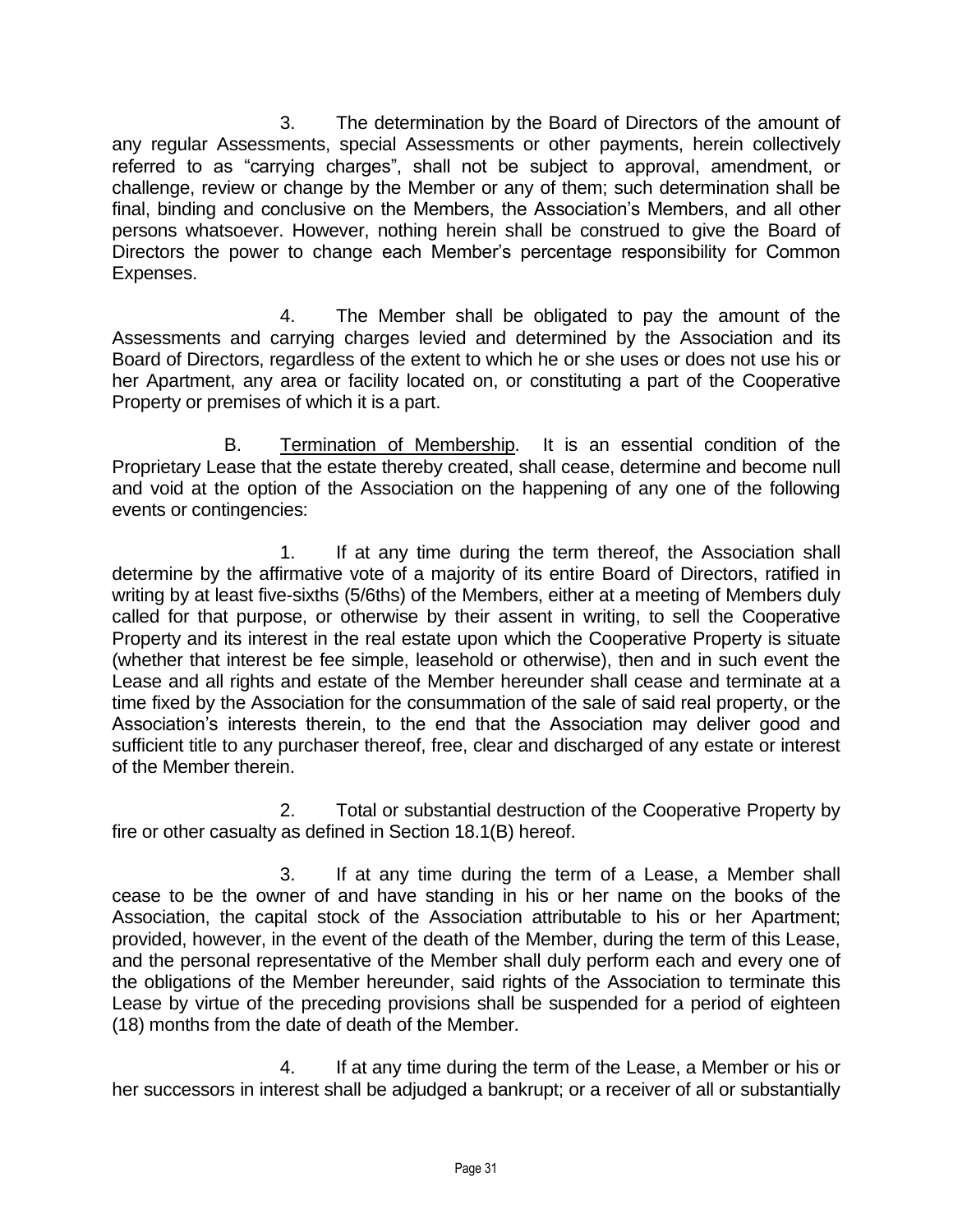3. The determination by the Board of Directors of the amount of any regular Assessments, special Assessments or other payments, herein collectively referred to as "carrying charges", shall not be subject to approval, amendment, or challenge, review or change by the Member or any of them; such determination shall be final, binding and conclusive on the Members, the Association's Members, and all other persons whatsoever. However, nothing herein shall be construed to give the Board of Directors the power to change each Member's percentage responsibility for Common Expenses.

4. The Member shall be obligated to pay the amount of the Assessments and carrying charges levied and determined by the Association and its Board of Directors, regardless of the extent to which he or she uses or does not use his or her Apartment, any area or facility located on, or constituting a part of the Cooperative Property or premises of which it is a part.

B. Termination of Membership. It is an essential condition of the Proprietary Lease that the estate thereby created, shall cease, determine and become null and void at the option of the Association on the happening of any one of the following events or contingencies:

1. If at any time during the term thereof, the Association shall determine by the affirmative vote of a majority of its entire Board of Directors, ratified in writing by at least five-sixths (5/6ths) of the Members, either at a meeting of Members duly called for that purpose, or otherwise by their assent in writing, to sell the Cooperative Property and its interest in the real estate upon which the Cooperative Property is situate (whether that interest be fee simple, leasehold or otherwise), then and in such event the Lease and all rights and estate of the Member hereunder shall cease and terminate at a time fixed by the Association for the consummation of the sale of said real property, or the Association's interests therein, to the end that the Association may deliver good and sufficient title to any purchaser thereof, free, clear and discharged of any estate or interest of the Member therein.

2. Total or substantial destruction of the Cooperative Property by fire or other casualty as defined in Section 18.1(B) hereof.

3. If at any time during the term of a Lease, a Member shall cease to be the owner of and have standing in his or her name on the books of the Association, the capital stock of the Association attributable to his or her Apartment; provided, however, in the event of the death of the Member, during the term of this Lease, and the personal representative of the Member shall duly perform each and every one of the obligations of the Member hereunder, said rights of the Association to terminate this Lease by virtue of the preceding provisions shall be suspended for a period of eighteen (18) months from the date of death of the Member.

4. If at any time during the term of the Lease, a Member or his or her successors in interest shall be adjudged a bankrupt; or a receiver of all or substantially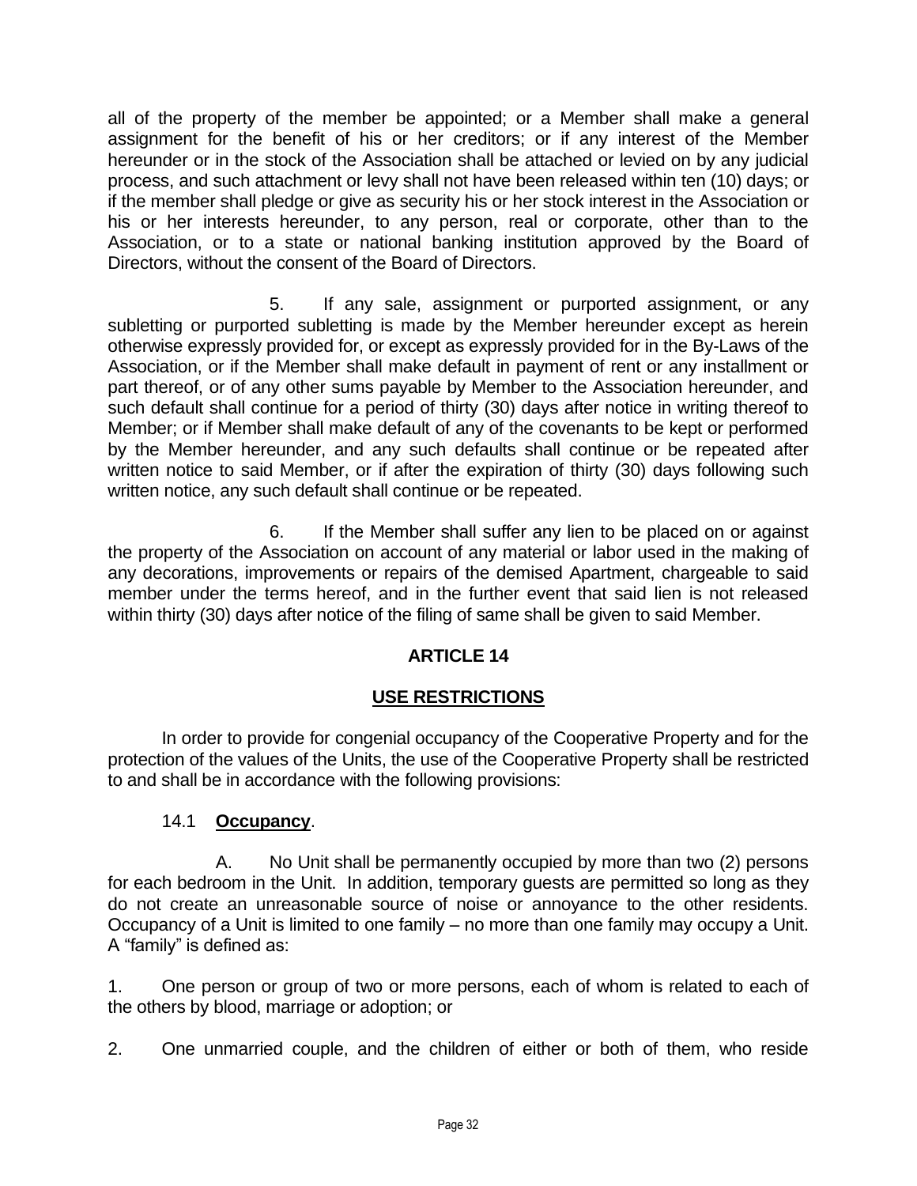all of the property of the member be appointed; or a Member shall make a general assignment for the benefit of his or her creditors; or if any interest of the Member hereunder or in the stock of the Association shall be attached or levied on by any judicial process, and such attachment or levy shall not have been released within ten (10) days; or if the member shall pledge or give as security his or her stock interest in the Association or his or her interests hereunder, to any person, real or corporate, other than to the Association, or to a state or national banking institution approved by the Board of Directors, without the consent of the Board of Directors.

5. If any sale, assignment or purported assignment, or any subletting or purported subletting is made by the Member hereunder except as herein otherwise expressly provided for, or except as expressly provided for in the By-Laws of the Association, or if the Member shall make default in payment of rent or any installment or part thereof, or of any other sums payable by Member to the Association hereunder, and such default shall continue for a period of thirty (30) days after notice in writing thereof to Member; or if Member shall make default of any of the covenants to be kept or performed by the Member hereunder, and any such defaults shall continue or be repeated after written notice to said Member, or if after the expiration of thirty (30) days following such written notice, any such default shall continue or be repeated.

6. If the Member shall suffer any lien to be placed on or against the property of the Association on account of any material or labor used in the making of any decorations, improvements or repairs of the demised Apartment, chargeable to said member under the terms hereof, and in the further event that said lien is not released within thirty (30) days after notice of the filing of same shall be given to said Member.

## ARTICLE 14

## USE RESTRICTIONS

In order to provide for congenial occupancy of the Cooperative Property and for the protection of the values of the Units, the use of the Cooperative Property shall be restricted to and shall be in accordance with the following provisions:

### 14.1 **Occupancy**.

A. No Unit shall be permanently occupied by more than two (2) persons for each bedroom in the Unit. In addition, temporary guests are permitted so long as they do not create an unreasonable source of noise or annoyance to the other residents. Occupancy of a Unit is limited to one family – no more than one family may occupy a Unit. A "family" is defined as:

1. One person or group of two or more persons, each of whom is related to each of the others by blood, marriage or adoption; or

2. One unmarried couple, and the children of either or both of them, who reside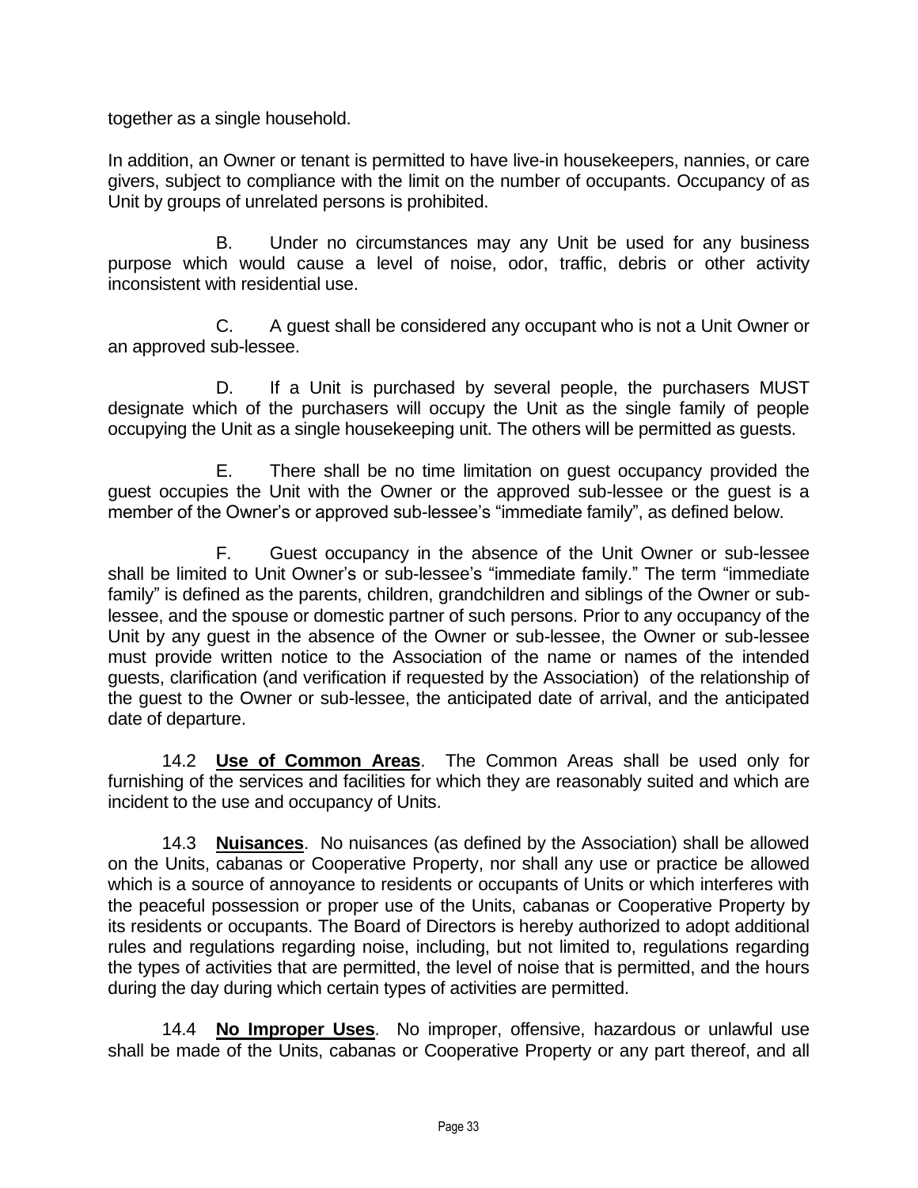together as a single household.

In addition, an Owner or tenant is permitted to have live-in housekeepers, nannies, or care givers, subject to compliance with the limit on the number of occupants. Occupancy of as Unit by groups of unrelated persons is prohibited.

B. Under no circumstances may any Unit be used for any business purpose which would cause a level of noise, odor, traffic, debris or other activity inconsistent with residential use.

C. A guest shall be considered any occupant who is not a Unit Owner or an approved sub-lessee.

D. If a Unit is purchased by several people, the purchasers MUST designate which of the purchasers will occupy the Unit as the single family of people occupying the Unit as a single housekeeping unit. The others will be permitted as guests.

E. There shall be no time limitation on guest occupancy provided the guest occupies the Unit with the Owner or the approved sub-lessee or the guest is a member of the Owner's or approved sub-lessee's "immediate family", as defined below.

F. Guest occupancy in the absence of the Unit Owner or sub-lessee shall be limited to Unit Owner's or sub-lessee's "immediate family." The term "immediate family" is defined as the parents, children, grandchildren and siblings of the Owner or sub-lessee, and the spouse or domestic partner of such persons. Prior to any occupancy of the Unit by any guest in the absence of the Owner or sub-lessee, the Owner or sub-lessee must provide written notice to the Association of the name or names of the intended guests, clarification (and verification if requested by the Association) of the relationship of the guest to the Owner or sub-lessee, the anticipated date of arrival, and the anticipated date of departure.

14.2 **Use of Common Areas**. The Common Areas shall be used only for furnishing of the services and facilities for which they are reasonably suited and which are incident to the use and occupancy of Units.

14.3 **Nuisances**. No nuisances (as defined by the Association) shall be allowed on the Units, cabanas or Cooperative Property, nor shall any use or practice be allowed which is a source of annoyance to residents or occupants of Units or which interferes with the peaceful possession or proper use of the Units, cabanas or Cooperative Property by its residents or occupants. The Board of Directors is hereby authorized to adopt additional rules and regulations regarding noise, including, but not limited to, regulations regarding the types of activities that are permitted, the level of noise that is permitted, and the hours during the day during which certain types of activities are permitted.

14.4 **No Improper Uses**. No improper, offensive, hazardous or unlawful use shall be made of the Units, cabanas or Cooperative Property or any part thereof, and all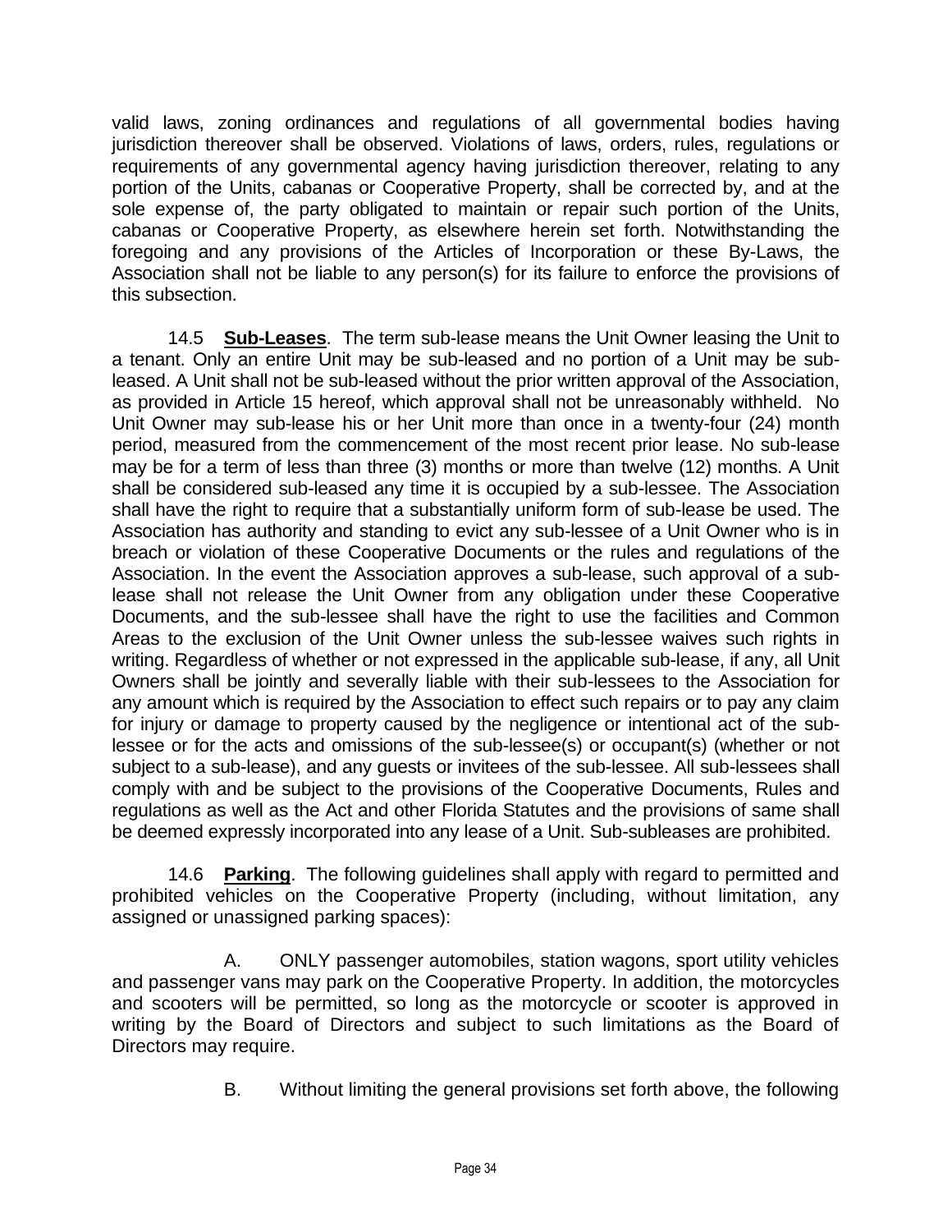valid laws, zoning ordinances and regulations of all governmental bodies having jurisdiction thereover shall be observed. Violations of laws, orders, rules, regulations or requirements of any governmental agency having jurisdiction thereover, relating to any portion of the Units, cabanas or Cooperative Property, shall be corrected by, and at the sole expense of, the party obligated to maintain or repair such portion of the Units, cabanas or Cooperative Property, as elsewhere herein set forth. Notwithstanding the foregoing and any provisions of the Articles of Incorporation or these By-Laws, the Association shall not be liable to any person(s) for its failure to enforce the provisions of this subsection.

14.5 **Sub-Leases**. The term sub-lease means the Unit Owner leasing the Unit to a tenant. Only an entire Unit may be sub-leased and no portion of a Unit may be sub-leased. A Unit shall not be sub-leased without the prior written approval of the Association, as provided in Article 15 hereof, which approval shall not be unreasonably withheld. No Unit Owner may sub-lease his or her Unit more than once in a twenty-four (24) month period, measured from the commencement of the most recent prior lease. No sub-lease may be for a term of less than three (3) months or more than twelve (12) months. A Unit shall be considered sub-leased any time it is occupied by a sub-lessee. The Association shall have the right to require that a substantially uniform form of sub-lease be used. The Association has authority and standing to evict any sub-lessee of a Unit Owner who is in breach or violation of these Cooperative Documents or the rules and regulations of the Association. In the event the Association approves a sub-lease, such approval of a sub-lease shall not release the Unit Owner from any obligation under these Cooperative Documents, and the sub-lessee shall have the right to use the facilities and Common Areas to the exclusion of the Unit Owner unless the sub-lessee waives such rights in writing. Regardless of whether or not expressed in the applicable sub-lease, if any, all Unit Owners shall be jointly and severally liable with their sub-lessees to the Association for any amount which is required by the Association to effect such repairs or to pay any claim for injury or damage to property caused by the negligence or intentional act of the sub-lessee or for the acts and omissions of the sub-lessee(s) or occupant(s) (whether or not subject to a sub-lease), and any guests or invitees of the sub-lessee. All sub-lessees shall comply with and be subject to the provisions of the Cooperative Documents, Rules and regulations as well as the Act and other Florida Statutes and the provisions of same shall be deemed expressly incorporated into any lease of a Unit. Sub-subleases are prohibited.

14.6 **Parking**. The following guidelines shall apply with regard to permitted and prohibited vehicles on the Cooperative Property (including, without limitation, any assigned or unassigned parking spaces):

A. ONLY passenger automobiles, station wagons, sport utility vehicles and passenger vans may park on the Cooperative Property. In addition, the motorcycles and scooters will be permitted, so long as the motorcycle or scooter is approved in writing by the Board of Directors and subject to such limitations as the Board of Directors may require.

B. Without limiting the general provisions set forth above, the following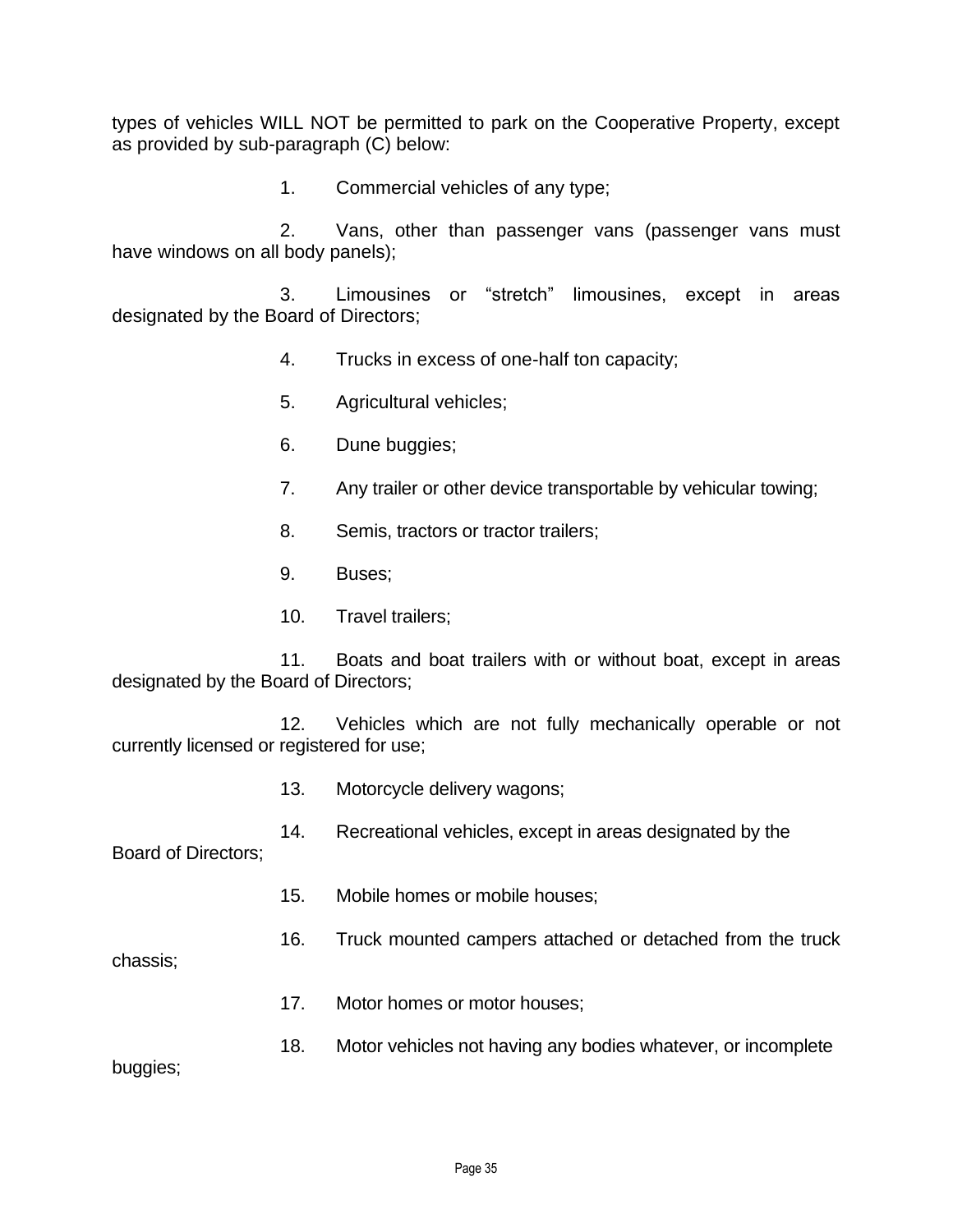types of vehicles WILL NOT be permitted to park on the Cooperative Property, except as provided by sub-paragraph (C) below:

1. Commercial vehicles of any type;

2. Vans, other than passenger vans (passenger vans must have windows on all body panels);

3. Limousines or "stretch" limousines, except in areas designated by the Board of Directors;

4. Trucks in excess of one-half ton capacity;

5. Agricultural vehicles;

6. Dune buggies;

7. Any trailer or other device transportable by vehicular towing;

8. Semis, tractors or tractor trailers;

9. Buses;

10. Travel trailers;

11. Boats and boat trailers with or without boat, except in areas designated by the Board of Directors;

12. Vehicles which are not fully mechanically operable or not currently licensed or registered for use;

13. Motorcycle delivery wagons;

14. Recreational vehicles, except in areas designated by the Board of Directors;

15. Mobile homes or mobile houses;

16. Truck mounted campers attached or detached from the truck chassis;

17. Motor homes or motor houses;

18. Motor vehicles not having any bodies whatever, or incomplete buggies;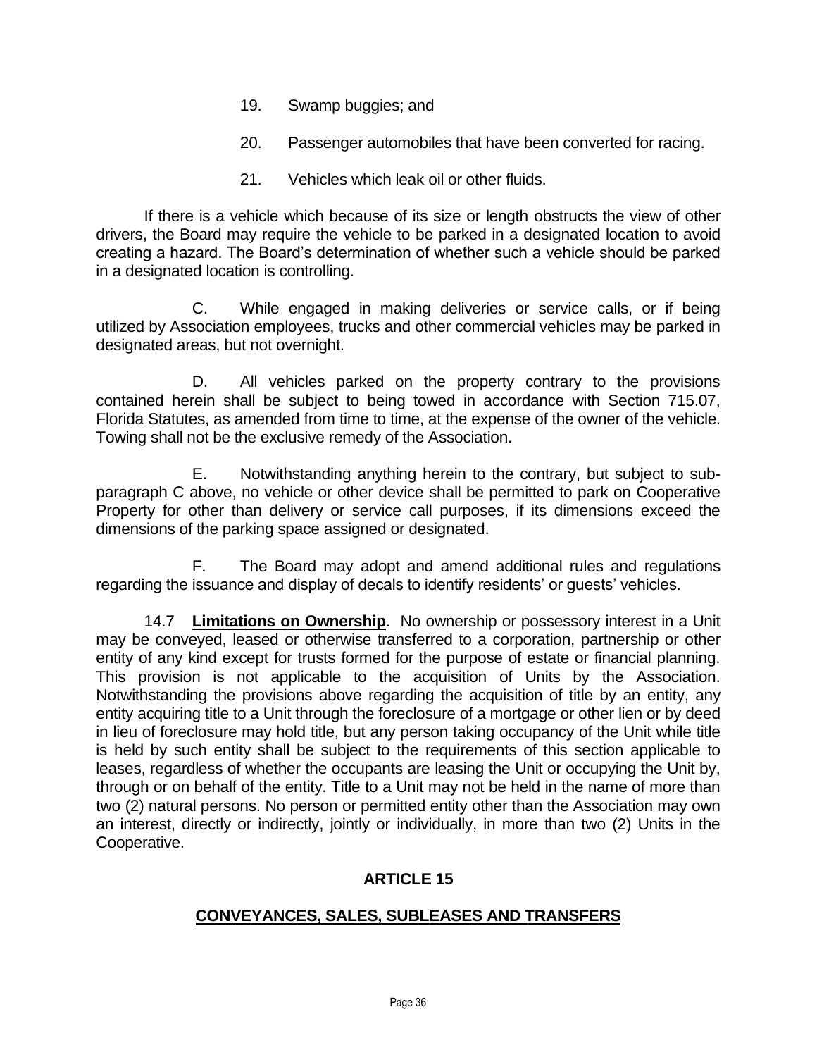19. Swamp buggies; and

20. Passenger automobiles that have been converted for racing.

21. Vehicles which leak oil or other fluids.

If there is a vehicle which because of its size or length obstructs the view of other drivers, the Board may require the vehicle to be parked in a designated location to avoid creating a hazard. The Board's determination of whether such a vehicle should be parked in a designated location is controlling.

C. While engaged in making deliveries or service calls, or if being utilized by Association employees, trucks and other commercial vehicles may be parked in designated areas, but not overnight.

D. All vehicles parked on the property contrary to the provisions contained herein shall be subject to being towed in accordance with Section 715.07, Florida Statutes, as amended from time to time, at the expense of the owner of the vehicle. Towing shall not be the exclusive remedy of the Association.

E. Notwithstanding anything herein to the contrary, but subject to sub-paragraph C above, no vehicle or other device shall be permitted to park on Cooperative Property for other than delivery or service call purposes, if its dimensions exceed the dimensions of the parking space assigned or designated.

F. The Board may adopt and amend additional rules and regulations regarding the issuance and display of decals to identify residents' or guests' vehicles.

14.7 **Limitations on Ownership**. No ownership or possessory interest in a Unit may be conveyed, leased or otherwise transferred to a corporation, partnership or other entity of any kind except for trusts formed for the purpose of estate or financial planning. This provision is not applicable to the acquisition of Units by the Association. Notwithstanding the provisions above regarding the acquisition of title by an entity, any entity acquiring title to a Unit through the foreclosure of a mortgage or other lien or by deed in lieu of foreclosure may hold title, but any person taking occupancy of the Unit while title is held by such entity shall be subject to the requirements of this section applicable to leases, regardless of whether the occupants are leasing the Unit or occupying the Unit by, through or on behalf of the entity. Title to a Unit may not be held in the name of more than two (2) natural persons. No person or permitted entity other than the Association may own an interest, directly or indirectly, jointly or individually, in more than two (2) Units in the Cooperative.

## ARTICLE 15

## CONVEYANCES, SALES, SUBLEASES AND TRANSFERS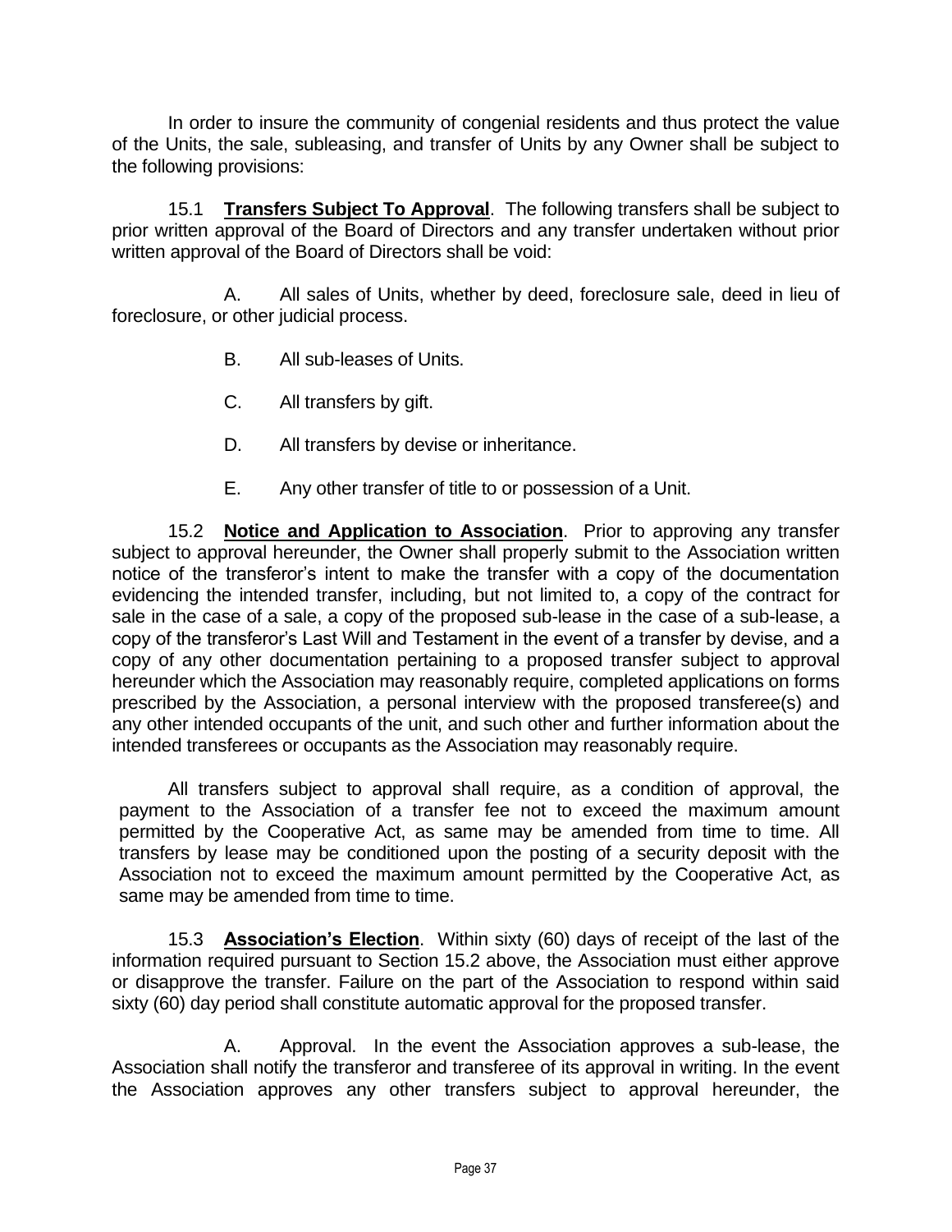In order to insure the community of congenial residents and thus protect the value of the Units, the sale, subleasing, and transfer of Units by any Owner shall be subject to the following provisions:

15.1 **Transfers Subject To Approval**. The following transfers shall be subject to prior written approval of the Board of Directors and any transfer undertaken without prior written approval of the Board of Directors shall be void:

A. All sales of Units, whether by deed, foreclosure sale, deed in lieu of foreclosure, or other judicial process.

B. All sub-leases of Units.

C. All transfers by gift.

D. All transfers by devise or inheritance.

E. Any other transfer of title to or possession of a Unit.

15.2 **Notice and Application to Association**. Prior to approving any transfer subject to approval hereunder, the Owner shall properly submit to the Association written notice of the transferor's intent to make the transfer with a copy of the documentation evidencing the intended transfer, including, but not limited to, a copy of the contract for sale in the case of a sale, a copy of the proposed sub-lease in the case of a sub-lease, a copy of the transferor's Last Will and Testament in the event of a transfer by devise, and a copy of any other documentation pertaining to a proposed transfer subject to approval hereunder which the Association may reasonably require, completed applications on forms prescribed by the Association, a personal interview with the proposed transferee(s) and any other intended occupants of the unit, and such other and further information about the intended transferees or occupants as the Association may reasonably require.

All transfers subject to approval shall require, as a condition of approval, the payment to the Association of a transfer fee not to exceed the maximum amount permitted by the Cooperative Act, as same may be amended from time to time. All transfers by lease may be conditioned upon the posting of a security deposit with the Association not to exceed the maximum amount permitted by the Cooperative Act, as same may be amended from time to time.

15.3 **Association's Election**. Within sixty (60) days of receipt of the last of the information required pursuant to Section 15.2 above, the Association must either approve or disapprove the transfer. Failure on the part of the Association to respond within said sixty (60) day period shall constitute automatic approval for the proposed transfer.

A. Approval. In the event the Association approves a sub-lease, the Association shall notify the transferor and transferee of its approval in writing. In the event the Association approves any other transfers subject to approval hereunder, the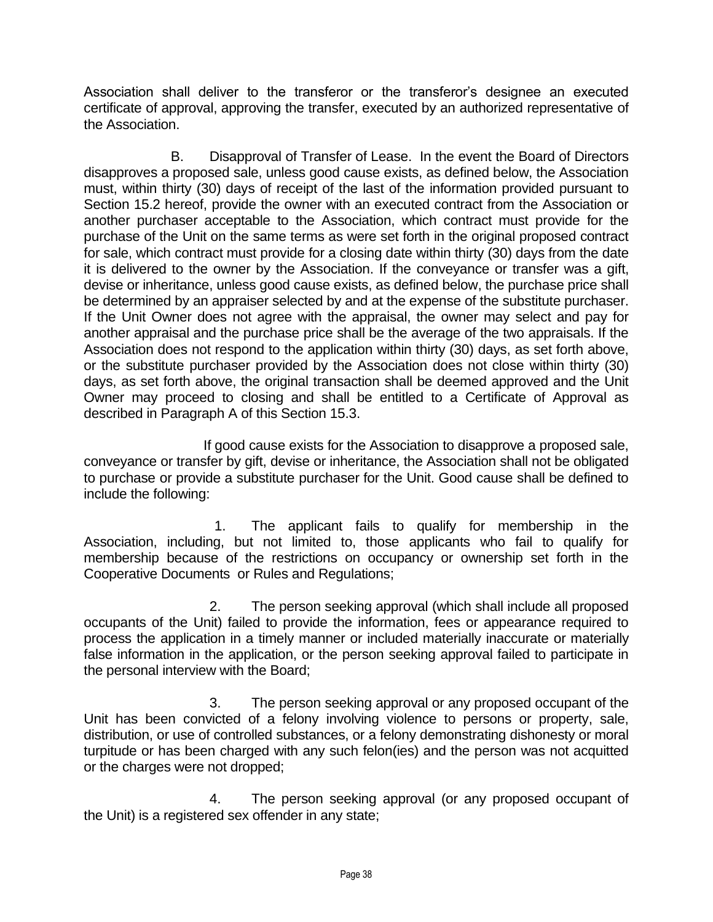Association shall deliver to the transferor or the transferor's designee an executed certificate of approval, approving the transfer, executed by an authorized representative of the Association.

B. Disapproval of Transfer of Lease. In the event the Board of Directors disapproves a proposed sale, unless good cause exists, as defined below, the Association must, within thirty (30) days of receipt of the last of the information provided pursuant to Section 15.2 hereof, provide the owner with an executed contract from the Association or another purchaser acceptable to the Association, which contract must provide for the purchase of the Unit on the same terms as were set forth in the original proposed contract for sale, which contract must provide for a closing date within thirty (30) days from the date it is delivered to the owner by the Association. If the conveyance or transfer was a gift, devise or inheritance, unless good cause exists, as defined below, the purchase price shall be determined by an appraiser selected by and at the expense of the substitute purchaser. If the Unit Owner does not agree with the appraisal, the owner may select and pay for another appraisal and the purchase price shall be the average of the two appraisals. If the Association does not respond to the application within thirty (30) days, as set forth above, or the substitute purchaser provided by the Association does not close within thirty (30) days, as set forth above, the original transaction shall be deemed approved and the Unit Owner may proceed to closing and shall be entitled to a Certificate of Approval as described in Paragraph A of this Section 15.3.

If good cause exists for the Association to disapprove a proposed sale, conveyance or transfer by gift, devise or inheritance, the Association shall not be obligated to purchase or provide a substitute purchaser for the Unit. Good cause shall be defined to include the following:

1. The applicant fails to qualify for membership in the Association, including, but not limited to, those applicants who fail to qualify for membership because of the restrictions on occupancy or ownership set forth in the Cooperative Documents or Rules and Regulations;

2. The person seeking approval (which shall include all proposed occupants of the Unit) failed to provide the information, fees or appearance required to process the application in a timely manner or included materially inaccurate or materially false information in the application, or the person seeking approval failed to participate in the personal interview with the Board;

3. The person seeking approval or any proposed occupant of the Unit has been convicted of a felony involving violence to persons or property, sale, distribution, or use of controlled substances, or a felony demonstrating dishonesty or moral turpitude or has been charged with any such felon(ies) and the person was not acquitted or the charges were not dropped;

4. The person seeking approval (or any proposed occupant of the Unit) is a registered sex offender in any state;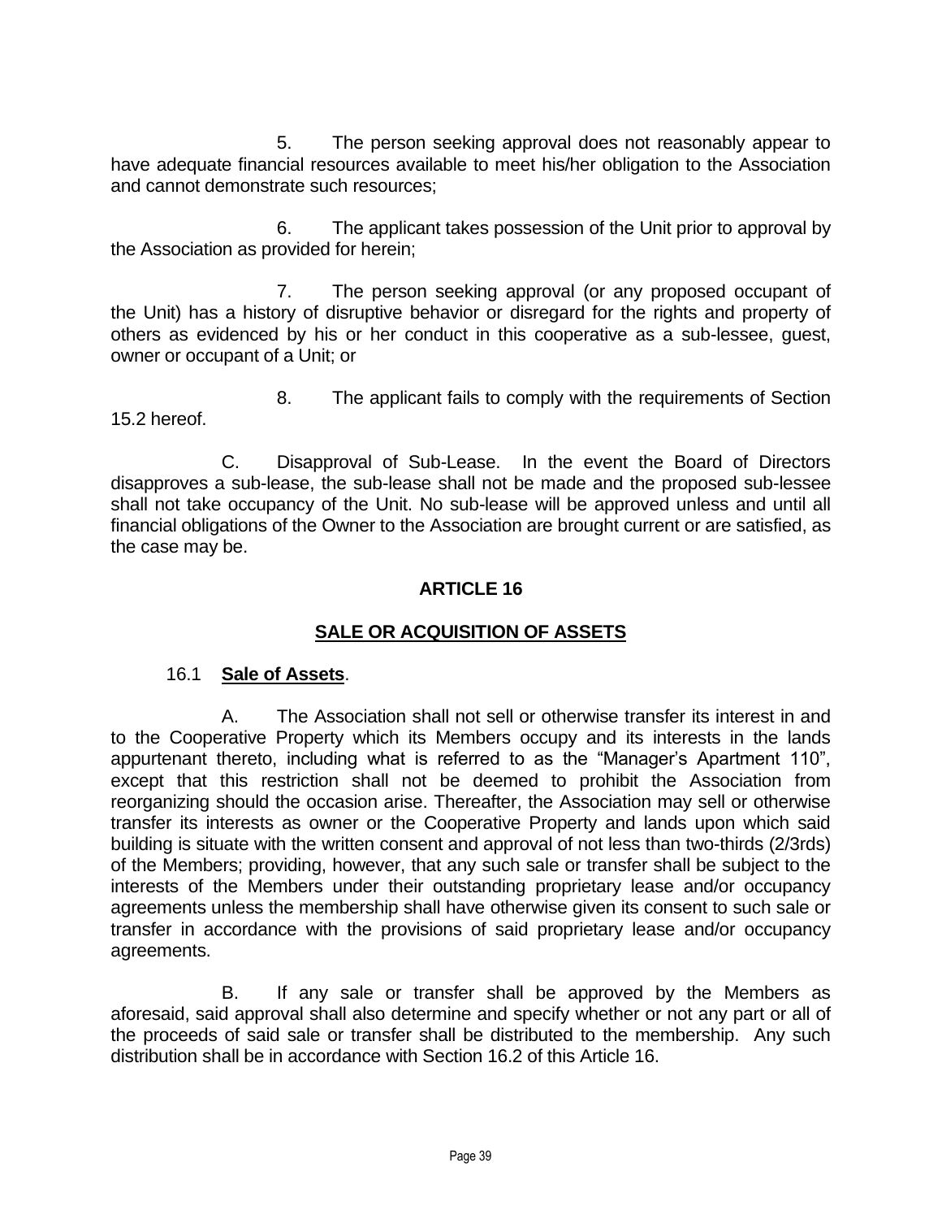5. The person seeking approval does not reasonably appear to have adequate financial resources available to meet his/her obligation to the Association and cannot demonstrate such resources;

6. The applicant takes possession of the Unit prior to approval by the Association as provided for herein;

7. The person seeking approval (or any proposed occupant of the Unit) has a history of disruptive behavior or disregard for the rights and property of others as evidenced by his or her conduct in this cooperative as a sub-lessee, guest, owner or occupant of a Unit; or

8. The applicant fails to comply with the requirements of Section 15.2 hereof.

C. Disapproval of Sub-Lease. In the event the Board of Directors disapproves a sub-lease, the sub-lease shall not be made and the proposed sub-lessee shall not take occupancy of the Unit. No sub-lease will be approved unless and until all financial obligations of the Owner to the Association are brought current or are satisfied, as the case may be.

## ARTICLE 16

## SALE OR ACQUISITION OF ASSETS

16.1 **Sale of Assets**.

A. The Association shall not sell or otherwise transfer its interest in and to the Cooperative Property which its Members occupy and its interests in the lands appurtenant thereto, including what is referred to as the "Manager's Apartment 110", except that this restriction shall not be deemed to prohibit the Association from reorganizing should the occasion arise. Thereafter, the Association may sell or otherwise transfer its interests as owner or the Cooperative Property and lands upon which said building is situate with the written consent and approval of not less than two-thirds (2/3rds) of the Members; providing, however, that any such sale or transfer shall be subject to the interests of the Members under their outstanding proprietary lease and/or occupancy agreements unless the membership shall have otherwise given its consent to such sale or transfer in accordance with the provisions of said proprietary lease and/or occupancy agreements.

B. If any sale or transfer shall be approved by the Members as aforesaid, said approval shall also determine and specify whether or not any part or all of the proceeds of said sale or transfer shall be distributed to the membership. Any such distribution shall be in accordance with Section 16.2 of this Article 16.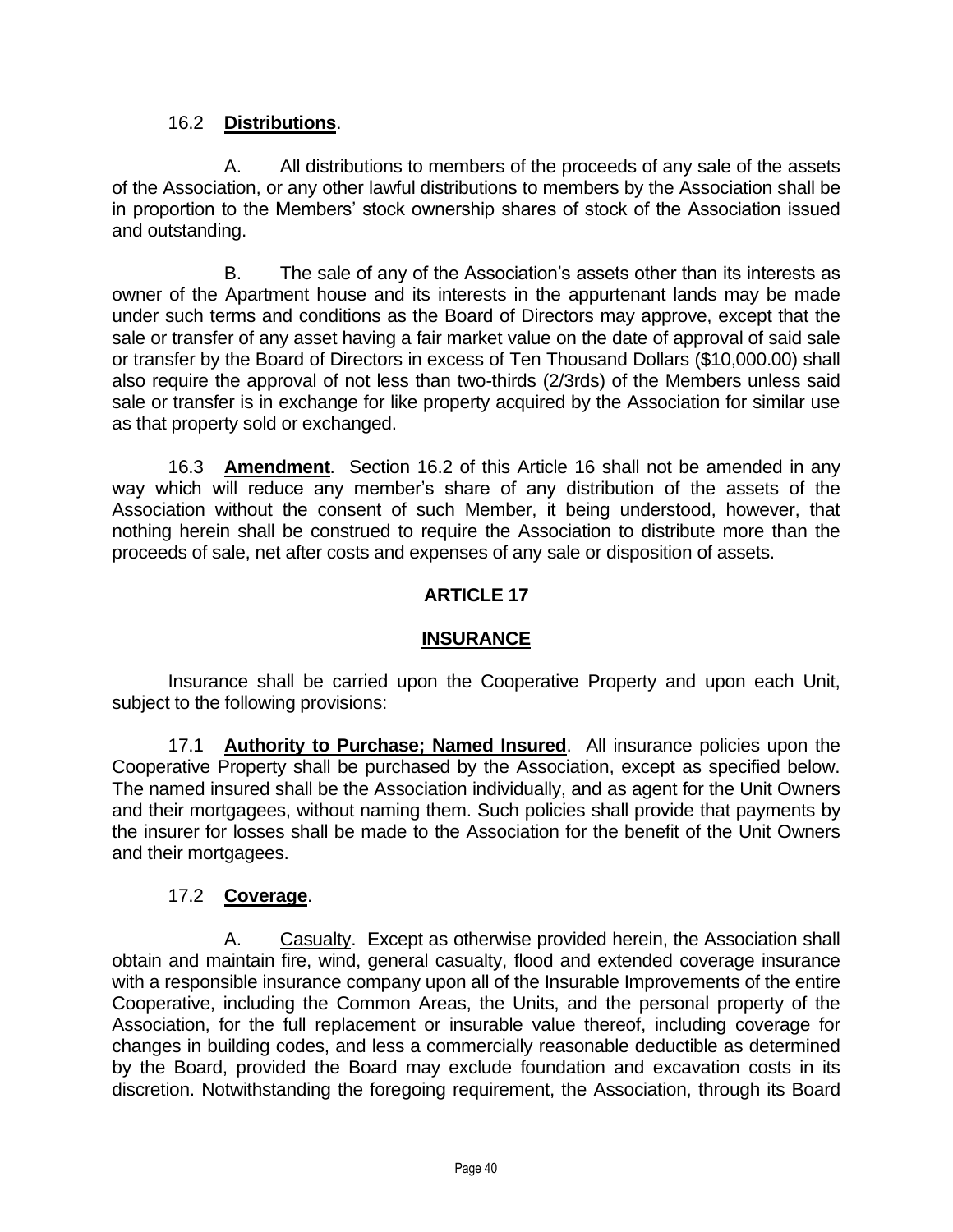16.2 **Distributions**.

A. All distributions to members of the proceeds of any sale of the assets of the Association, or any other lawful distributions to members by the Association shall be in proportion to the Members' stock ownership shares of stock of the Association issued and outstanding.

B. The sale of any of the Association's assets other than its interests as owner of the Apartment house and its interests in the appurtenant lands may be made under such terms and conditions as the Board of Directors may approve, except that the sale or transfer of any asset having a fair market value on the date of approval of said sale or transfer by the Board of Directors in excess of Ten Thousand Dollars ($10,000.00) shall also require the approval of not less than two-thirds (2/3rds) of the Members unless said sale or transfer is in exchange for like property acquired by the Association for similar use as that property sold or exchanged.

16.3 **Amendment**. Section 16.2 of this Article 16 shall not be amended in any way which will reduce any member's share of any distribution of the assets of the Association without the consent of such Member, it being understood, however, that nothing herein shall be construed to require the Association to distribute more than the proceeds of sale, net after costs and expenses of any sale or disposition of assets.

## ARTICLE 17

## INSURANCE

Insurance shall be carried upon the Cooperative Property and upon each Unit, subject to the following provisions:

17.1 **Authority to Purchase; Named Insured**. All insurance policies upon the Cooperative Property shall be purchased by the Association, except as specified below. The named insured shall be the Association individually, and as agent for the Unit Owners and their mortgagees, without naming them. Such policies shall provide that payments by the insurer for losses shall be made to the Association for the benefit of the Unit Owners and their mortgagees.

17.2 **Coverage**.

A. Casualty. Except as otherwise provided herein, the Association shall obtain and maintain fire, wind, general casualty, flood and extended coverage insurance with a responsible insurance company upon all of the Insurable Improvements of the entire Cooperative, including the Common Areas, the Units, and the personal property of the Association, for the full replacement or insurable value thereof, including coverage for changes in building codes, and less a commercially reasonable deductible as determined by the Board, provided the Board may exclude foundation and excavation costs in its discretion. Notwithstanding the foregoing requirement, the Association, through its Board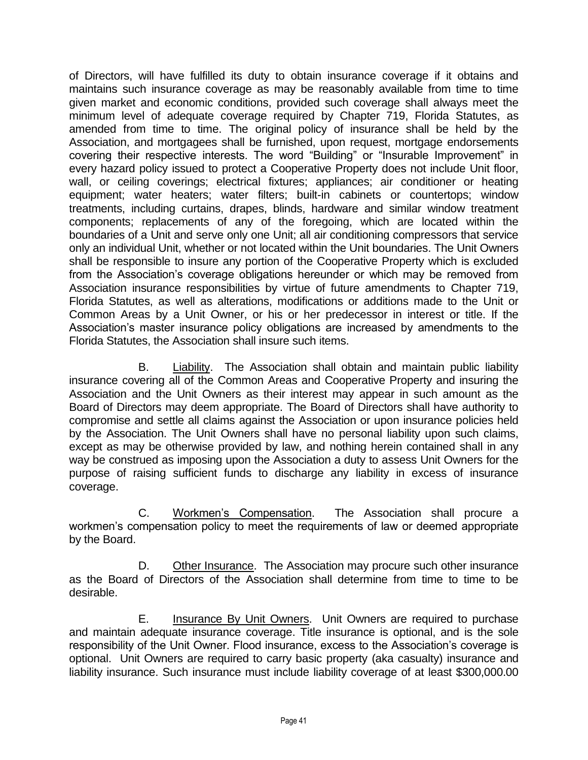of Directors, will have fulfilled its duty to obtain insurance coverage if it obtains and maintains such insurance coverage as may be reasonably available from time to time given market and economic conditions, provided such coverage shall always meet the minimum level of adequate coverage required by Chapter 719, Florida Statutes, as amended from time to time. The original policy of insurance shall be held by the Association, and mortgagees shall be furnished, upon request, mortgage endorsements covering their respective interests. The word "Building" or "Insurable Improvement" in every hazard policy issued to protect a Cooperative Property does not include Unit floor, wall, or ceiling coverings; electrical fixtures; appliances; air conditioner or heating equipment; water heaters; water filters; built-in cabinets or countertops; window treatments, including curtains, drapes, blinds, hardware and similar window treatment components; replacements of any of the foregoing, which are located within the boundaries of a Unit and serve only one Unit; all air conditioning compressors that service only an individual Unit, whether or not located within the Unit boundaries. The Unit Owners shall be responsible to insure any portion of the Cooperative Property which is excluded from the Association's coverage obligations hereunder or which may be removed from Association insurance responsibilities by virtue of future amendments to Chapter 719, Florida Statutes, as well as alterations, modifications or additions made to the Unit or Common Areas by a Unit Owner, or his or her predecessor in interest or title. If the Association's master insurance policy obligations are increased by amendments to the Florida Statutes, the Association shall insure such items.

B. Liability. The Association shall obtain and maintain public liability insurance covering all of the Common Areas and Cooperative Property and insuring the Association and the Unit Owners as their interest may appear in such amount as the Board of Directors may deem appropriate. The Board of Directors shall have authority to compromise and settle all claims against the Association or upon insurance policies held by the Association. The Unit Owners shall have no personal liability upon such claims, except as may be otherwise provided by law, and nothing herein contained shall in any way be construed as imposing upon the Association a duty to assess Unit Owners for the purpose of raising sufficient funds to discharge any liability in excess of insurance coverage.

C. Workmen's Compensation. The Association shall procure a workmen's compensation policy to meet the requirements of law or deemed appropriate by the Board.

D. Other Insurance. The Association may procure such other insurance as the Board of Directors of the Association shall determine from time to time to be desirable.

E. Insurance By Unit Owners. Unit Owners are required to purchase and maintain adequate insurance coverage. Title insurance is optional, and is the sole responsibility of the Unit Owner. Flood insurance, excess to the Association's coverage is optional. Unit Owners are required to carry basic property (aka casualty) insurance and liability insurance. Such insurance must include liability coverage of at least $300,000.00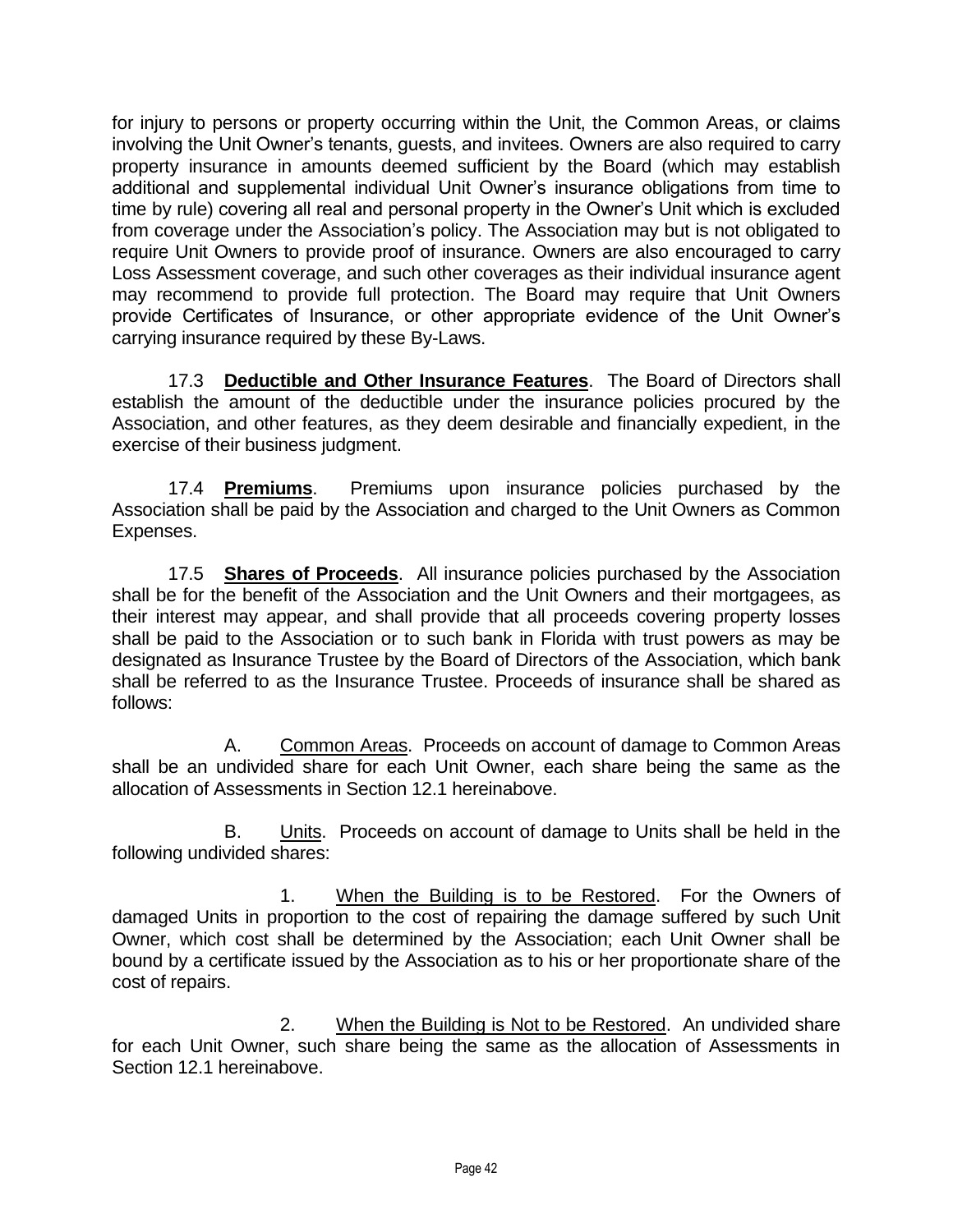for injury to persons or property occurring within the Unit, the Common Areas, or claims involving the Unit Owner's tenants, guests, and invitees. Owners are also required to carry property insurance in amounts deemed sufficient by the Board (which may establish additional and supplemental individual Unit Owner's insurance obligations from time to time by rule) covering all real and personal property in the Owner's Unit which is excluded from coverage under the Association's policy. The Association may but is not obligated to require Unit Owners to provide proof of insurance. Owners are also encouraged to carry Loss Assessment coverage, and such other coverages as their individual insurance agent may recommend to provide full protection. The Board may require that Unit Owners provide Certificates of Insurance, or other appropriate evidence of the Unit Owner's carrying insurance required by these By-Laws.

17.3 **Deductible and Other Insurance Features**. The Board of Directors shall establish the amount of the deductible under the insurance policies procured by the Association, and other features, as they deem desirable and financially expedient, in the exercise of their business judgment.

17.4 **Premiums**. Premiums upon insurance policies purchased by the Association shall be paid by the Association and charged to the Unit Owners as Common Expenses.

17.5 **Shares of Proceeds**. All insurance policies purchased by the Association shall be for the benefit of the Association and the Unit Owners and their mortgagees, as their interest may appear, and shall provide that all proceeds covering property losses shall be paid to the Association or to such bank in Florida with trust powers as may be designated as Insurance Trustee by the Board of Directors of the Association, which bank shall be referred to as the Insurance Trustee. Proceeds of insurance shall be shared as follows:

A. Common Areas. Proceeds on account of damage to Common Areas shall be an undivided share for each Unit Owner, each share being the same as the allocation of Assessments in Section 12.1 hereinabove.

B. Units. Proceeds on account of damage to Units shall be held in the following undivided shares:

1. When the Building is to be Restored. For the Owners of damaged Units in proportion to the cost of repairing the damage suffered by such Unit Owner, which cost shall be determined by the Association; each Unit Owner shall be bound by a certificate issued by the Association as to his or her proportionate share of the cost of repairs.

2. When the Building is Not to be Restored. An undivided share for each Unit Owner, such share being the same as the allocation of Assessments in Section 12.1 hereinabove.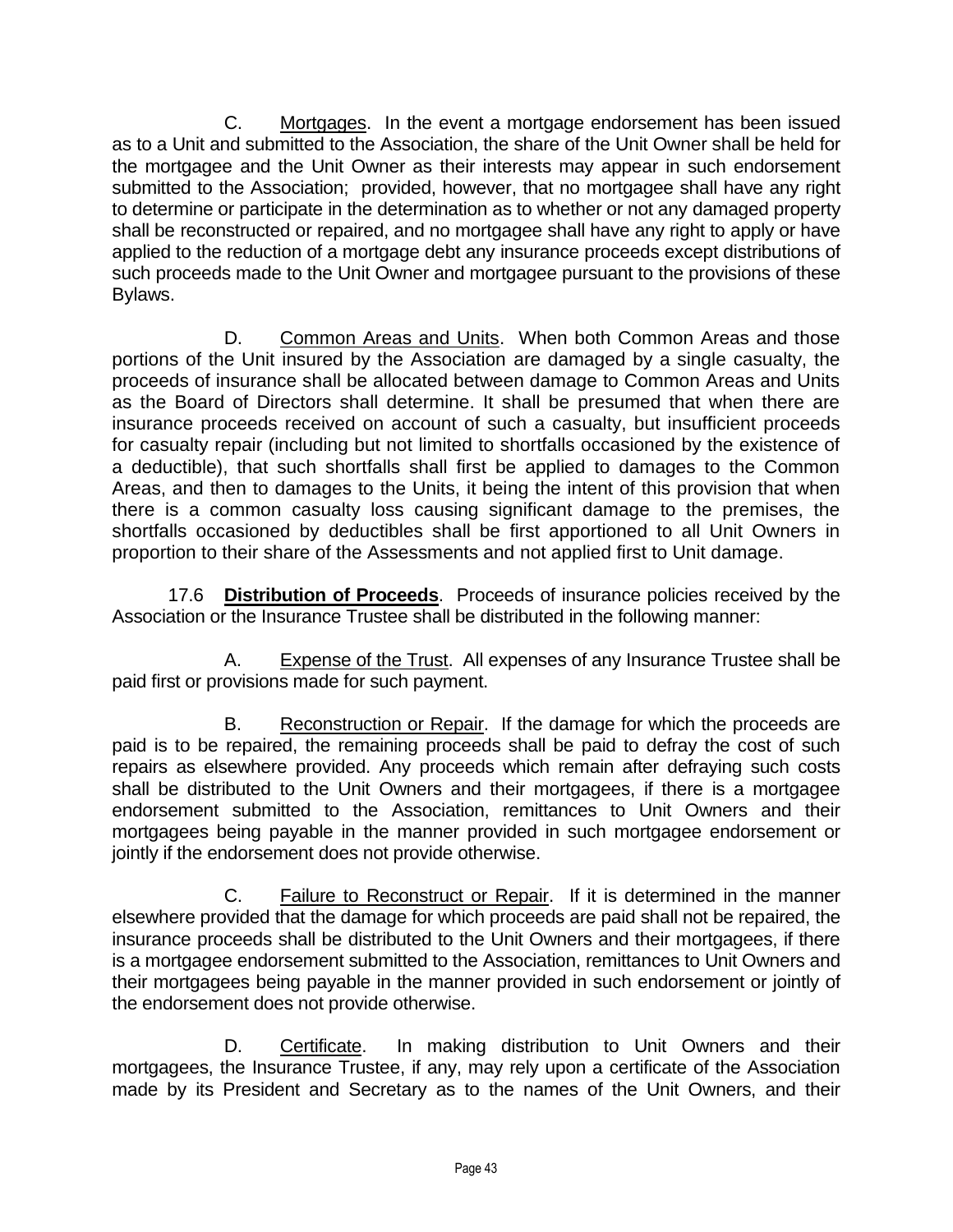C. <u>Mortgages</u>. In the event a mortgage endorsement has been issued as to a Unit and submitted to the Association, the share of the Unit Owner shall be held for the mortgagee and the Unit Owner as their interests may appear in such endorsement submitted to the Association; provided, however, that no mortgagee shall have any right to determine or participate in the determination as to whether or not any damaged property shall be reconstructed or repaired, and no mortgagee shall have any right to apply or have applied to the reduction of a mortgage debt any insurance proceeds except distributions of such proceeds made to the Unit Owner and mortgagee pursuant to the provisions of these Bylaws.

D. <u>Common Areas and Units</u>. When both Common Areas and those portions of the Unit insured by the Association are damaged by a single casualty, the proceeds of insurance shall be allocated between damage to Common Areas and Units as the Board of Directors shall determine. It shall be presumed that when there are insurance proceeds received on account of such a casualty, but insufficient proceeds for casualty repair (including but not limited to shortfalls occasioned by the existence of a deductible), that such shortfalls shall first be applied to damages to the Common Areas, and then to damages to the Units, it being the intent of this provision that when there is a common casualty loss causing significant damage to the premises, the shortfalls occasioned by deductibles shall be first apportioned to all Unit Owners in proportion to their share of the Assessments and not applied first to Unit damage.

17.6 **<u>Distribution of Proceeds</u>**. Proceeds of insurance policies received by the Association or the Insurance Trustee shall be distributed in the following manner:

A. <u>Expense of the Trust</u>. All expenses of any Insurance Trustee shall be paid first or provisions made for such payment.

B. <u>Reconstruction or Repair</u>. If the damage for which the proceeds are paid is to be repaired, the remaining proceeds shall be paid to defray the cost of such repairs as elsewhere provided. Any proceeds which remain after defraying such costs shall be distributed to the Unit Owners and their mortgagees, if there is a mortgagee endorsement submitted to the Association, remittances to Unit Owners and their mortgagees being payable in the manner provided in such mortgagee endorsement or jointly if the endorsement does not provide otherwise.

C. <u>Failure to Reconstruct or Repair</u>. If it is determined in the manner elsewhere provided that the damage for which proceeds are paid shall not be repaired, the insurance proceeds shall be distributed to the Unit Owners and their mortgagees, if there is a mortgagee endorsement submitted to the Association, remittances to Unit Owners and their mortgagees being payable in the manner provided in such endorsement or jointly of the endorsement does not provide otherwise.

D. <u>Certificate</u>. In making distribution to Unit Owners and their mortgagees, the Insurance Trustee, if any, may rely upon a certificate of the Association made by its President and Secretary as to the names of the Unit Owners, and their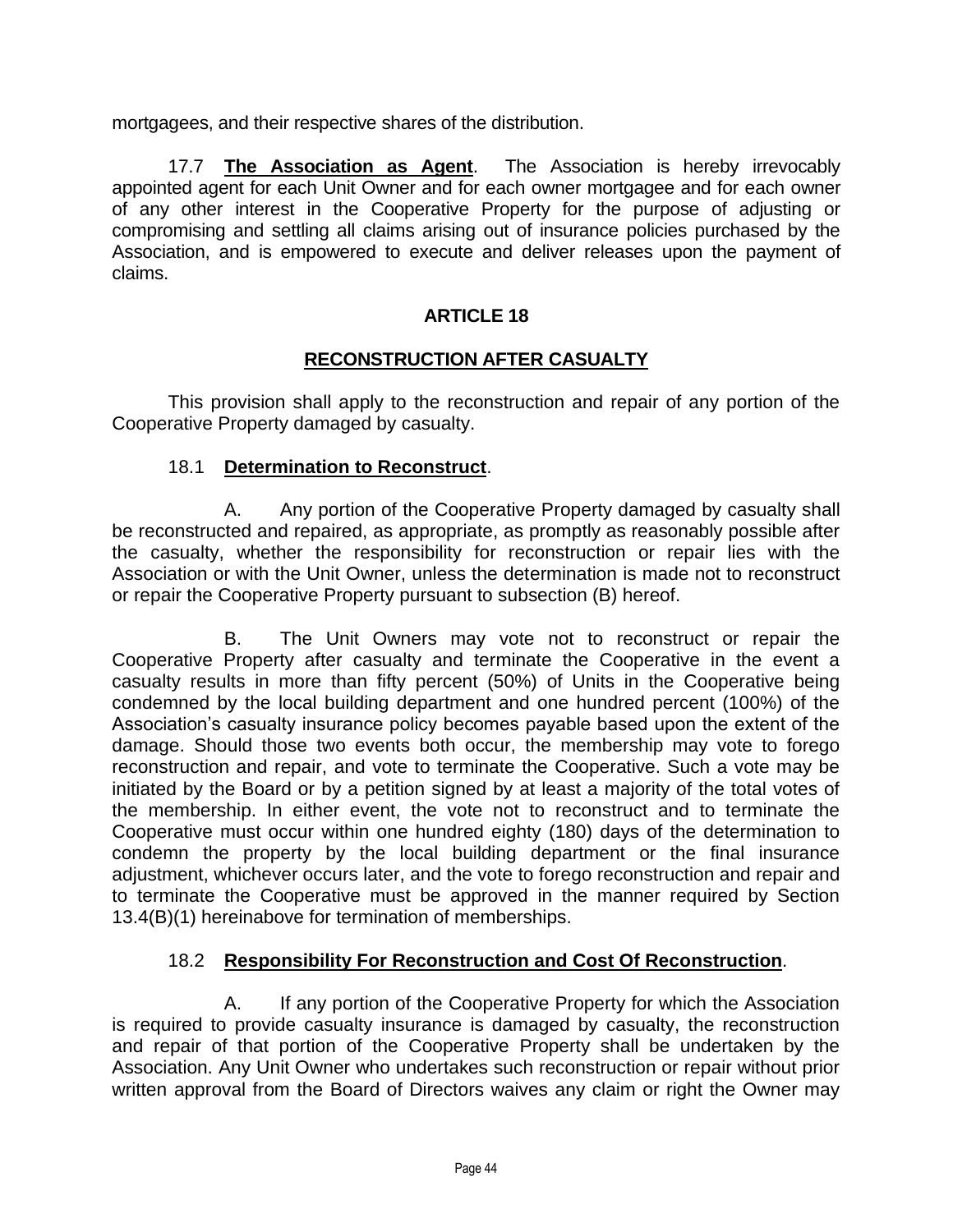mortgagees, and their respective shares of the distribution.

17.7 **The Association as Agent**. The Association is hereby irrevocably appointed agent for each Unit Owner and for each owner mortgagee and for each owner of any other interest in the Cooperative Property for the purpose of adjusting or compromising and settling all claims arising out of insurance policies purchased by the Association, and is empowered to execute and deliver releases upon the payment of claims.

## ARTICLE 18

## RECONSTRUCTION AFTER CASUALTY

This provision shall apply to the reconstruction and repair of any portion of the Cooperative Property damaged by casualty.

18.1 **Determination to Reconstruct**.

A. Any portion of the Cooperative Property damaged by casualty shall be reconstructed and repaired, as appropriate, as promptly as reasonably possible after the casualty, whether the responsibility for reconstruction or repair lies with the Association or with the Unit Owner, unless the determination is made not to reconstruct or repair the Cooperative Property pursuant to subsection (B) hereof.

B. The Unit Owners may vote not to reconstruct or repair the Cooperative Property after casualty and terminate the Cooperative in the event a casualty results in more than fifty percent (50%) of Units in the Cooperative being condemned by the local building department and one hundred percent (100%) of the Association's casualty insurance policy becomes payable based upon the extent of the damage. Should those two events both occur, the membership may vote to forego reconstruction and repair, and vote to terminate the Cooperative. Such a vote may be initiated by the Board or by a petition signed by at least a majority of the total votes of the membership. In either event, the vote not to reconstruct and to terminate the Cooperative must occur within one hundred eighty (180) days of the determination to condemn the property by the local building department or the final insurance adjustment, whichever occurs later, and the vote to forego reconstruction and repair and to terminate the Cooperative must be approved in the manner required by Section 13.4(B)(1) hereinabove for termination of memberships.

18.2 **Responsibility For Reconstruction and Cost Of Reconstruction**.

A. If any portion of the Cooperative Property for which the Association is required to provide casualty insurance is damaged by casualty, the reconstruction and repair of that portion of the Cooperative Property shall be undertaken by the Association. Any Unit Owner who undertakes such reconstruction or repair without prior written approval from the Board of Directors waives any claim or right the Owner may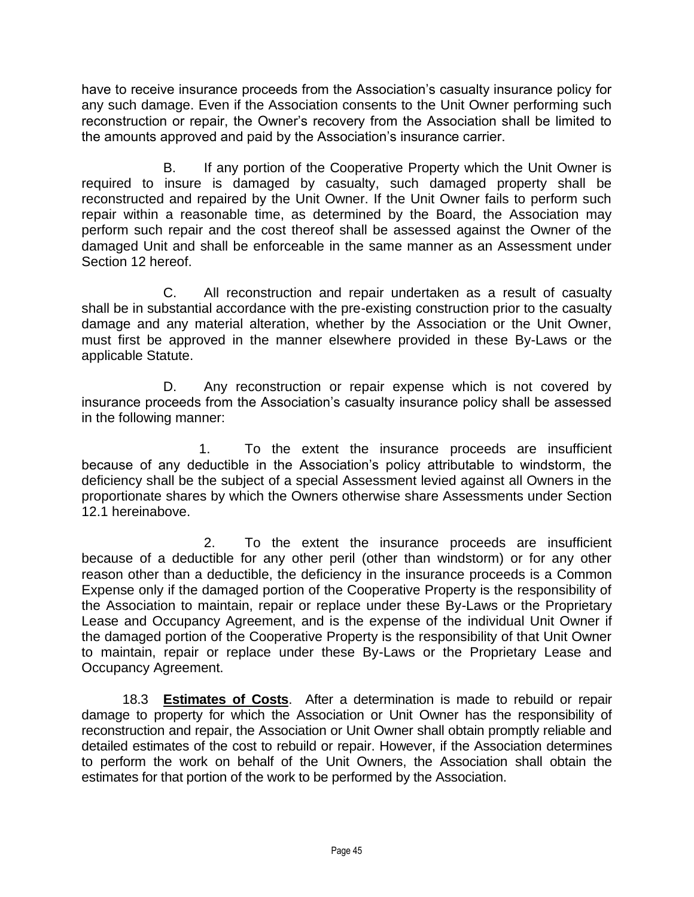have to receive insurance proceeds from the Association's casualty insurance policy for any such damage. Even if the Association consents to the Unit Owner performing such reconstruction or repair, the Owner's recovery from the Association shall be limited to the amounts approved and paid by the Association's insurance carrier.

B. If any portion of the Cooperative Property which the Unit Owner is required to insure is damaged by casualty, such damaged property shall be reconstructed and repaired by the Unit Owner. If the Unit Owner fails to perform such repair within a reasonable time, as determined by the Board, the Association may perform such repair and the cost thereof shall be assessed against the Owner of the damaged Unit and shall be enforceable in the same manner as an Assessment under Section 12 hereof.

C. All reconstruction and repair undertaken as a result of casualty shall be in substantial accordance with the pre-existing construction prior to the casualty damage and any material alteration, whether by the Association or the Unit Owner, must first be approved in the manner elsewhere provided in these By-Laws or the applicable Statute.

D. Any reconstruction or repair expense which is not covered by insurance proceeds from the Association's casualty insurance policy shall be assessed in the following manner:

1. To the extent the insurance proceeds are insufficient because of any deductible in the Association's policy attributable to windstorm, the deficiency shall be the subject of a special Assessment levied against all Owners in the proportionate shares by which the Owners otherwise share Assessments under Section 12.1 hereinabove.

2. To the extent the insurance proceeds are insufficient because of a deductible for any other peril (other than windstorm) or for any other reason other than a deductible, the deficiency in the insurance proceeds is a Common Expense only if the damaged portion of the Cooperative Property is the responsibility of the Association to maintain, repair or replace under these By-Laws or the Proprietary Lease and Occupancy Agreement, and is the expense of the individual Unit Owner if the damaged portion of the Cooperative Property is the responsibility of that Unit Owner to maintain, repair or replace under these By-Laws or the Proprietary Lease and Occupancy Agreement.

18.3 **Estimates of Costs**. After a determination is made to rebuild or repair damage to property for which the Association or Unit Owner has the responsibility of reconstruction and repair, the Association or Unit Owner shall obtain promptly reliable and detailed estimates of the cost to rebuild or repair. However, if the Association determines to perform the work on behalf of the Unit Owners, the Association shall obtain the estimates for that portion of the work to be performed by the Association.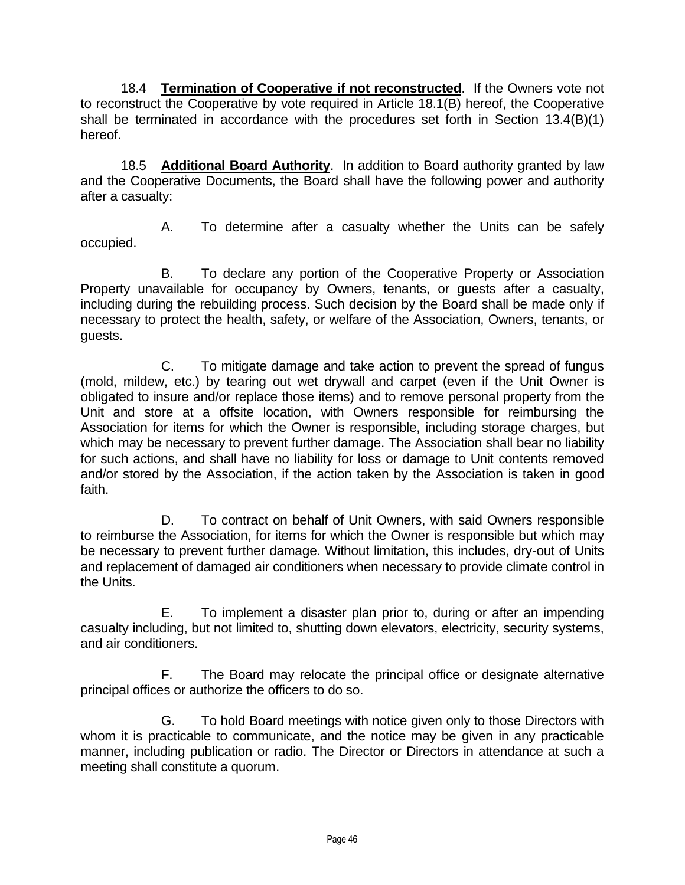18.4 **Termination of Cooperative if not reconstructed**. If the Owners vote not to reconstruct the Cooperative by vote required in Article 18.1(B) hereof, the Cooperative shall be terminated in accordance with the procedures set forth in Section 13.4(B)(1) hereof.

18.5 **Additional Board Authority**. In addition to Board authority granted by law and the Cooperative Documents, the Board shall have the following power and authority after a casualty:

A. To determine after a casualty whether the Units can be safely occupied.

B. To declare any portion of the Cooperative Property or Association Property unavailable for occupancy by Owners, tenants, or guests after a casualty, including during the rebuilding process. Such decision by the Board shall be made only if necessary to protect the health, safety, or welfare of the Association, Owners, tenants, or guests.

C. To mitigate damage and take action to prevent the spread of fungus (mold, mildew, etc.) by tearing out wet drywall and carpet (even if the Unit Owner is obligated to insure and/or replace those items) and to remove personal property from the Unit and store at a offsite location, with Owners responsible for reimbursing the Association for items for which the Owner is responsible, including storage charges, but which may be necessary to prevent further damage. The Association shall bear no liability for such actions, and shall have no liability for loss or damage to Unit contents removed and/or stored by the Association, if the action taken by the Association is taken in good faith.

D. To contract on behalf of Unit Owners, with said Owners responsible to reimburse the Association, for items for which the Owner is responsible but which may be necessary to prevent further damage. Without limitation, this includes, dry-out of Units and replacement of damaged air conditioners when necessary to provide climate control in the Units.

E. To implement a disaster plan prior to, during or after an impending casualty including, but not limited to, shutting down elevators, electricity, security systems, and air conditioners.

F. The Board may relocate the principal office or designate alternative principal offices or authorize the officers to do so.

G. To hold Board meetings with notice given only to those Directors with whom it is practicable to communicate, and the notice may be given in any practicable manner, including publication or radio. The Director or Directors in attendance at such a meeting shall constitute a quorum.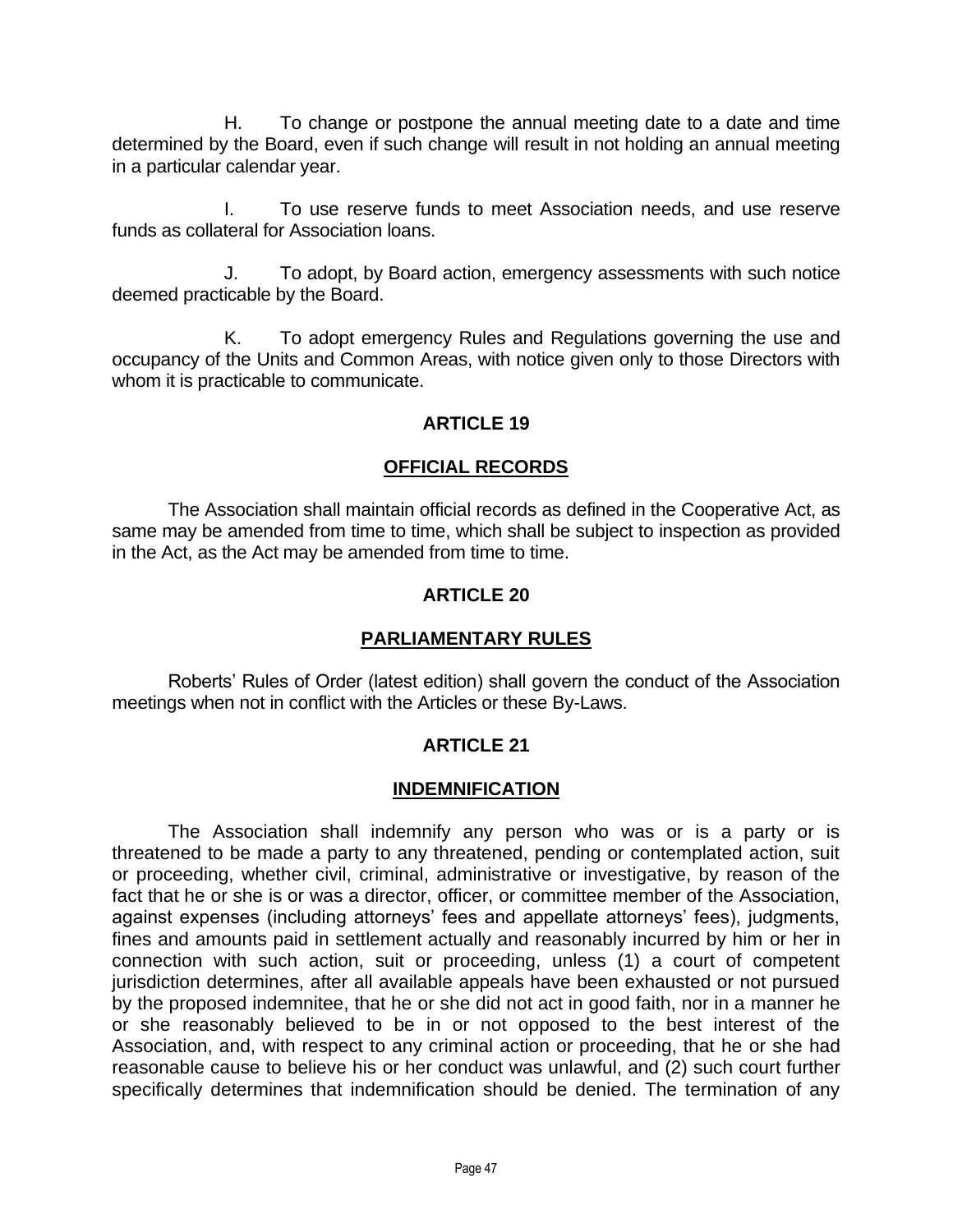H. To change or postpone the annual meeting date to a date and time determined by the Board, even if such change will result in not holding an annual meeting in a particular calendar year.

I. To use reserve funds to meet Association needs, and use reserve funds as collateral for Association loans.

J. To adopt, by Board action, emergency assessments with such notice deemed practicable by the Board.

K. To adopt emergency Rules and Regulations governing the use and occupancy of the Units and Common Areas, with notice given only to those Directors with whom it is practicable to communicate.

## ARTICLE 19

## OFFICIAL RECORDS

The Association shall maintain official records as defined in the Cooperative Act, as same may be amended from time to time, which shall be subject to inspection as provided in the Act, as the Act may be amended from time to time.

## ARTICLE 20

## PARLIAMENTARY RULES

Roberts' Rules of Order (latest edition) shall govern the conduct of the Association meetings when not in conflict with the Articles or these By-Laws.

## ARTICLE 21

## INDEMNIFICATION

The Association shall indemnify any person who was or is a party or is threatened to be made a party to any threatened, pending or contemplated action, suit or proceeding, whether civil, criminal, administrative or investigative, by reason of the fact that he or she is or was a director, officer, or committee member of the Association, against expenses (including attorneys' fees and appellate attorneys' fees), judgments, fines and amounts paid in settlement actually and reasonably incurred by him or her in connection with such action, suit or proceeding, unless (1) a court of competent jurisdiction determines, after all available appeals have been exhausted or not pursued by the proposed indemnitee, that he or she did not act in good faith, nor in a manner he or she reasonably believed to be in or not opposed to the best interest of the Association, and, with respect to any criminal action or proceeding, that he or she had reasonable cause to believe his or her conduct was unlawful, and (2) such court further specifically determines that indemnification should be denied. The termination of any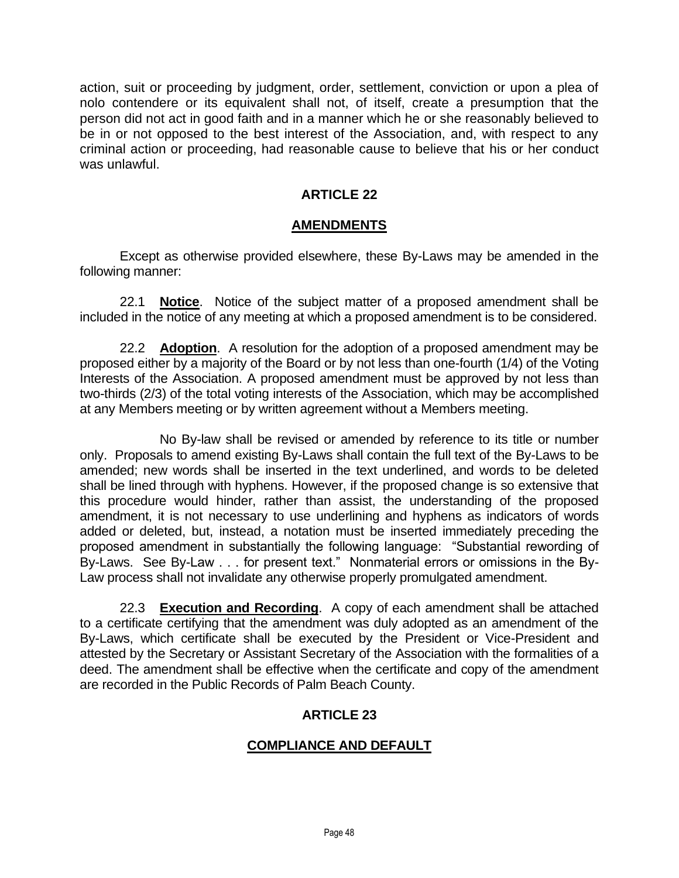action, suit or proceeding by judgment, order, settlement, conviction or upon a plea of nolo contendere or its equivalent shall not, of itself, create a presumption that the person did not act in good faith and in a manner which he or she reasonably believed to be in or not opposed to the best interest of the Association, and, with respect to any criminal action or proceeding, had reasonable cause to believe that his or her conduct was unlawful.

## ARTICLE 22

## AMENDMENTS

Except as otherwise provided elsewhere, these By-Laws may be amended in the following manner:

22.1 **Notice**. Notice of the subject matter of a proposed amendment shall be included in the notice of any meeting at which a proposed amendment is to be considered.

22.2 **Adoption**. A resolution for the adoption of a proposed amendment may be proposed either by a majority of the Board or by not less than one-fourth (1/4) of the Voting Interests of the Association. A proposed amendment must be approved by not less than two-thirds (2/3) of the total voting interests of the Association, which may be accomplished at any Members meeting or by written agreement without a Members meeting.

No By-law shall be revised or amended by reference to its title or number only. Proposals to amend existing By-Laws shall contain the full text of the By-Laws to be amended; new words shall be inserted in the text underlined, and words to be deleted shall be lined through with hyphens. However, if the proposed change is so extensive that this procedure would hinder, rather than assist, the understanding of the proposed amendment, it is not necessary to use underlining and hyphens as indicators of words added or deleted, but, instead, a notation must be inserted immediately preceding the proposed amendment in substantially the following language: "Substantial rewording of By-Laws. See By-Law . . . for present text." Nonmaterial errors or omissions in the By-Law process shall not invalidate any otherwise properly promulgated amendment.

22.3 **Execution and Recording**. A copy of each amendment shall be attached to a certificate certifying that the amendment was duly adopted as an amendment of the By-Laws, which certificate shall be executed by the President or Vice-President and attested by the Secretary or Assistant Secretary of the Association with the formalities of a deed. The amendment shall be effective when the certificate and copy of the amendment are recorded in the Public Records of Palm Beach County.

## ARTICLE 23

## COMPLIANCE AND DEFAULT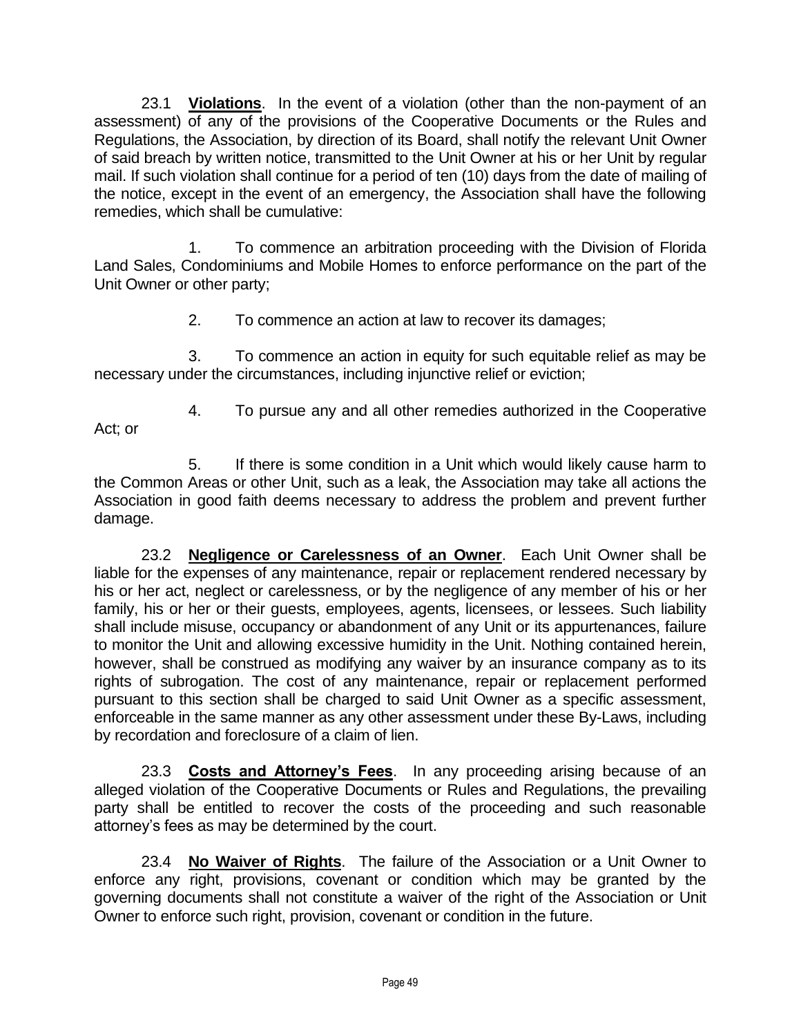23.1 **Violations**. In the event of a violation (other than the non-payment of an assessment) of any of the provisions of the Cooperative Documents or the Rules and Regulations, the Association, by direction of its Board, shall notify the relevant Unit Owner of said breach by written notice, transmitted to the Unit Owner at his or her Unit by regular mail. If such violation shall continue for a period of ten (10) days from the date of mailing of the notice, except in the event of an emergency, the Association shall have the following remedies, which shall be cumulative:

1. To commence an arbitration proceeding with the Division of Florida Land Sales, Condominiums and Mobile Homes to enforce performance on the part of the Unit Owner or other party;

2. To commence an action at law to recover its damages;

3. To commence an action in equity for such equitable relief as may be necessary under the circumstances, including injunctive relief or eviction;

4. To pursue any and all other remedies authorized in the Cooperative Act; or

5. If there is some condition in a Unit which would likely cause harm to the Common Areas or other Unit, such as a leak, the Association may take all actions the Association in good faith deems necessary to address the problem and prevent further damage.

23.2 **Negligence or Carelessness of an Owner**. Each Unit Owner shall be liable for the expenses of any maintenance, repair or replacement rendered necessary by his or her act, neglect or carelessness, or by the negligence of any member of his or her family, his or her or their guests, employees, agents, licensees, or lessees. Such liability shall include misuse, occupancy or abandonment of any Unit or its appurtenances, failure to monitor the Unit and allowing excessive humidity in the Unit. Nothing contained herein, however, shall be construed as modifying any waiver by an insurance company as to its rights of subrogation. The cost of any maintenance, repair or replacement performed pursuant to this section shall be charged to said Unit Owner as a specific assessment, enforceable in the same manner as any other assessment under these By-Laws, including by recordation and foreclosure of a claim of lien.

23.3 **Costs and Attorney's Fees**. In any proceeding arising because of an alleged violation of the Cooperative Documents or Rules and Regulations, the prevailing party shall be entitled to recover the costs of the proceeding and such reasonable attorney's fees as may be determined by the court.

23.4 **No Waiver of Rights**. The failure of the Association or a Unit Owner to enforce any right, provisions, covenant or condition which may be granted by the governing documents shall not constitute a waiver of the right of the Association or Unit Owner to enforce such right, provision, covenant or condition in the future.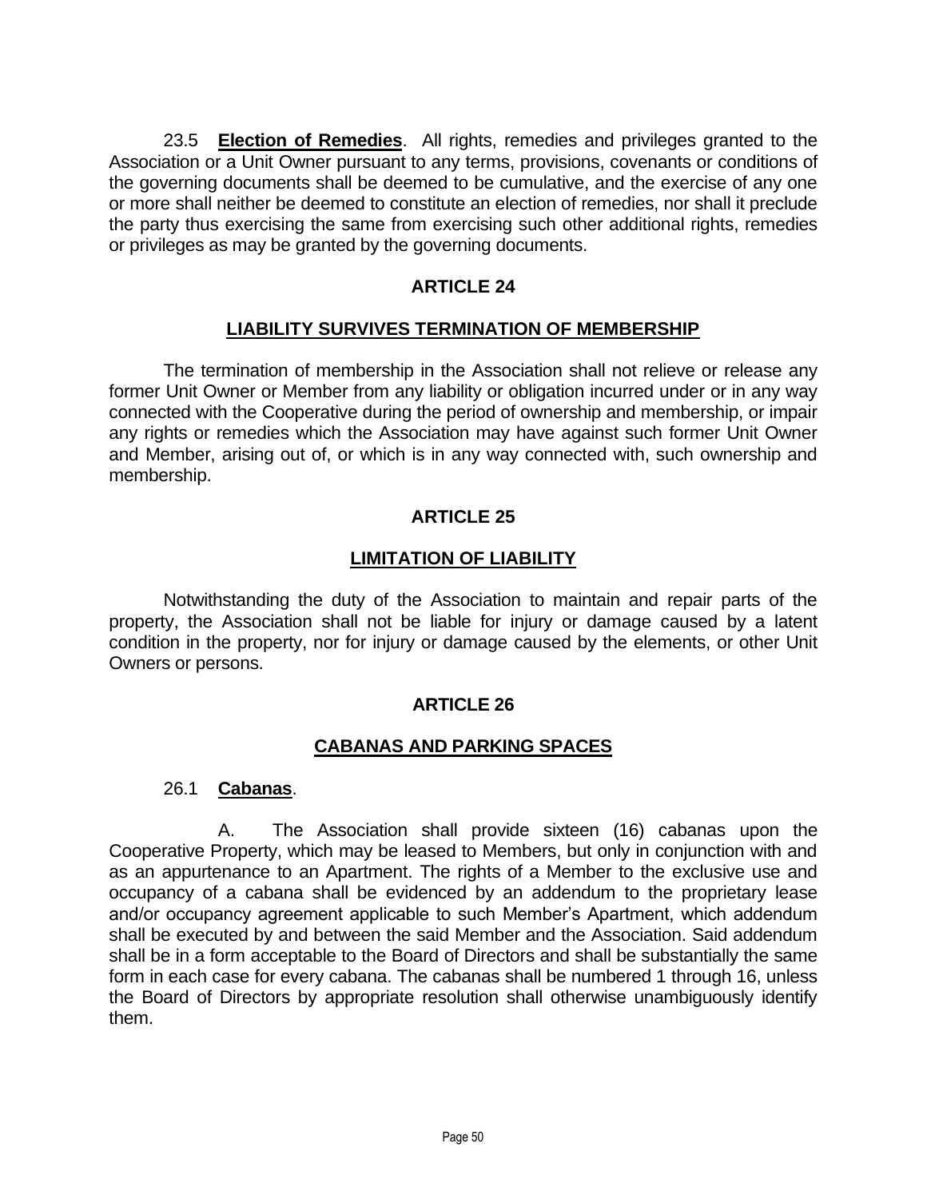23.5 **Election of Remedies**. All rights, remedies and privileges granted to the Association or a Unit Owner pursuant to any terms, provisions, covenants or conditions of the governing documents shall be deemed to be cumulative, and the exercise of any one or more shall neither be deemed to constitute an election of remedies, nor shall it preclude the party thus exercising the same from exercising such other additional rights, remedies or privileges as may be granted by the governing documents.

## ARTICLE 24

## LIABILITY SURVIVES TERMINATION OF MEMBERSHIP

The termination of membership in the Association shall not relieve or release any former Unit Owner or Member from any liability or obligation incurred under or in any way connected with the Cooperative during the period of ownership and membership, or impair any rights or remedies which the Association may have against such former Unit Owner and Member, arising out of, or which is in any way connected with, such ownership and membership.

## ARTICLE 25

## LIMITATION OF LIABILITY

Notwithstanding the duty of the Association to maintain and repair parts of the property, the Association shall not be liable for injury or damage caused by a latent condition in the property, nor for injury or damage caused by the elements, or other Unit Owners or persons.

## ARTICLE 26

## CABANAS AND PARKING SPACES

26.1 **Cabanas**.

A. The Association shall provide sixteen (16) cabanas upon the Cooperative Property, which may be leased to Members, but only in conjunction with and as an appurtenance to an Apartment. The rights of a Member to the exclusive use and occupancy of a cabana shall be evidenced by an addendum to the proprietary lease and/or occupancy agreement applicable to such Member's Apartment, which addendum shall be executed by and between the said Member and the Association. Said addendum shall be in a form acceptable to the Board of Directors and shall be substantially the same form in each case for every cabana. The cabanas shall be numbered 1 through 16, unless the Board of Directors by appropriate resolution shall otherwise unambiguously identify them.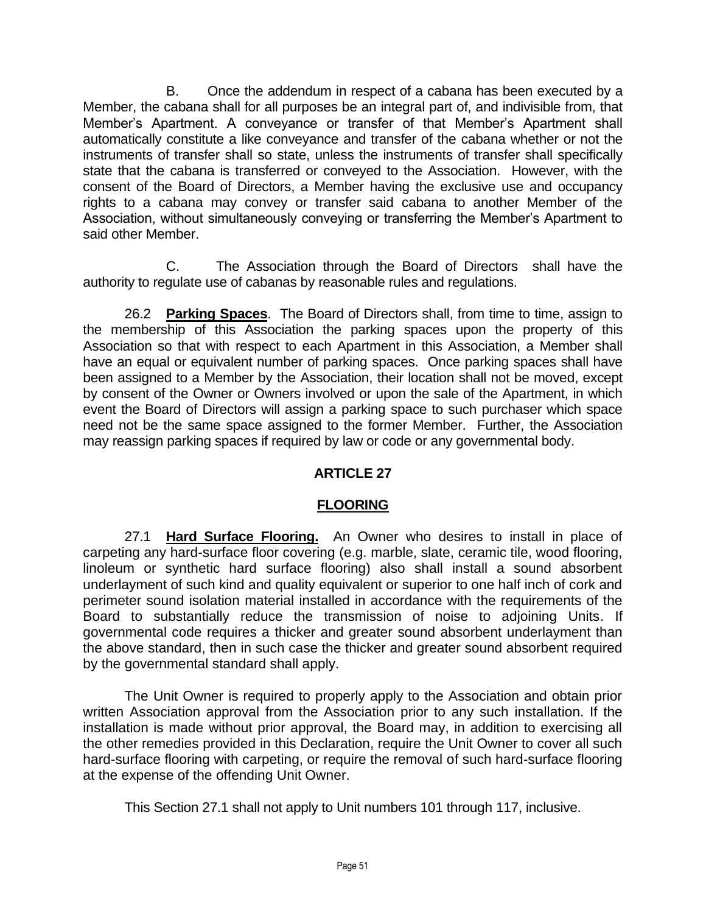B. Once the addendum in respect of a cabana has been executed by a Member, the cabana shall for all purposes be an integral part of, and indivisible from, that Member's Apartment. A conveyance or transfer of that Member's Apartment shall automatically constitute a like conveyance and transfer of the cabana whether or not the instruments of transfer shall so state, unless the instruments of transfer shall specifically state that the cabana is transferred or conveyed to the Association. However, with the consent of the Board of Directors, a Member having the exclusive use and occupancy rights to a cabana may convey or transfer said cabana to another Member of the Association, without simultaneously conveying or transferring the Member's Apartment to said other Member.

C. The Association through the Board of Directors shall have the authority to regulate use of cabanas by reasonable rules and regulations.

26.2 **Parking Spaces**. The Board of Directors shall, from time to time, assign to the membership of this Association the parking spaces upon the property of this Association so that with respect to each Apartment in this Association, a Member shall have an equal or equivalent number of parking spaces. Once parking spaces shall have been assigned to a Member by the Association, their location shall not be moved, except by consent of the Owner or Owners involved or upon the sale of the Apartment, in which event the Board of Directors will assign a parking space to such purchaser which space need not be the same space assigned to the former Member. Further, the Association may reassign parking spaces if required by law or code or any governmental body.

## ARTICLE 27

## FLOORING

27.1 **Hard Surface Flooring.** An Owner who desires to install in place of carpeting any hard-surface floor covering (e.g. marble, slate, ceramic tile, wood flooring, linoleum or synthetic hard surface flooring) also shall install a sound absorbent underlayment of such kind and quality equivalent or superior to one half inch of cork and perimeter sound isolation material installed in accordance with the requirements of the Board to substantially reduce the transmission of noise to adjoining Units. If governmental code requires a thicker and greater sound absorbent underlayment than the above standard, then in such case the thicker and greater sound absorbent required by the governmental standard shall apply.

The Unit Owner is required to properly apply to the Association and obtain prior written Association approval from the Association prior to any such installation. If the installation is made without prior approval, the Board may, in addition to exercising all the other remedies provided in this Declaration, require the Unit Owner to cover all such hard-surface flooring with carpeting, or require the removal of such hard-surface flooring at the expense of the offending Unit Owner.

This Section 27.1 shall not apply to Unit numbers 101 through 117, inclusive.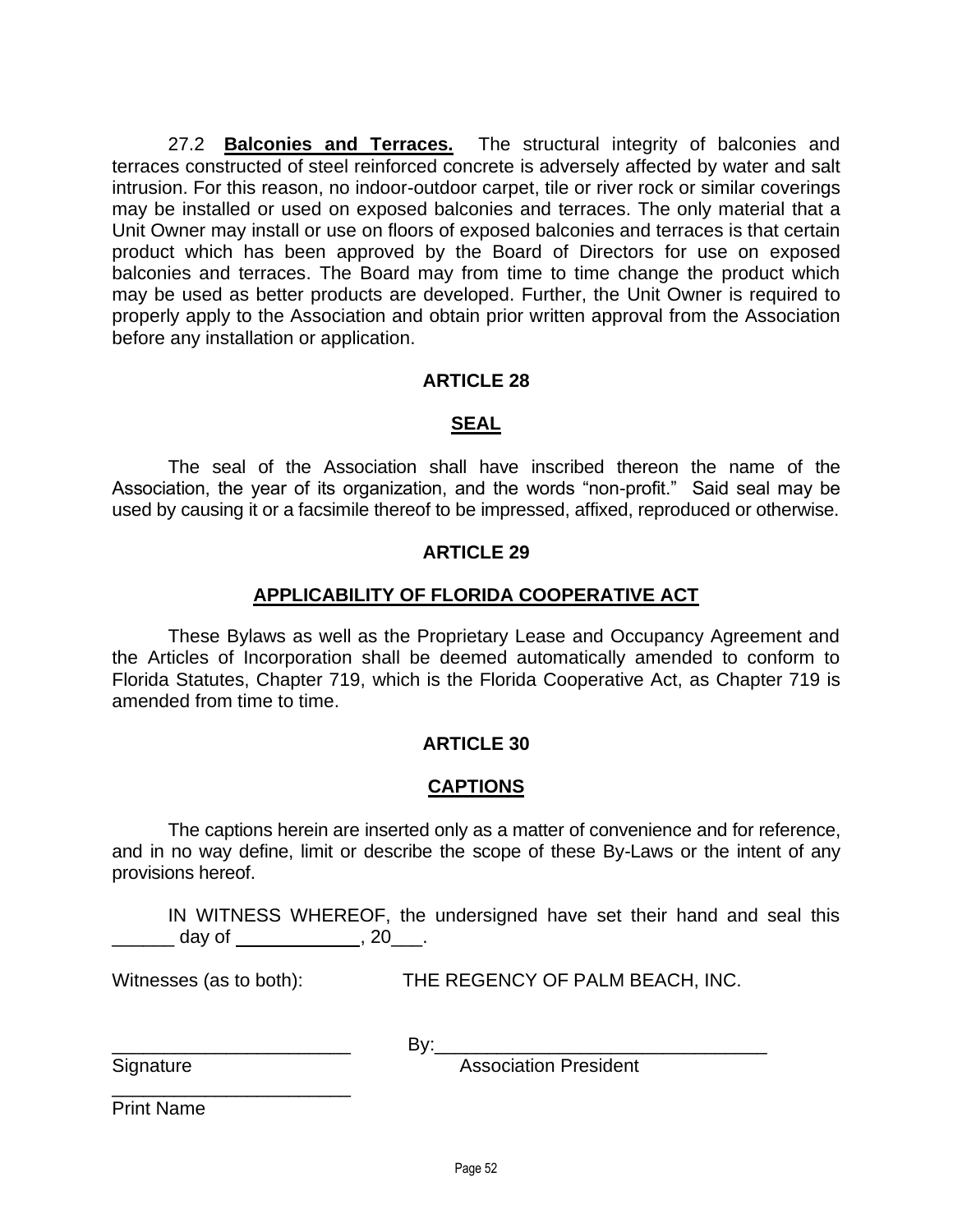27.2 **Balconies and Terraces.** The structural integrity of balconies and terraces constructed of steel reinforced concrete is adversely affected by water and salt intrusion. For this reason, no indoor-outdoor carpet, tile or river rock or similar coverings may be installed or used on exposed balconies and terraces. The only material that a Unit Owner may install or use on floors of exposed balconies and terraces is that certain product which has been approved by the Board of Directors for use on exposed balconies and terraces. The Board may from time to time change the product which may be used as better products are developed. Further, the Unit Owner is required to properly apply to the Association and obtain prior written approval from the Association before any installation or application.

## ARTICLE 28

## SEAL

The seal of the Association shall have inscribed thereon the name of the Association, the year of its organization, and the words "non-profit." Said seal may be used by causing it or a facsimile thereof to be impressed, affixed, reproduced or otherwise.

## ARTICLE 29

## APPLICABILITY OF FLORIDA COOPERATIVE ACT

These Bylaws as well as the Proprietary Lease and Occupancy Agreement and the Articles of Incorporation shall be deemed automatically amended to conform to Florida Statutes, Chapter 719, which is the Florida Cooperative Act, as Chapter 719 is amended from time to time.

## ARTICLE 30

## CAPTIONS

The captions herein are inserted only as a matter of convenience and for reference, and in no way define, limit or describe the scope of these By-Laws or the intent of any provisions hereof.

IN WITNESS WHEREOF, the undersigned have set their hand and seal this ______ day of ____________, 20___.

Witnesses (as to both): THE REGENCY OF PALM BEACH, INC.

_______________________ By:________________________________
Signature Association President

_______________________
Print Name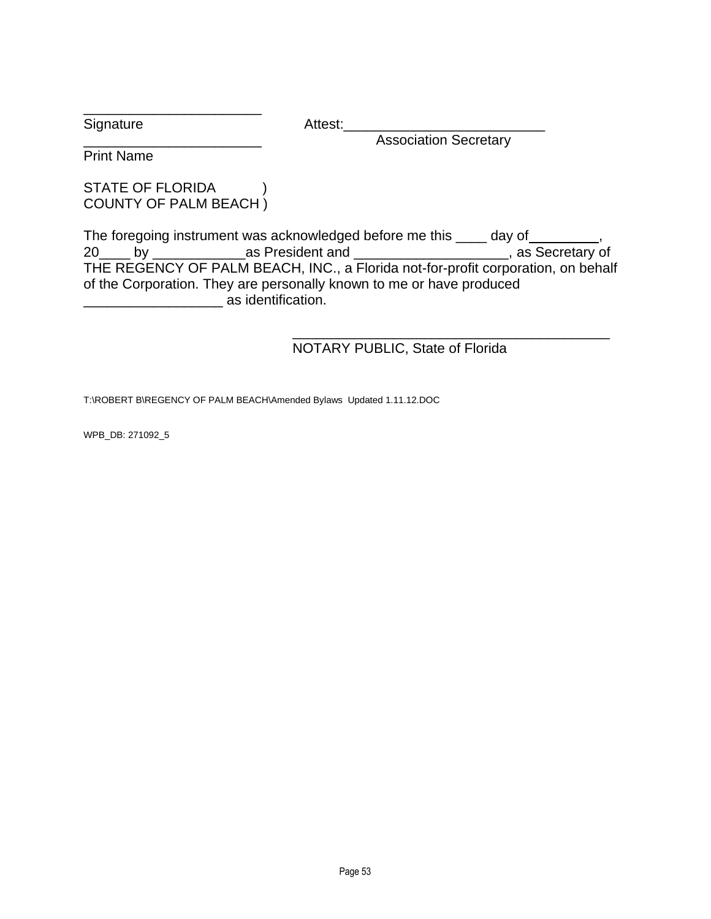_______________________
Signature

_______________________
Print Name

Attest:_________________________
Association Secretary

STATE OF FLORIDA )
COUNTY OF PALM BEACH )

The foregoing instrument was acknowledged before me this ____ day of_________, 20____ by ____________as President and ___________________, as Secretary of THE REGENCY OF PALM BEACH, INC., a Florida not-for-profit corporation, on behalf of the Corporation. They are personally known to me or have produced __________________ as identification.

________________________________________
NOTARY PUBLIC, State of Florida

T:\ROBERT B\REGENCY OF PALM BEACH\Amended Bylaws Updated 1.11.12.DOC

WPB_DB: 271092_5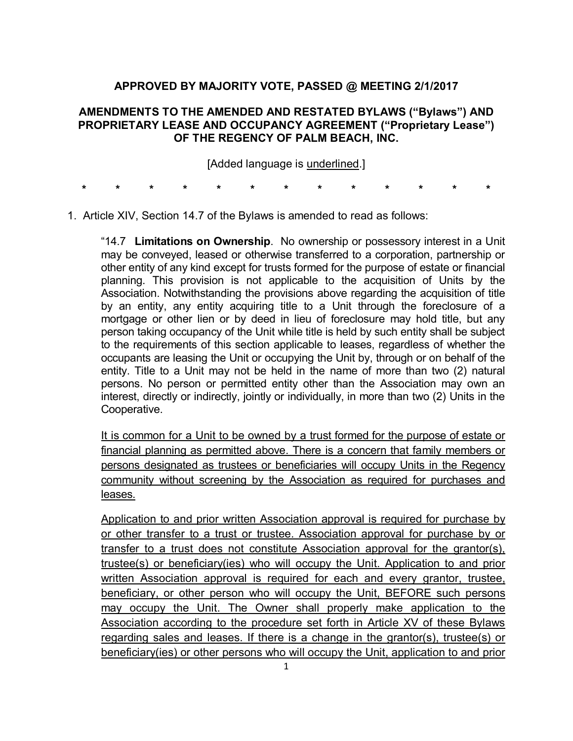**APPROVED BY MAJORITY VOTE, PASSED @ MEETING 2/1/2017**

**AMENDMENTS TO THE AMENDED AND RESTATED BYLAWS ("Bylaws") AND PROPRIETARY LEASE AND OCCUPANCY AGREEMENT ("Proprietary Lease") OF THE REGENCY OF PALM BEACH, INC.**

[Added language is <u>underlined</u>.]

\*        \*        \*        \*        \*        \*        \*        \*        \*        \*        \*        \*        \*

1. Article XIV, Section 14.7 of the Bylaws is amended to read as follows:

"14.7 **Limitations on Ownership**. No ownership or possessory interest in a Unit may be conveyed, leased or otherwise transferred to a corporation, partnership or other entity of any kind except for trusts formed for the purpose of estate or financial planning. This provision is not applicable to the acquisition of Units by the Association. Notwithstanding the provisions above regarding the acquisition of title by an entity, any entity acquiring title to a Unit through the foreclosure of a mortgage or other lien or by deed in lieu of foreclosure may hold title, but any person taking occupancy of the Unit while title is held by such entity shall be subject to the requirements of this section applicable to leases, regardless of whether the occupants are leasing the Unit or occupying the Unit by, through or on behalf of the entity. Title to a Unit may not be held in the name of more than two (2) natural persons. No person or permitted entity other than the Association may own an interest, directly or indirectly, jointly or individually, in more than two (2) Units in the Cooperative.

<u>It is common for a Unit to be owned by a trust formed for the purpose of estate or financial planning as permitted above. There is a concern that family members or persons designated as trustees or beneficiaries will occupy Units in the Regency community without screening by the Association as required for purchases and leases.</u>

<u>Application to and prior written Association approval is required for purchase by or other transfer to a trust or trustee. Association approval for purchase by or transfer to a trust does not constitute Association approval for the grantor(s), trustee(s) or beneficiary(ies) who will occupy the Unit. Application to and prior written Association approval is required for each and every grantor, trustee, beneficiary, or other person who will occupy the Unit, BEFORE such persons may occupy the Unit. The Owner shall properly make application to the Association according to the procedure set forth in Article XV of these Bylaws regarding sales and leases. If there is a change in the grantor(s), trustee(s) or beneficiary(ies) or other persons who will occupy the Unit, application to and prior</u>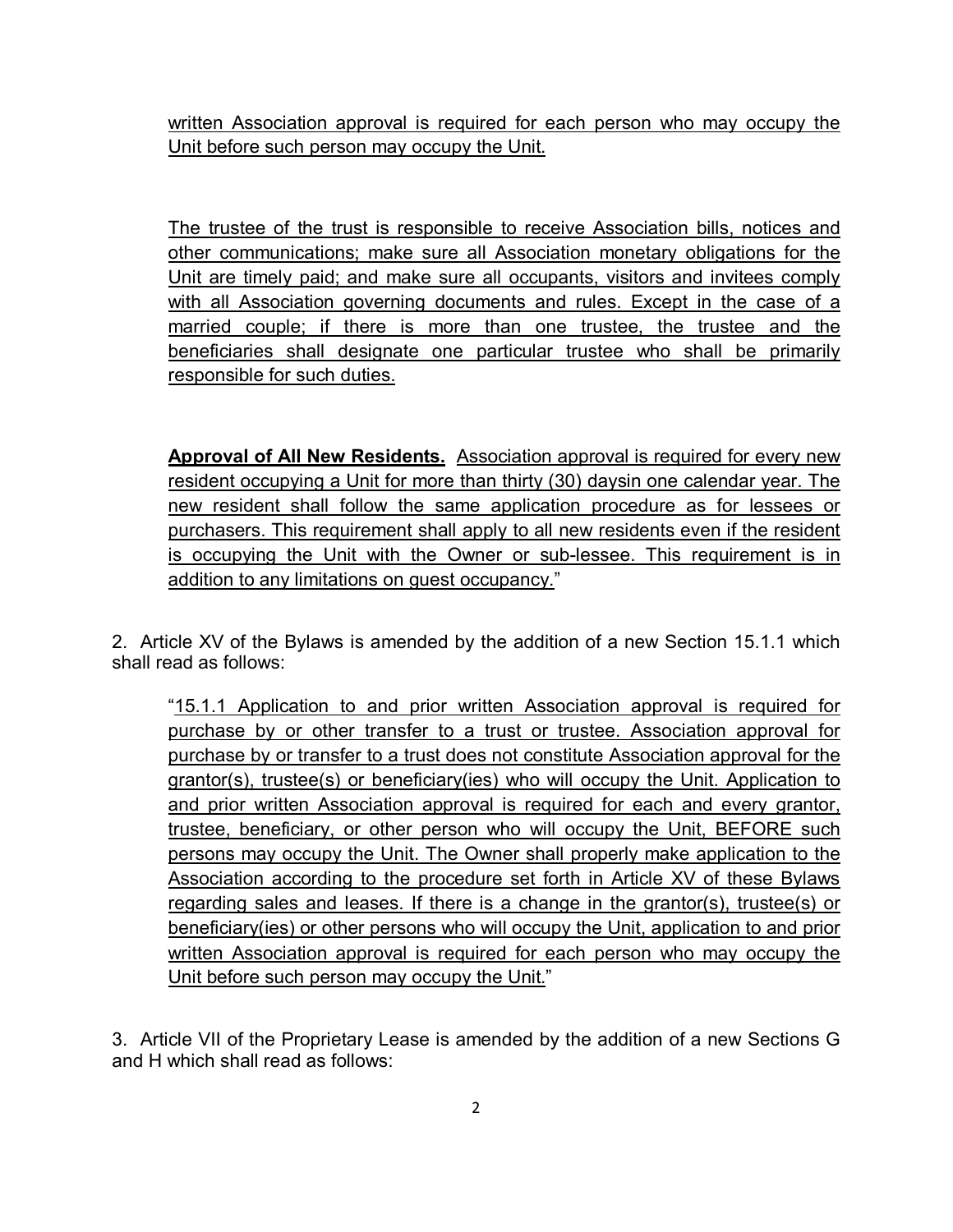written Association approval is required for each person who may occupy the Unit before such person may occupy the Unit.

The trustee of the trust is responsible to receive Association bills, notices and other communications; make sure all Association monetary obligations for the Unit are timely paid; and make sure all occupants, visitors and invitees comply with all Association governing documents and rules. Except in the case of a married couple; if there is more than one trustee, the trustee and the beneficiaries shall designate one particular trustee who shall be primarily responsible for such duties.

**Approval of All New Residents.** Association approval is required for every new resident occupying a Unit for more than thirty (30) daysin one calendar year. The new resident shall follow the same application procedure as for lessees or purchasers. This requirement shall apply to all new residents even if the resident is occupying the Unit with the Owner or sub-lessee. This requirement is in addition to any limitations on guest occupancy."

2. Article XV of the Bylaws is amended by the addition of a new Section 15.1.1 which shall read as follows:

"15.1.1 Application to and prior written Association approval is required for purchase by or other transfer to a trust or trustee. Association approval for purchase by or transfer to a trust does not constitute Association approval for the grantor(s), trustee(s) or beneficiary(ies) who will occupy the Unit. Application to and prior written Association approval is required for each and every grantor, trustee, beneficiary, or other person who will occupy the Unit, BEFORE such persons may occupy the Unit. The Owner shall properly make application to the Association according to the procedure set forth in Article XV of these Bylaws regarding sales and leases. If there is a change in the grantor(s), trustee(s) or beneficiary(ies) or other persons who will occupy the Unit, application to and prior written Association approval is required for each person who may occupy the Unit before such person may occupy the Unit."

3. Article VII of the Proprietary Lease is amended by the addition of a new Sections G and H which shall read as follows: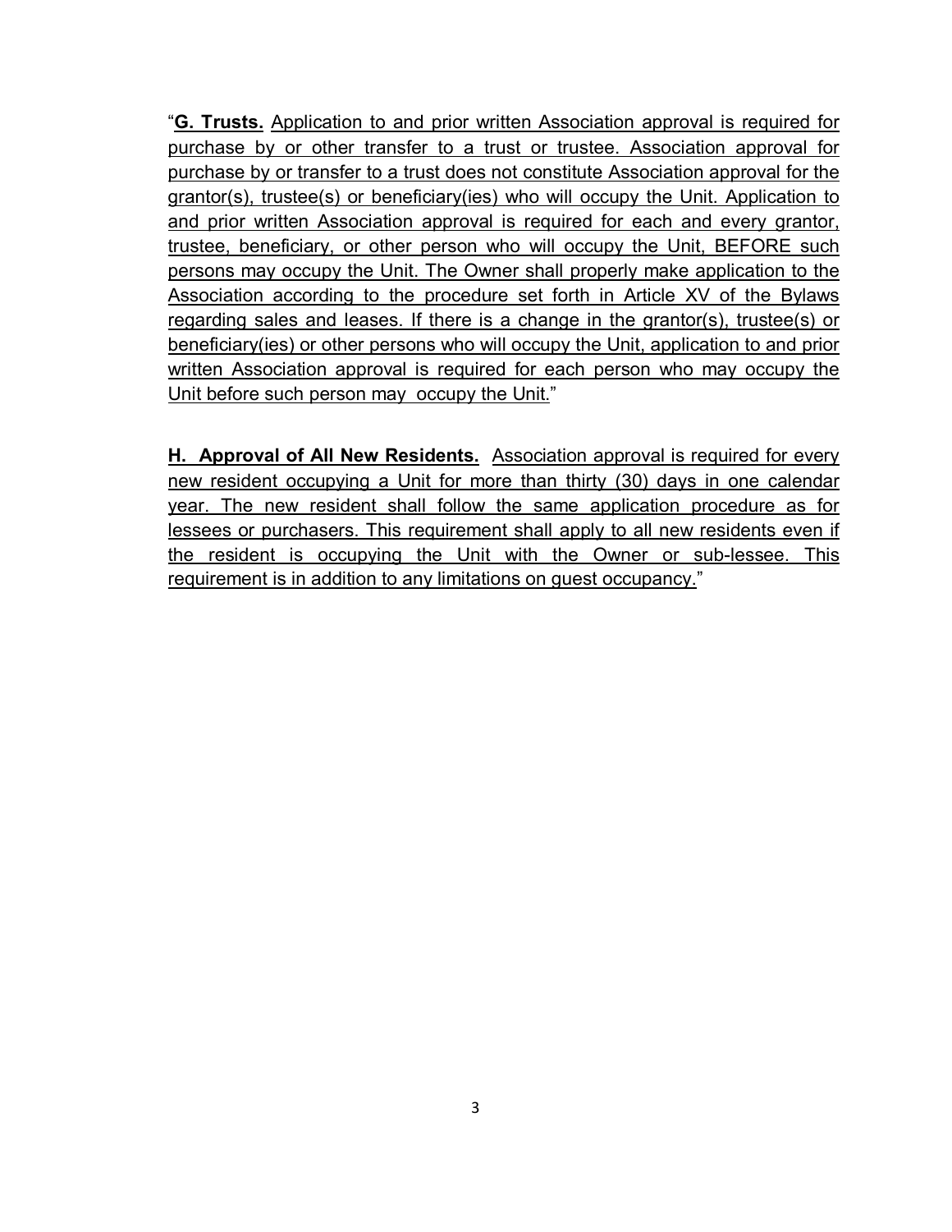"**G. Trusts.** Application to and prior written Association approval is required for purchase by or other transfer to a trust or trustee. Association approval for purchase by or transfer to a trust does not constitute Association approval for the grantor(s), trustee(s) or beneficiary(ies) who will occupy the Unit. Application to and prior written Association approval is required for each and every grantor, trustee, beneficiary, or other person who will occupy the Unit, BEFORE such persons may occupy the Unit. The Owner shall properly make application to the Association according to the procedure set forth in Article XV of the Bylaws regarding sales and leases. If there is a change in the grantor(s), trustee(s) or beneficiary(ies) or other persons who will occupy the Unit, application to and prior written Association approval is required for each person who may occupy the Unit before such person may occupy the Unit."

**H. Approval of All New Residents.** Association approval is required for every new resident occupying a Unit for more than thirty (30) days in one calendar year. The new resident shall follow the same application procedure as for lessees or purchasers. This requirement shall apply to all new residents even if the resident is occupying the Unit with the Owner or sub-lessee. This requirement is in addition to any limitations on guest occupancy."